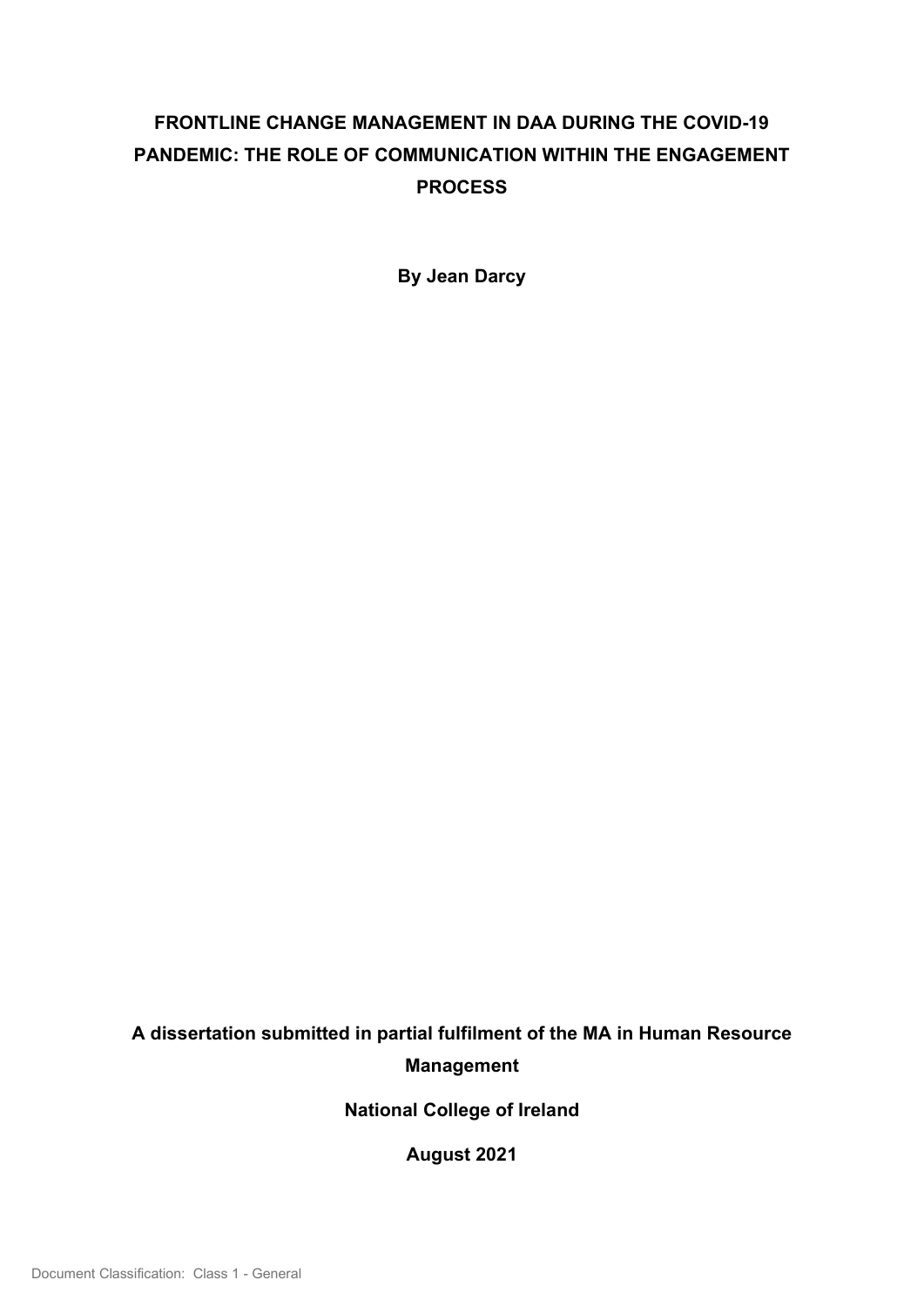# FRONTLINE CHANGE MANAGEMENT IN DAA DURING THE COVID-19 PANDEMIC: THE ROLE OF COMMUNICATION WITHIN THE ENGAGEMENT PROCESS

**By Jean Darcy**

**A dissertation submitted in partial fulfilment of the MA in Human Resource Management**

**National College of Ireland**

**August 2021**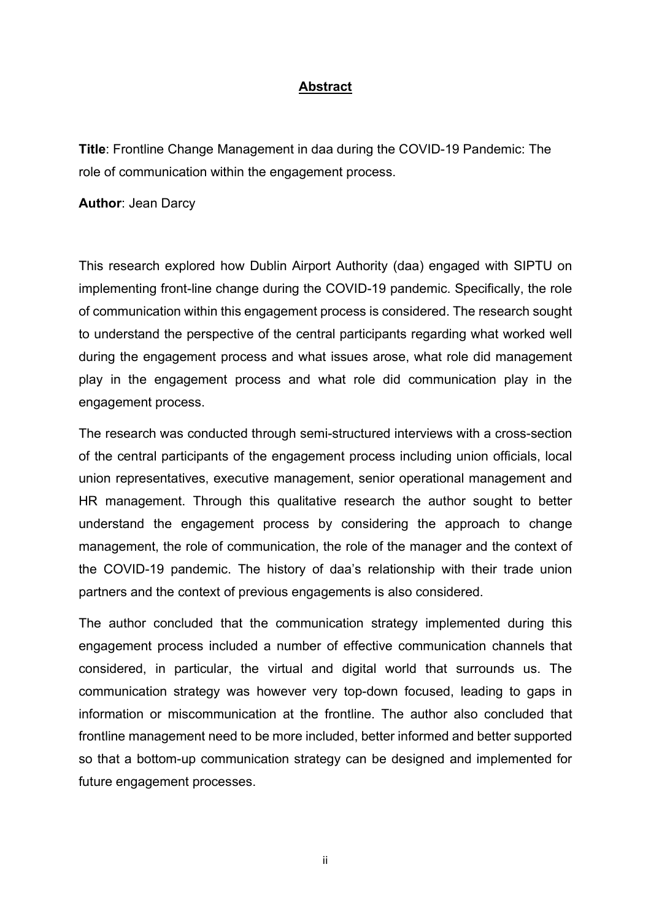# Abstract

**Title**: Frontline Change Management in daa during the COVID-19 Pandemic: The role of communication within the engagement process.

**Author**: Jean Darcy

This research explored how Dublin Airport Authority (daa) engaged with SIPTU on implementing front-line change during the COVID-19 pandemic. Specifically, the role of communication within this engagement process is considered. The research sought to understand the perspective of the central participants regarding what worked well during the engagement process and what issues arose, what role did management play in the engagement process and what role did communication play in the engagement process.

The research was conducted through semi-structured interviews with a cross-section of the central participants of the engagement process including union officials, local union representatives, executive management, senior operational management and HR management. Through this qualitative research the author sought to better understand the engagement process by considering the approach to change management, the role of communication, the role of the manager and the context of the COVID-19 pandemic. The history of daa's relationship with their trade union partners and the context of previous engagements is also considered.

The author concluded that the communication strategy implemented during this engagement process included a number of effective communication channels that considered, in particular, the virtual and digital world that surrounds us. The communication strategy was however very top-down focused, leading to gaps in information or miscommunication at the frontline. The author also concluded that frontline management need to be more included, better informed and better supported so that a bottom-up communication strategy can be designed and implemented for future engagement processes.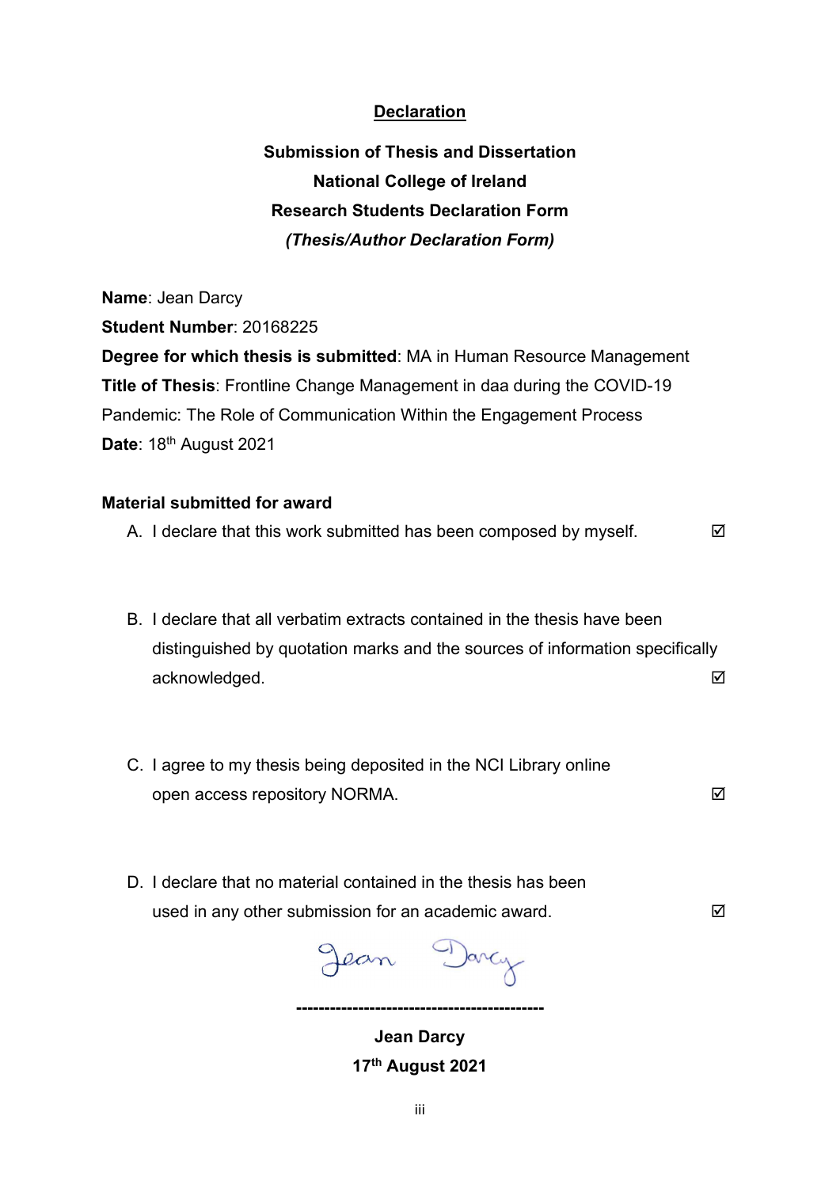# Declaration

**Submission of Thesis and Dissertation**

**National College of Ireland**

**Research Students Declaration Form**

***(Thesis/Author Declaration Form)***

**Name**: Jean Darcy

**Student Number**: 20168225

**Degree for which thesis is submitted**: MA in Human Resource Management

**Title of Thesis**: Frontline Change Management in daa during the COVID-19 Pandemic: The Role of Communication Within the Engagement Process

**Date**: 18th August 2021

**Material submitted for award**

A. I declare that this work submitted has been composed by myself. ☑

B. I declare that all verbatim extracts contained in the thesis have been distinguished by quotation marks and the sources of information specifically acknowledged. ☑

C. I agree to my thesis being deposited in the NCI Library online open access repository NORMA. ☑

D. I declare that no material contained in the thesis has been used in any other submission for an academic award. ☑

Jean Darcy

--------------------------------------------

**Jean Darcy**

**17th August 2021**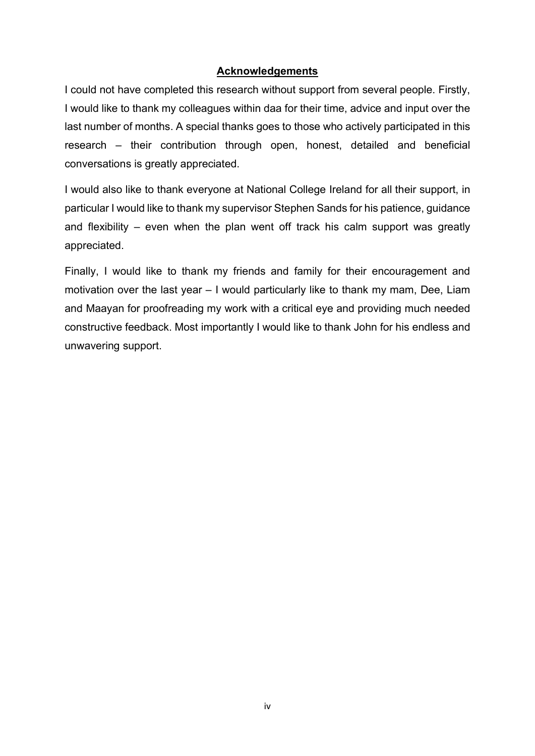## Acknowledgements

I could not have completed this research without support from several people. Firstly, I would like to thank my colleagues within daa for their time, advice and input over the last number of months. A special thanks goes to those who actively participated in this research – their contribution through open, honest, detailed and beneficial conversations is greatly appreciated.

I would also like to thank everyone at National College Ireland for all their support, in particular I would like to thank my supervisor Stephen Sands for his patience, guidance and flexibility – even when the plan went off track his calm support was greatly appreciated.

Finally, I would like to thank my friends and family for their encouragement and motivation over the last year – I would particularly like to thank my mam, Dee, Liam and Maayan for proofreading my work with a critical eye and providing much needed constructive feedback. Most importantly I would like to thank John for his endless and unwavering support.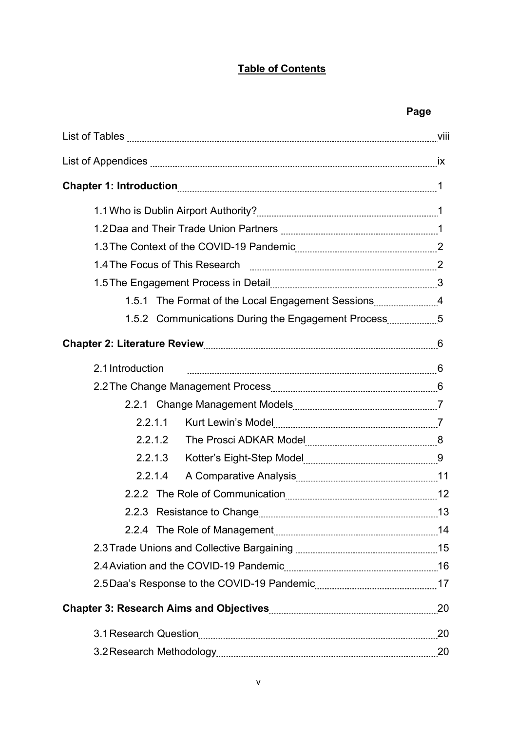# Table of Contents

| | Page |
|---|---|
| List of Tables | viii |
| List of Appendices | ix |
| **Chapter 1: Introduction** | 1 |
| 1.1 Who is Dublin Airport Authority? | 1 |
| 1.2 Daa and Their Trade Union Partners | 1 |
| 1.3 The Context of the COVID-19 Pandemic | 2 |
| 1.4 The Focus of This Research | 2 |
| 1.5 The Engagement Process in Detail | 3 |
| 1.5.1 The Format of the Local Engagement Sessions | 4 |
| 1.5.2 Communications During the Engagement Process | 5 |
| **Chapter 2: Literature Review** | 6 |
| 2.1 Introduction | 6 |
| 2.2 The Change Management Process | 6 |
| 2.2.1 Change Management Models | 7 |
| 2.2.1.1 Kurt Lewin's Model | 7 |
| 2.2.1.2 The Prosci ADKAR Model | 8 |
| 2.2.1.3 Kotter's Eight-Step Model | 9 |
| 2.2.1.4 A Comparative Analysis | 11 |
| 2.2.2 The Role of Communication | 12 |
| 2.2.3 Resistance to Change | 13 |
| 2.2.4 The Role of Management | 14 |
| 2.3 Trade Unions and Collective Bargaining | 15 |
| 2.4 Aviation and the COVID-19 Pandemic | 16 |
| 2.5 Daa's Response to the COVID-19 Pandemic | 17 |
| **Chapter 3: Research Aims and Objectives** | 20 |
| 3.1 Research Question | 20 |
| 3.2 Research Methodology | 20 |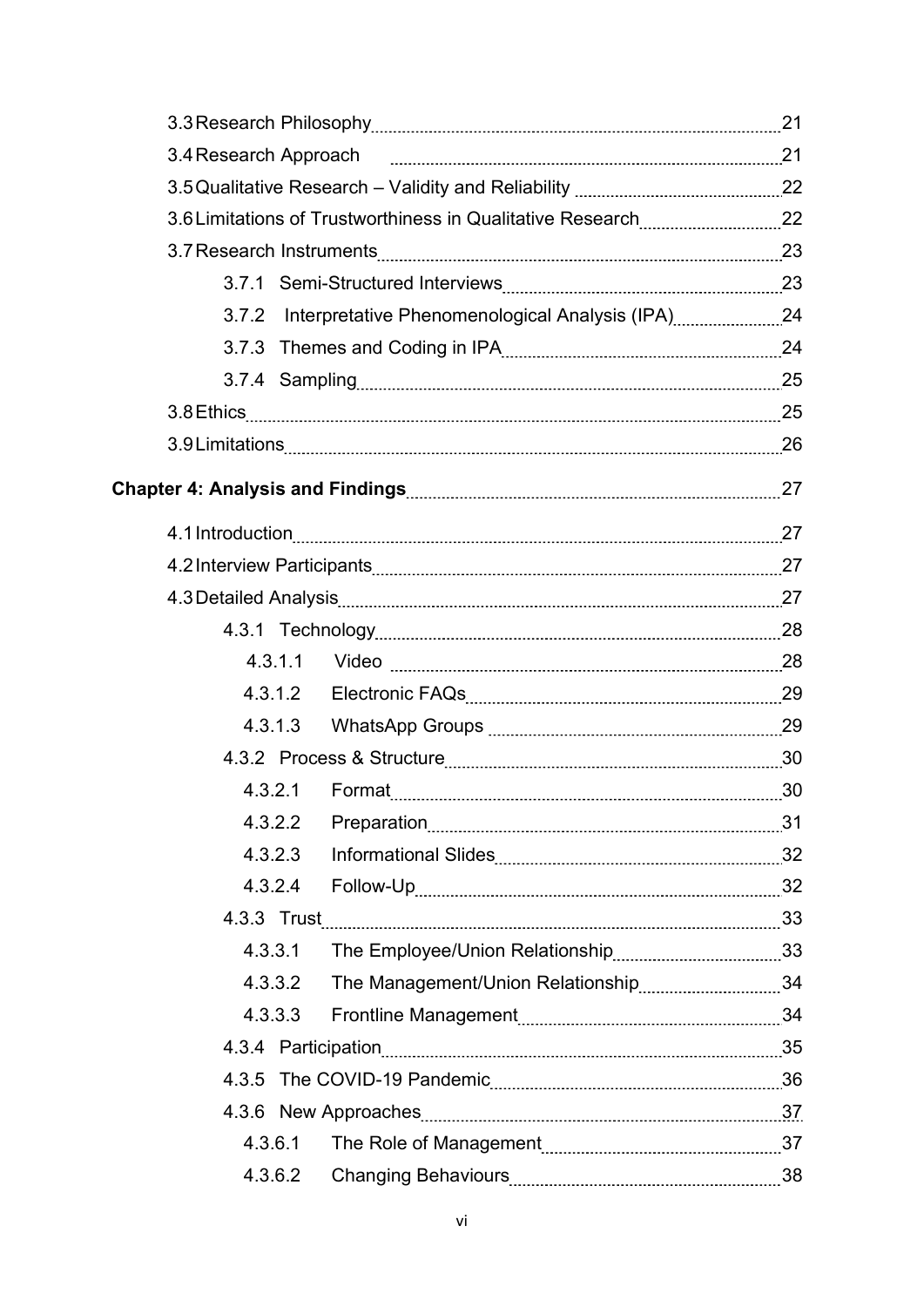3.3 Research Philosophy 21

3.4 Research Approach 21

3.5 Qualitative Research – Validity and Reliability 22

3.6 Limitations of Trustworthiness in Qualitative Research 22

3.7 Research Instruments 23

- 3.7.1 Semi-Structured Interviews 23
- 3.7.2 Interpretative Phenomenological Analysis (IPA) 24
- 3.7.3 Themes and Coding in IPA 24
- 3.7.4 Sampling 25

3.8 Ethics 25

3.9 Limitations 26

**Chapter 4: Analysis and Findings** 27

4.1 Introduction 27

4.2 Interview Participants 27

4.3 Detailed Analysis 27

- 4.3.1 Technology 28
  - 4.3.1.1 Video 28
  - 4.3.1.2 Electronic FAQs 29
  - 4.3.1.3 WhatsApp Groups 29
- 4.3.2 Process & Structure 30
  - 4.3.2.1 Format 30
  - 4.3.2.2 Preparation 31
  - 4.3.2.3 Informational Slides 32
  - 4.3.2.4 Follow-Up 32
- 4.3.3 Trust 33
  - 4.3.3.1 The Employee/Union Relationship 33
  - 4.3.3.2 The Management/Union Relationship 34
  - 4.3.3.3 Frontline Management 34
- 4.3.4 Participation 35
- 4.3.5 The COVID-19 Pandemic 36
- 4.3.6 New Approaches 37
  - 4.3.6.1 The Role of Management 37
  - 4.3.6.2 Changing Behaviours 38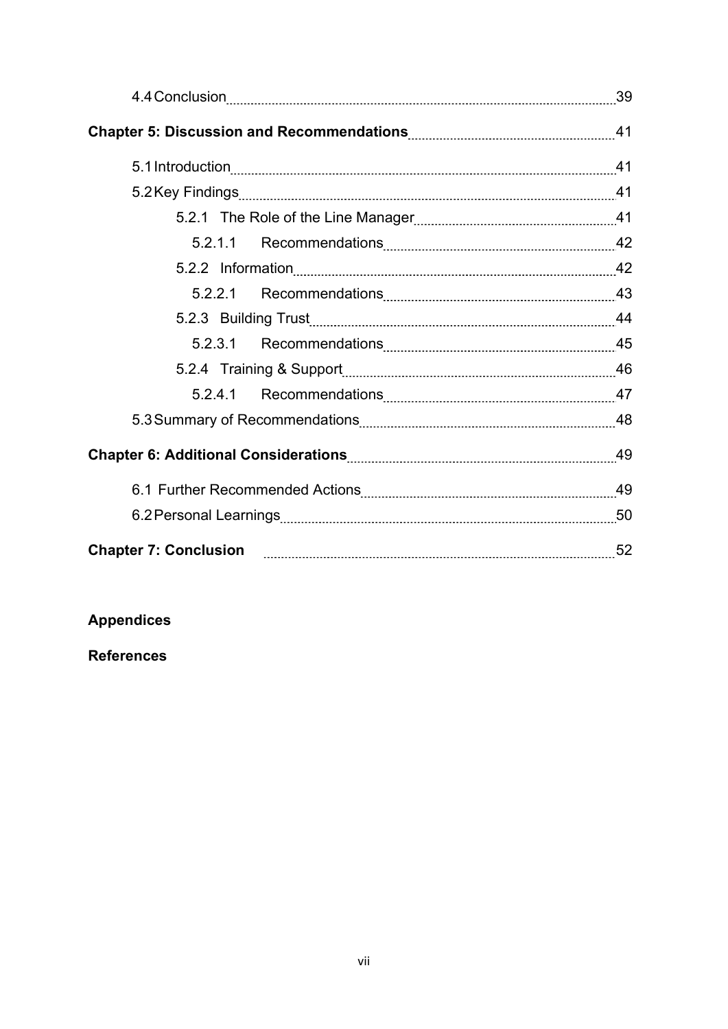4.4 Conclusion ..... 39

**Chapter 5: Discussion and Recommendations** ..... 41

5.1 Introduction ..... 41

5.2 Key Findings ..... 41

5.2.1 The Role of the Line Manager ..... 41

5.2.1.1 Recommendations ..... 42

5.2.2 Information ..... 42

5.2.2.1 Recommendations ..... 43

5.2.3 Building Trust ..... 44

5.2.3.1 Recommendations ..... 45

5.2.4 Training & Support ..... 46

5.2.4.1 Recommendations ..... 47

5.3 Summary of Recommendations ..... 48

**Chapter 6: Additional Considerations** ..... 49

6.1 Further Recommended Actions ..... 49

6.2 Personal Learnings ..... 50

**Chapter 7: Conclusion** ..... 52

**Appendices**

**References**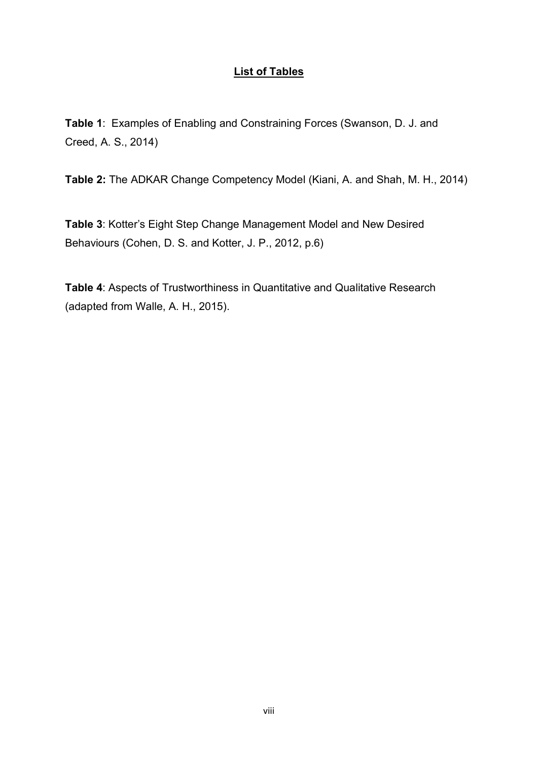## List of Tables

**Table 1**: Examples of Enabling and Constraining Forces (Swanson, D. J. and Creed, A. S., 2014)

**Table 2:** The ADKAR Change Competency Model (Kiani, A. and Shah, M. H., 2014)

**Table 3**: Kotter's Eight Step Change Management Model and New Desired Behaviours (Cohen, D. S. and Kotter, J. P., 2012, p.6)

**Table 4**: Aspects of Trustworthiness in Quantitative and Qualitative Research (adapted from Walle, A. H., 2015).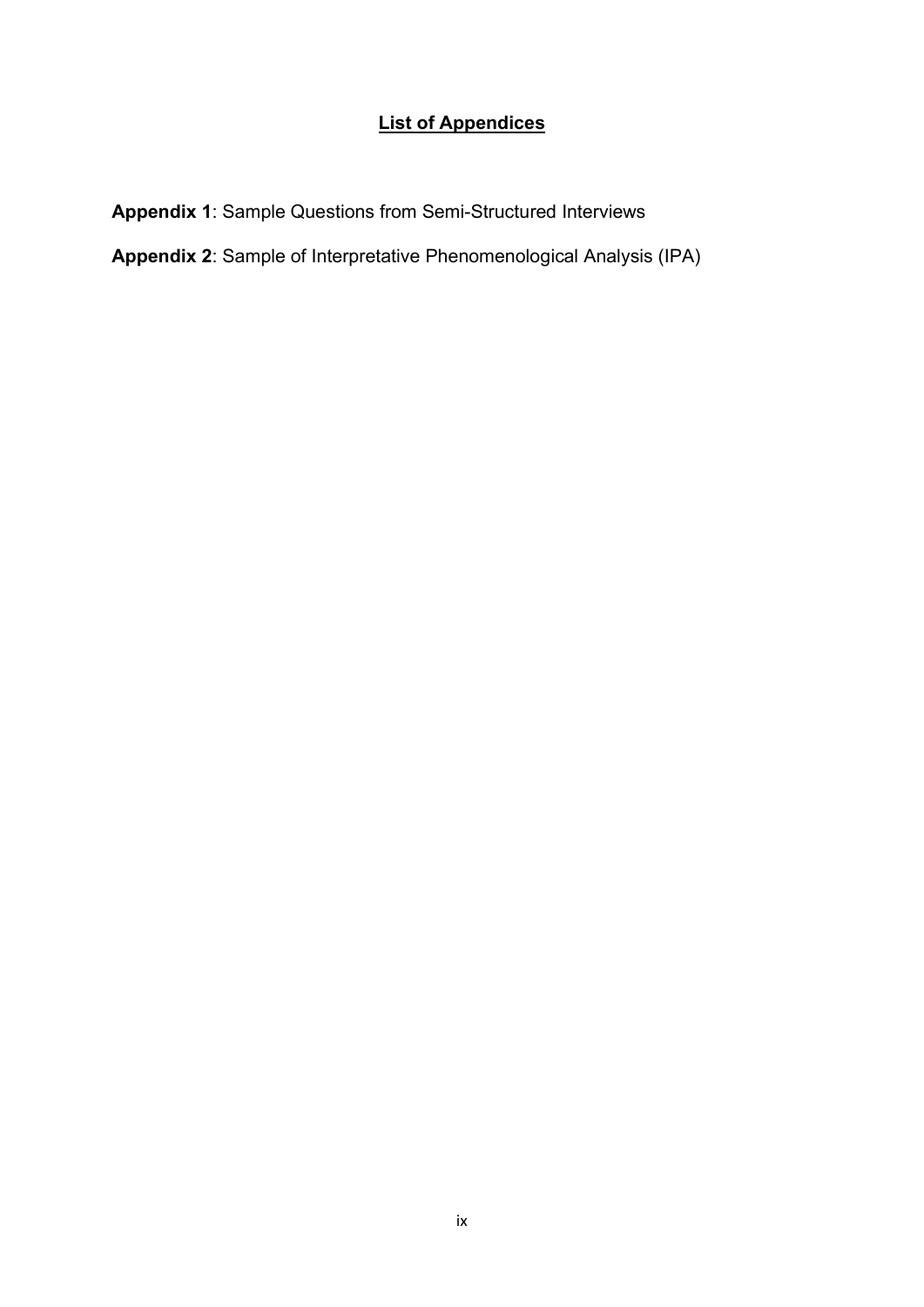## List of Appendices

**Appendix 1**: Sample Questions from Semi-Structured Interviews

**Appendix 2**: Sample of Interpretative Phenomenological Analysis (IPA)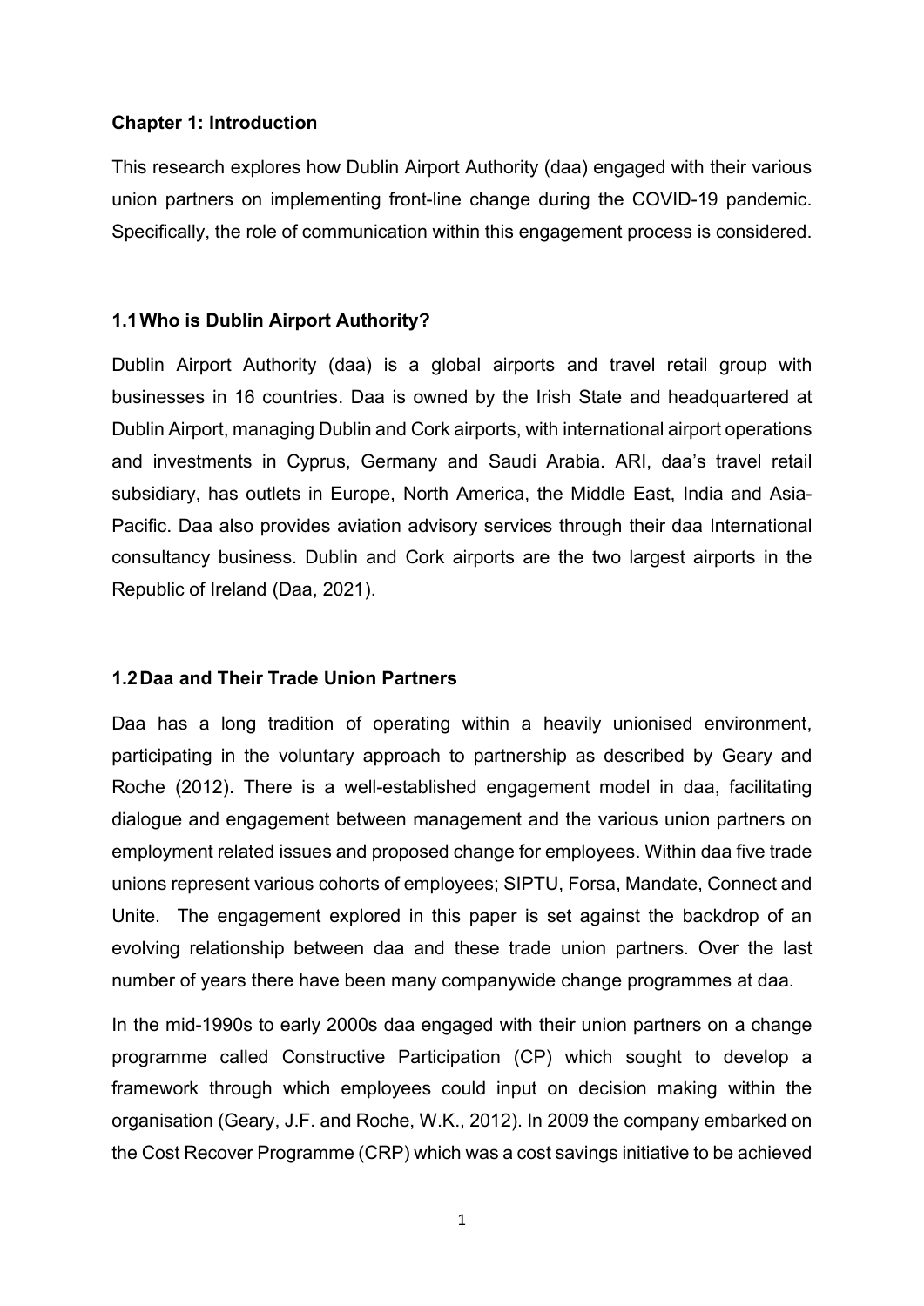## Chapter 1: Introduction

This research explores how Dublin Airport Authority (daa) engaged with their various union partners on implementing front-line change during the COVID-19 pandemic. Specifically, the role of communication within this engagement process is considered.

### 1.1 Who is Dublin Airport Authority?

Dublin Airport Authority (daa) is a global airports and travel retail group with businesses in 16 countries. Daa is owned by the Irish State and headquartered at Dublin Airport, managing Dublin and Cork airports, with international airport operations and investments in Cyprus, Germany and Saudi Arabia. ARI, daa's travel retail subsidiary, has outlets in Europe, North America, the Middle East, India and Asia-Pacific. Daa also provides aviation advisory services through their daa International consultancy business. Dublin and Cork airports are the two largest airports in the Republic of Ireland (Daa, 2021).

### 1.2 Daa and Their Trade Union Partners

Daa has a long tradition of operating within a heavily unionised environment, participating in the voluntary approach to partnership as described by Geary and Roche (2012). There is a well-established engagement model in daa, facilitating dialogue and engagement between management and the various union partners on employment related issues and proposed change for employees. Within daa five trade unions represent various cohorts of employees; SIPTU, Forsa, Mandate, Connect and Unite. The engagement explored in this paper is set against the backdrop of an evolving relationship between daa and these trade union partners. Over the last number of years there have been many companywide change programmes at daa.

In the mid-1990s to early 2000s daa engaged with their union partners on a change programme called Constructive Participation (CP) which sought to develop a framework through which employees could input on decision making within the organisation (Geary, J.F. and Roche, W.K., 2012). In 2009 the company embarked on the Cost Recover Programme (CRP) which was a cost savings initiative to be achieved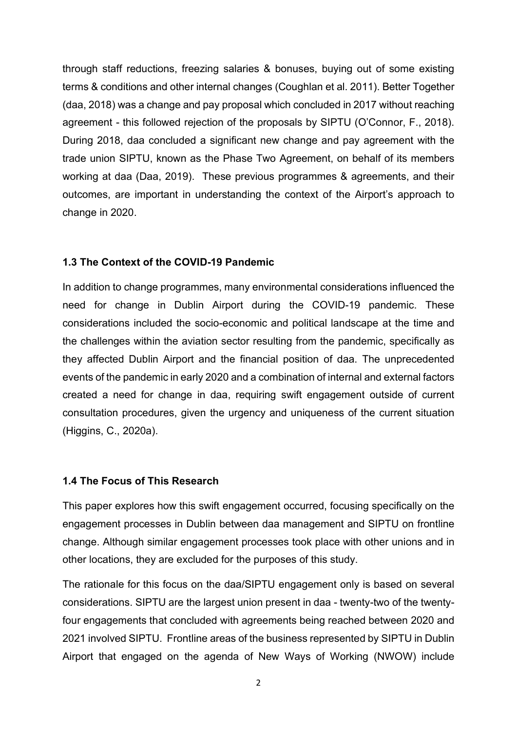through staff reductions, freezing salaries & bonuses, buying out of some existing terms & conditions and other internal changes (Coughlan et al. 2011). Better Together (daa, 2018) was a change and pay proposal which concluded in 2017 without reaching agreement - this followed rejection of the proposals by SIPTU (O'Connor, F., 2018). During 2018, daa concluded a significant new change and pay agreement with the trade union SIPTU, known as the Phase Two Agreement, on behalf of its members working at daa (Daa, 2019). These previous programmes & agreements, and their outcomes, are important in understanding the context of the Airport's approach to change in 2020.

### 1.3 The Context of the COVID-19 Pandemic

In addition to change programmes, many environmental considerations influenced the need for change in Dublin Airport during the COVID-19 pandemic. These considerations included the socio-economic and political landscape at the time and the challenges within the aviation sector resulting from the pandemic, specifically as they affected Dublin Airport and the financial position of daa. The unprecedented events of the pandemic in early 2020 and a combination of internal and external factors created a need for change in daa, requiring swift engagement outside of current consultation procedures, given the urgency and uniqueness of the current situation (Higgins, C., 2020a).

### 1.4 The Focus of This Research

This paper explores how this swift engagement occurred, focusing specifically on the engagement processes in Dublin between daa management and SIPTU on frontline change. Although similar engagement processes took place with other unions and in other locations, they are excluded for the purposes of this study.

The rationale for this focus on the daa/SIPTU engagement only is based on several considerations. SIPTU are the largest union present in daa - twenty-two of the twenty-four engagements that concluded with agreements being reached between 2020 and 2021 involved SIPTU. Frontline areas of the business represented by SIPTU in Dublin Airport that engaged on the agenda of New Ways of Working (NWOW) include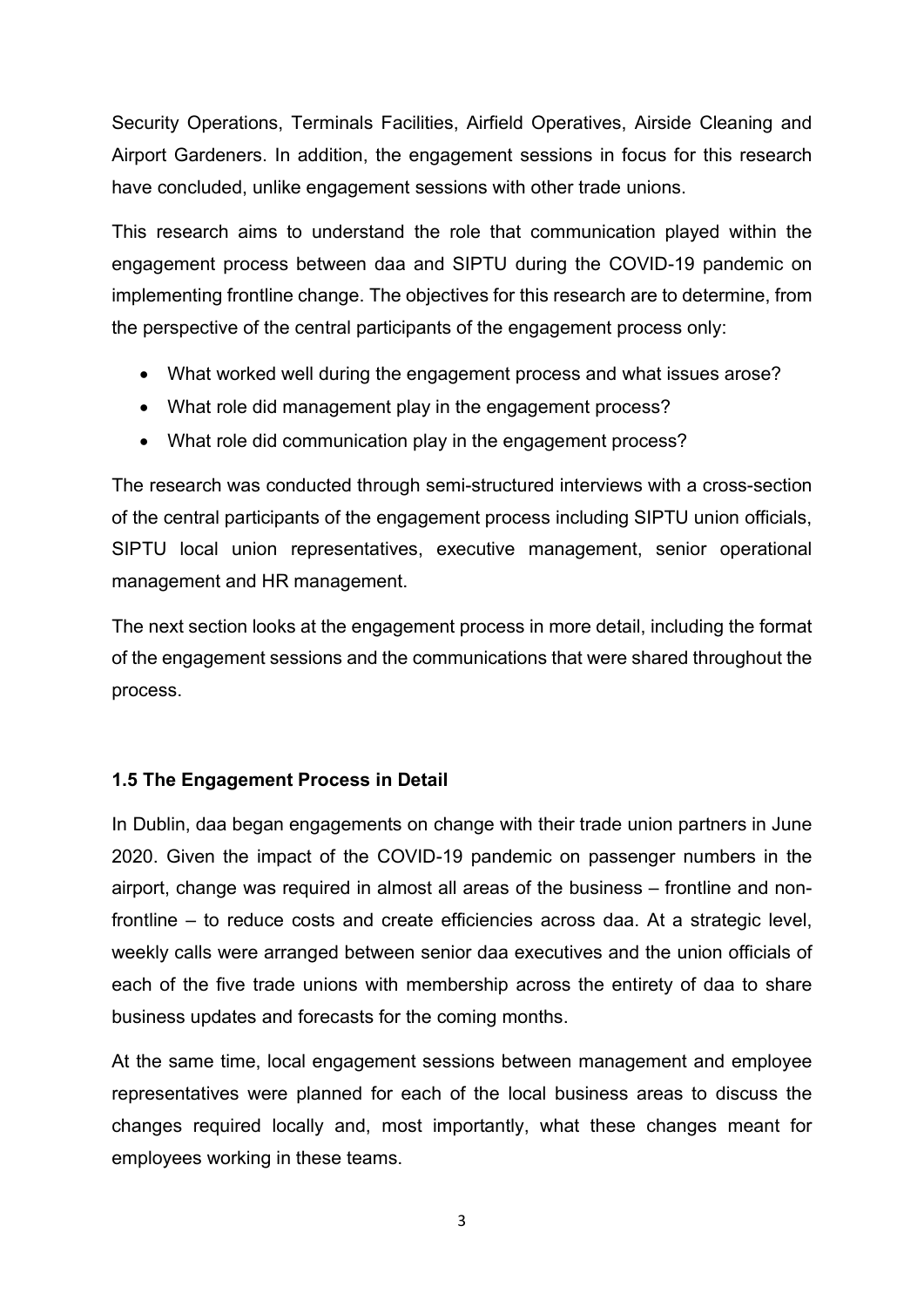Security Operations, Terminals Facilities, Airfield Operatives, Airside Cleaning and Airport Gardeners. In addition, the engagement sessions in focus for this research have concluded, unlike engagement sessions with other trade unions.

This research aims to understand the role that communication played within the engagement process between daa and SIPTU during the COVID-19 pandemic on implementing frontline change. The objectives for this research are to determine, from the perspective of the central participants of the engagement process only:

- What worked well during the engagement process and what issues arose?
- What role did management play in the engagement process?
- What role did communication play in the engagement process?

The research was conducted through semi-structured interviews with a cross-section of the central participants of the engagement process including SIPTU union officials, SIPTU local union representatives, executive management, senior operational management and HR management.

The next section looks at the engagement process in more detail, including the format of the engagement sessions and the communications that were shared throughout the process.

### 1.5 The Engagement Process in Detail

In Dublin, daa began engagements on change with their trade union partners in June 2020. Given the impact of the COVID-19 pandemic on passenger numbers in the airport, change was required in almost all areas of the business – frontline and non-frontline – to reduce costs and create efficiencies across daa. At a strategic level, weekly calls were arranged between senior daa executives and the union officials of each of the five trade unions with membership across the entirety of daa to share business updates and forecasts for the coming months.

At the same time, local engagement sessions between management and employee representatives were planned for each of the local business areas to discuss the changes required locally and, most importantly, what these changes meant for employees working in these teams.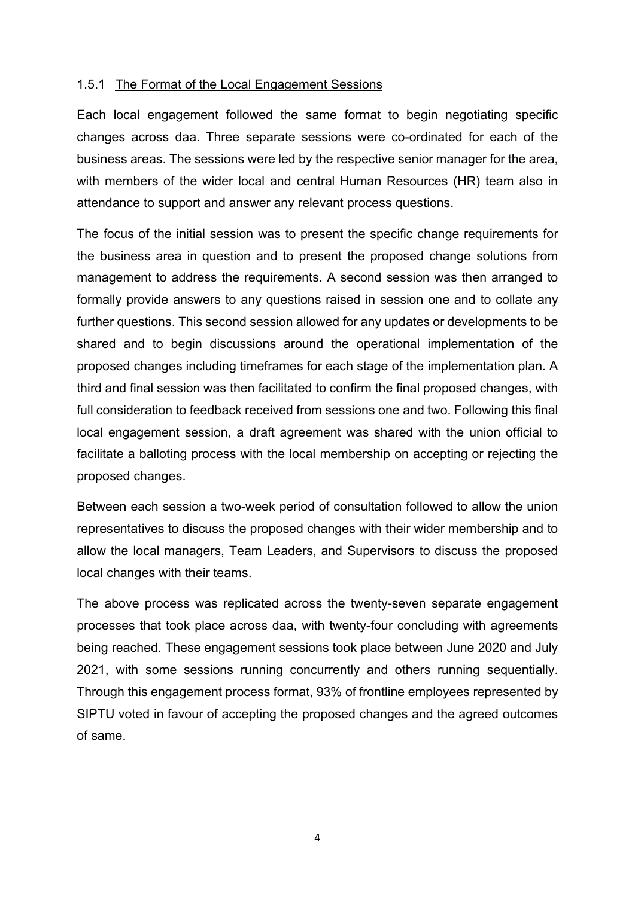### 1.5.1 The Format of the Local Engagement Sessions

Each local engagement followed the same format to begin negotiating specific changes across daa. Three separate sessions were co-ordinated for each of the business areas. The sessions were led by the respective senior manager for the area, with members of the wider local and central Human Resources (HR) team also in attendance to support and answer any relevant process questions.

The focus of the initial session was to present the specific change requirements for the business area in question and to present the proposed change solutions from management to address the requirements. A second session was then arranged to formally provide answers to any questions raised in session one and to collate any further questions. This second session allowed for any updates or developments to be shared and to begin discussions around the operational implementation of the proposed changes including timeframes for each stage of the implementation plan. A third and final session was then facilitated to confirm the final proposed changes, with full consideration to feedback received from sessions one and two. Following this final local engagement session, a draft agreement was shared with the union official to facilitate a balloting process with the local membership on accepting or rejecting the proposed changes.

Between each session a two-week period of consultation followed to allow the union representatives to discuss the proposed changes with their wider membership and to allow the local managers, Team Leaders, and Supervisors to discuss the proposed local changes with their teams.

The above process was replicated across the twenty-seven separate engagement processes that took place across daa, with twenty-four concluding with agreements being reached. These engagement sessions took place between June 2020 and July 2021, with some sessions running concurrently and others running sequentially. Through this engagement process format, 93% of frontline employees represented by SIPTU voted in favour of accepting the proposed changes and the agreed outcomes of same.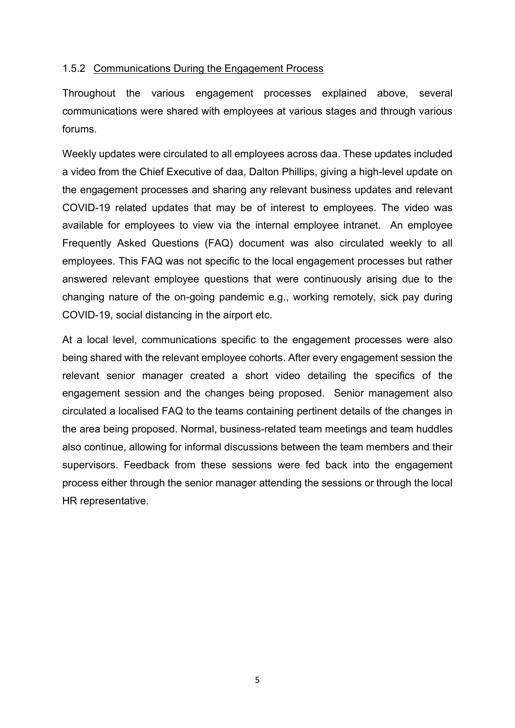### 1.5.2 Communications During the Engagement Process

Throughout the various engagement processes explained above, several communications were shared with employees at various stages and through various forums.

Weekly updates were circulated to all employees across daa. These updates included a video from the Chief Executive of daa, Dalton Phillips, giving a high-level update on the engagement processes and sharing any relevant business updates and relevant COVID-19 related updates that may be of interest to employees. The video was available for employees to view via the internal employee intranet. An employee Frequently Asked Questions (FAQ) document was also circulated weekly to all employees. This FAQ was not specific to the local engagement processes but rather answered relevant employee questions that were continuously arising due to the changing nature of the on-going pandemic e.g., working remotely, sick pay during COVID-19, social distancing in the airport etc.

At a local level, communications specific to the engagement processes were also being shared with the relevant employee cohorts. After every engagement session the relevant senior manager created a short video detailing the specifics of the engagement session and the changes being proposed. Senior management also circulated a localised FAQ to the teams containing pertinent details of the changes in the area being proposed. Normal, business-related team meetings and team huddles also continue, allowing for informal discussions between the team members and their supervisors. Feedback from these sessions were fed back into the engagement process either through the senior manager attending the sessions or through the local HR representative.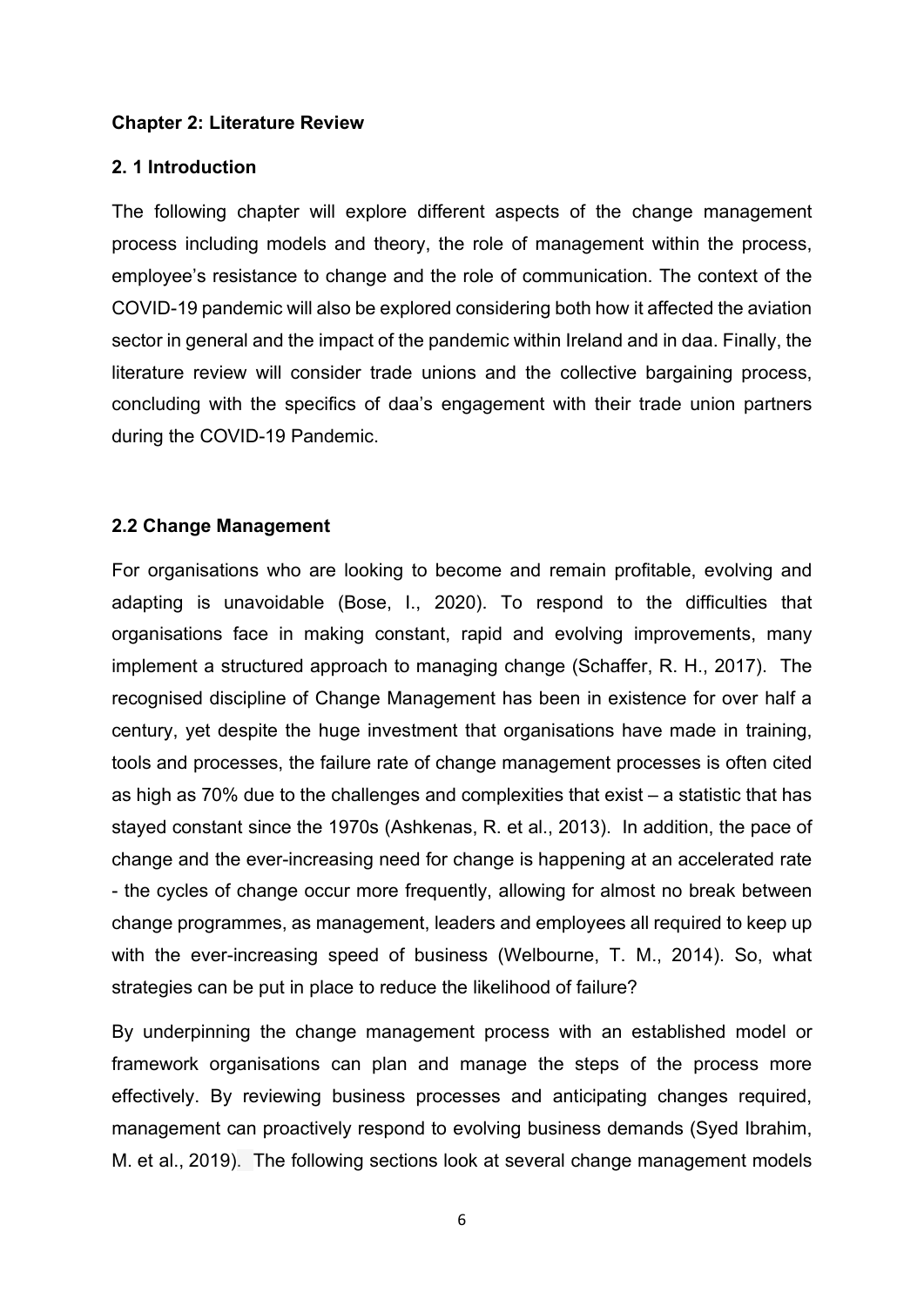# Chapter 2: Literature Review

## 2. 1 Introduction

The following chapter will explore different aspects of the change management process including models and theory, the role of management within the process, employee's resistance to change and the role of communication. The context of the COVID-19 pandemic will also be explored considering both how it affected the aviation sector in general and the impact of the pandemic within Ireland and in daa. Finally, the literature review will consider trade unions and the collective bargaining process, concluding with the specifics of daa's engagement with their trade union partners during the COVID-19 Pandemic.

## 2.2 Change Management

For organisations who are looking to become and remain profitable, evolving and adapting is unavoidable (Bose, I., 2020). To respond to the difficulties that organisations face in making constant, rapid and evolving improvements, many implement a structured approach to managing change (Schaffer, R. H., 2017). The recognised discipline of Change Management has been in existence for over half a century, yet despite the huge investment that organisations have made in training, tools and processes, the failure rate of change management processes is often cited as high as 70% due to the challenges and complexities that exist – a statistic that has stayed constant since the 1970s (Ashkenas, R. et al., 2013). In addition, the pace of change and the ever-increasing need for change is happening at an accelerated rate - the cycles of change occur more frequently, allowing for almost no break between change programmes, as management, leaders and employees all required to keep up with the ever-increasing speed of business (Welbourne, T. M., 2014). So, what strategies can be put in place to reduce the likelihood of failure?

By underpinning the change management process with an established model or framework organisations can plan and manage the steps of the process more effectively. By reviewing business processes and anticipating changes required, management can proactively respond to evolving business demands (Syed Ibrahim, M. et al., 2019). The following sections look at several change management models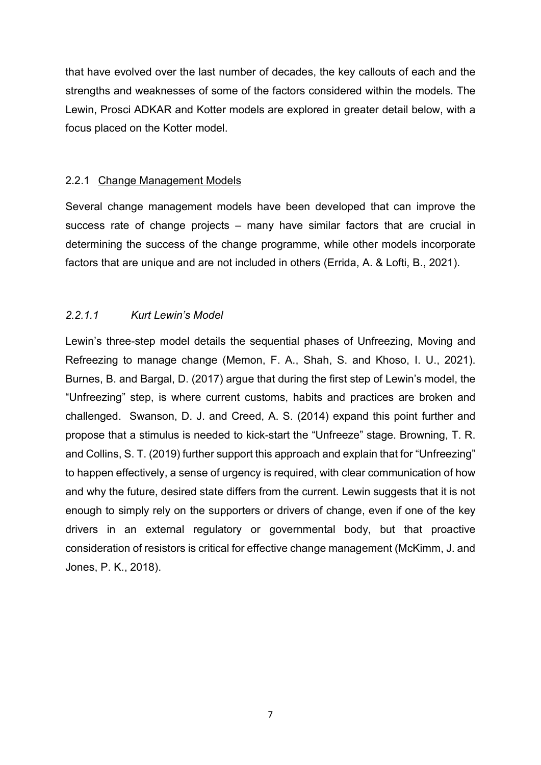that have evolved over the last number of decades, the key callouts of each and the strengths and weaknesses of some of the factors considered within the models. The Lewin, Prosci ADKAR and Kotter models are explored in greater detail below, with a focus placed on the Kotter model.

### 2.2.1 Change Management Models

Several change management models have been developed that can improve the success rate of change projects – many have similar factors that are crucial in determining the success of the change programme, while other models incorporate factors that are unique and are not included in others (Errida, A. & Lofti, B., 2021).

#### *2.2.1.1 Kurt Lewin's Model*

Lewin's three-step model details the sequential phases of Unfreezing, Moving and Refreezing to manage change (Memon, F. A., Shah, S. and Khoso, I. U., 2021). Burnes, B. and Bargal, D. (2017) argue that during the first step of Lewin's model, the "Unfreezing" step, is where current customs, habits and practices are broken and challenged. Swanson, D. J. and Creed, A. S. (2014) expand this point further and propose that a stimulus is needed to kick-start the "Unfreeze" stage. Browning, T. R. and Collins, S. T. (2019) further support this approach and explain that for "Unfreezing" to happen effectively, a sense of urgency is required, with clear communication of how and why the future, desired state differs from the current. Lewin suggests that it is not enough to simply rely on the supporters or drivers of change, even if one of the key drivers in an external regulatory or governmental body, but that proactive consideration of resistors is critical for effective change management (McKimm, J. and Jones, P. K., 2018).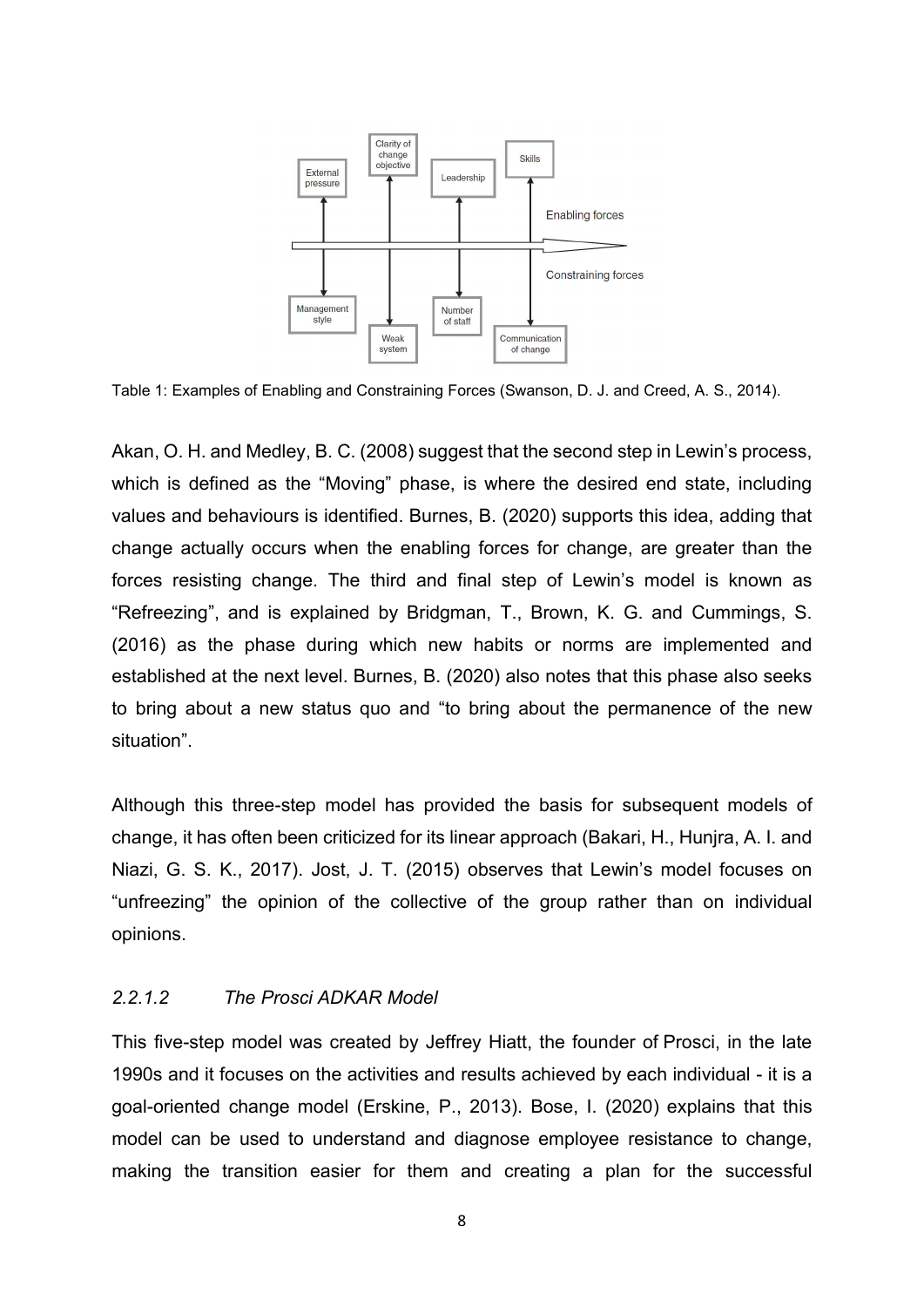Table 1: Examples of Enabling and Constraining Forces (Swanson, D. J. and Creed, A. S., 2014).

Akan, O. H. and Medley, B. C. (2008) suggest that the second step in Lewin's process, which is defined as the "Moving" phase, is where the desired end state, including values and behaviours is identified. Burnes, B. (2020) supports this idea, adding that change actually occurs when the enabling forces for change, are greater than the forces resisting change. The third and final step of Lewin's model is known as "Refreezing", and is explained by Bridgman, T., Brown, K. G. and Cummings, S. (2016) as the phase during which new habits or norms are implemented and established at the next level. Burnes, B. (2020) also notes that this phase also seeks to bring about a new status quo and "to bring about the permanence of the new situation".

Although this three-step model has provided the basis for subsequent models of change, it has often been criticized for its linear approach (Bakari, H., Hunjra, A. I. and Niazi, G. S. K., 2017). Jost, J. T. (2015) observes that Lewin's model focuses on "unfreezing" the opinion of the collective of the group rather than on individual opinions.

#### *2.2.1.2 The Prosci ADKAR Model*

This five-step model was created by Jeffrey Hiatt, the founder of Prosci, in the late 1990s and it focuses on the activities and results achieved by each individual - it is a goal-oriented change model (Erskine, P., 2013). Bose, I. (2020) explains that this model can be used to understand and diagnose employee resistance to change, making the transition easier for them and creating a plan for the successful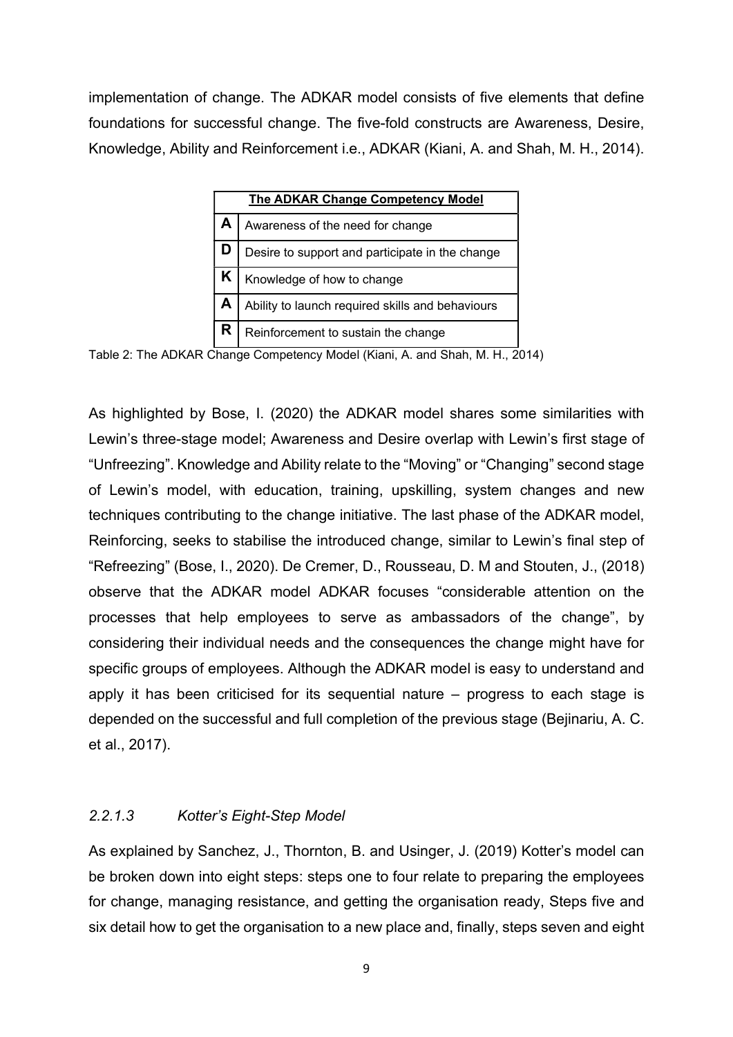implementation of change. The ADKAR model consists of five elements that define foundations for successful change. The five-fold constructs are Awareness, Desire, Knowledge, Ability and Reinforcement i.e., ADKAR (Kiani, A. and Shah, M. H., 2014).

| **The ADKAR Change Competency Model** | |
|---|---|
| **A** | Awareness of the need for change |
| **D** | Desire to support and participate in the change |
| **K** | Knowledge of how to change |
| **A** | Ability to launch required skills and behaviours |
| **R** | Reinforcement to sustain the change |

Table 2: The ADKAR Change Competency Model (Kiani, A. and Shah, M. H., 2014)

As highlighted by Bose, I. (2020) the ADKAR model shares some similarities with Lewin's three-stage model; Awareness and Desire overlap with Lewin's first stage of "Unfreezing". Knowledge and Ability relate to the "Moving" or "Changing" second stage of Lewin's model, with education, training, upskilling, system changes and new techniques contributing to the change initiative. The last phase of the ADKAR model, Reinforcing, seeks to stabilise the introduced change, similar to Lewin's final step of "Refreezing" (Bose, I., 2020). De Cremer, D., Rousseau, D. M and Stouten, J., (2018) observe that the ADKAR model ADKAR focuses "considerable attention on the processes that help employees to serve as ambassadors of the change", by considering their individual needs and the consequences the change might have for specific groups of employees. Although the ADKAR model is easy to understand and apply it has been criticised for its sequential nature – progress to each stage is depended on the successful and full completion of the previous stage (Bejinariu, A. C. et al., 2017).

#### *2.2.1.3 Kotter's Eight-Step Model*

As explained by Sanchez, J., Thornton, B. and Usinger, J. (2019) Kotter's model can be broken down into eight steps: steps one to four relate to preparing the employees for change, managing resistance, and getting the organisation ready, Steps five and six detail how to get the organisation to a new place and, finally, steps seven and eight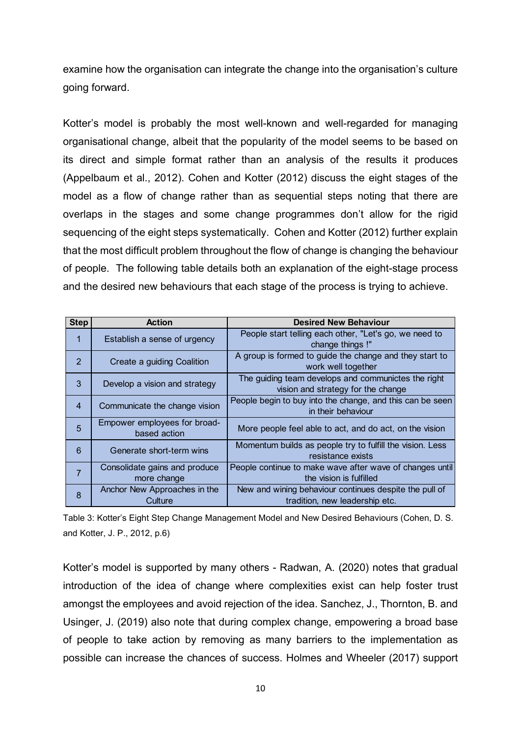examine how the organisation can integrate the change into the organisation's culture going forward.

Kotter's model is probably the most well-known and well-regarded for managing organisational change, albeit that the popularity of the model seems to be based on its direct and simple format rather than an analysis of the results it produces (Appelbaum et al., 2012). Cohen and Kotter (2012) discuss the eight stages of the model as a flow of change rather than as sequential steps noting that there are overlaps in the stages and some change programmes don't allow for the rigid sequencing of the eight steps systematically. Cohen and Kotter (2012) further explain that the most difficult problem throughout the flow of change is changing the behaviour of people. The following table details both an explanation of the eight-stage process and the desired new behaviours that each stage of the process is trying to achieve.

| Step | Action | Desired New Behaviour |
|---|---|---|
| 1 | Establish a sense of urgency | People start telling each other, "Let's go, we need to change things !" |
| 2 | Create a guiding Coalition | A group is formed to guide the change and they start to work well together |
| 3 | Develop a vision and strategy | The guiding team develops and communictes the right vision and strategy for the change |
| 4 | Communicate the change vision | People begin to buy into the change, and this can be seen in their behaviour |
| 5 | Empower employees for broad-based action | More people feel able to act, and do act, on the vision |
| 6 | Generate short-term wins | Momentum builds as people try to fulfill the vision. Less resistance exists |
| 7 | Consolidate gains and produce more change | People continue to make wave after wave of changes until the vision is fulfilled |
| 8 | Anchor New Approaches in the Culture | New and wining behaviour continues despite the pull of tradition, new leadership etc. |

Table 3: Kotter's Eight Step Change Management Model and New Desired Behaviours (Cohen, D. S. and Kotter, J. P., 2012, p.6)

Kotter's model is supported by many others - Radwan, A. (2020) notes that gradual introduction of the idea of change where complexities exist can help foster trust amongst the employees and avoid rejection of the idea. Sanchez, J., Thornton, B. and Usinger, J. (2019) also note that during complex change, empowering a broad base of people to take action by removing as many barriers to the implementation as possible can increase the chances of success. Holmes and Wheeler (2017) support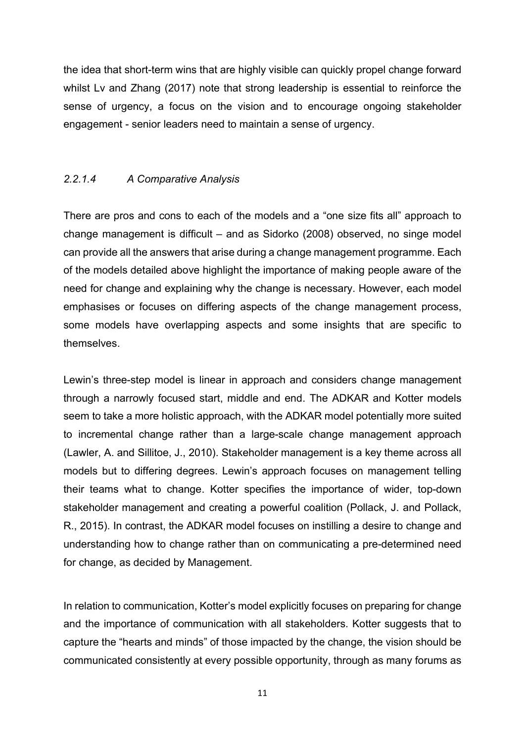the idea that short-term wins that are highly visible can quickly propel change forward whilst Lv and Zhang (2017) note that strong leadership is essential to reinforce the sense of urgency, a focus on the vision and to encourage ongoing stakeholder engagement - senior leaders need to maintain a sense of urgency.

#### *2.2.1.4 A Comparative Analysis*

There are pros and cons to each of the models and a "one size fits all" approach to change management is difficult – and as Sidorko (2008) observed, no singe model can provide all the answers that arise during a change management programme. Each of the models detailed above highlight the importance of making people aware of the need for change and explaining why the change is necessary. However, each model emphasises or focuses on differing aspects of the change management process, some models have overlapping aspects and some insights that are specific to themselves.

Lewin's three-step model is linear in approach and considers change management through a narrowly focused start, middle and end. The ADKAR and Kotter models seem to take a more holistic approach, with the ADKAR model potentially more suited to incremental change rather than a large-scale change management approach (Lawler, A. and Sillitoe, J., 2010). Stakeholder management is a key theme across all models but to differing degrees. Lewin's approach focuses on management telling their teams what to change. Kotter specifies the importance of wider, top-down stakeholder management and creating a powerful coalition (Pollack, J. and Pollack, R., 2015). In contrast, the ADKAR model focuses on instilling a desire to change and understanding how to change rather than on communicating a pre-determined need for change, as decided by Management.

In relation to communication, Kotter's model explicitly focuses on preparing for change and the importance of communication with all stakeholders. Kotter suggests that to capture the "hearts and minds" of those impacted by the change, the vision should be communicated consistently at every possible opportunity, through as many forums as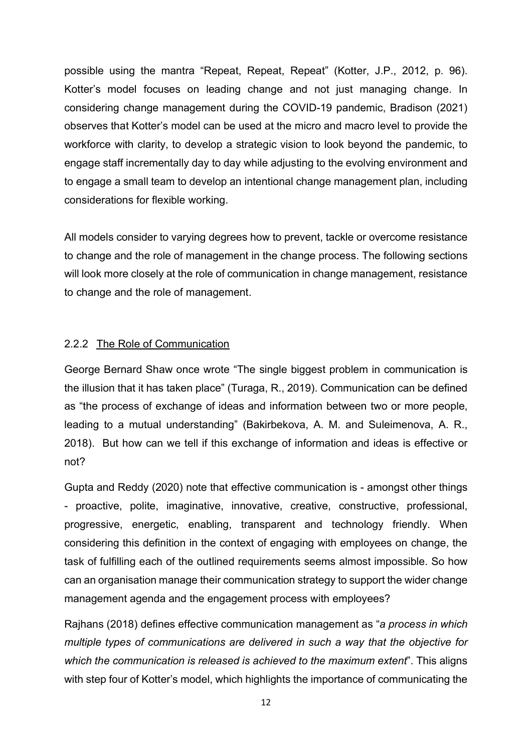possible using the mantra "Repeat, Repeat, Repeat" (Kotter, J.P., 2012, p. 96). Kotter's model focuses on leading change and not just managing change. In considering change management during the COVID-19 pandemic, Bradison (2021) observes that Kotter's model can be used at the micro and macro level to provide the workforce with clarity, to develop a strategic vision to look beyond the pandemic, to engage staff incrementally day to day while adjusting to the evolving environment and to engage a small team to develop an intentional change management plan, including considerations for flexible working.

All models consider to varying degrees how to prevent, tackle or overcome resistance to change and the role of management in the change process. The following sections will look more closely at the role of communication in change management, resistance to change and the role of management.

### 2.2.2 The Role of Communication

George Bernard Shaw once wrote "The single biggest problem in communication is the illusion that it has taken place" (Turaga, R., 2019). Communication can be defined as "the process of exchange of ideas and information between two or more people, leading to a mutual understanding" (Bakirbekova, A. M. and Suleimenova, A. R., 2018). But how can we tell if this exchange of information and ideas is effective or not?

Gupta and Reddy (2020) note that effective communication is - amongst other things - proactive, polite, imaginative, innovative, creative, constructive, professional, progressive, energetic, enabling, transparent and technology friendly. When considering this definition in the context of engaging with employees on change, the task of fulfilling each of the outlined requirements seems almost impossible. So how can an organisation manage their communication strategy to support the wider change management agenda and the engagement process with employees?

Rajhans (2018) defines effective communication management as "*a process in which multiple types of communications are delivered in such a way that the objective for which the communication is released is achieved to the maximum extent*". This aligns with step four of Kotter's model, which highlights the importance of communicating the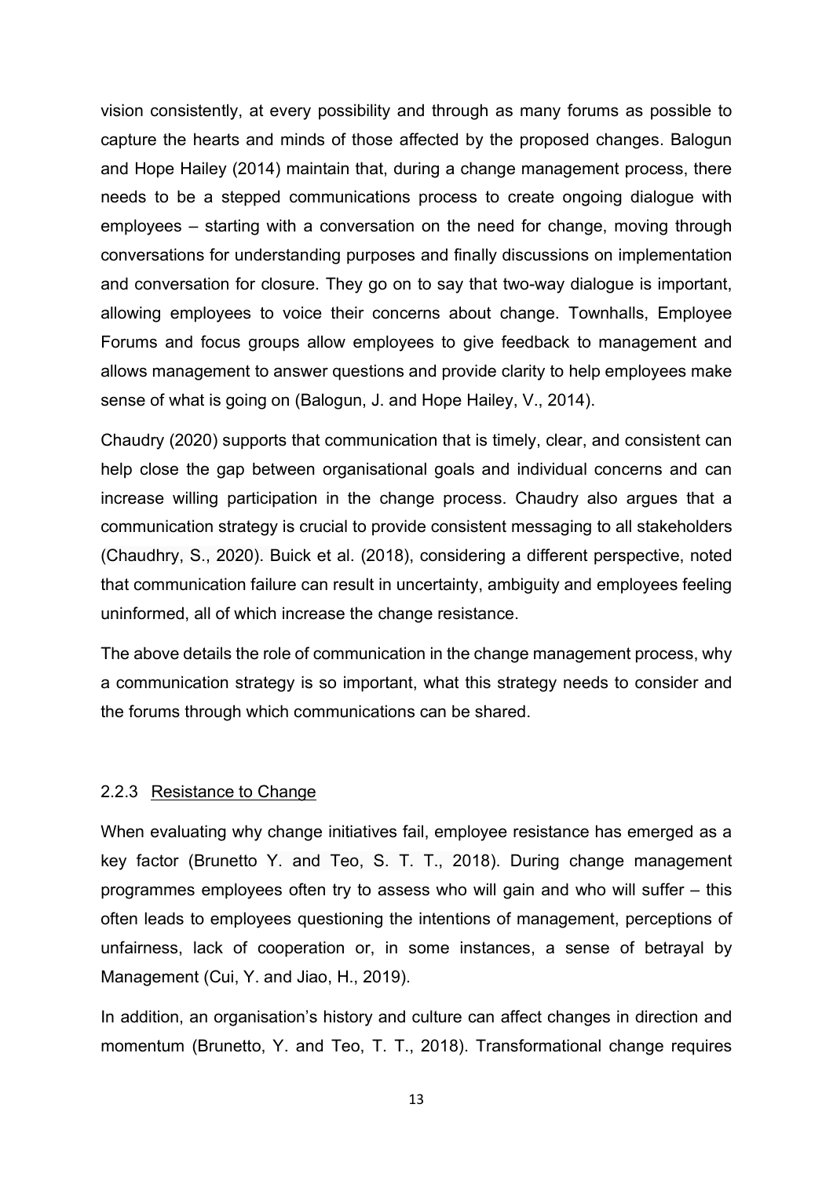vision consistently, at every possibility and through as many forums as possible to capture the hearts and minds of those affected by the proposed changes. Balogun and Hope Hailey (2014) maintain that, during a change management process, there needs to be a stepped communications process to create ongoing dialogue with employees – starting with a conversation on the need for change, moving through conversations for understanding purposes and finally discussions on implementation and conversation for closure. They go on to say that two-way dialogue is important, allowing employees to voice their concerns about change. Townhalls, Employee Forums and focus groups allow employees to give feedback to management and allows management to answer questions and provide clarity to help employees make sense of what is going on (Balogun, J. and Hope Hailey, V., 2014).

Chaudry (2020) supports that communication that is timely, clear, and consistent can help close the gap between organisational goals and individual concerns and can increase willing participation in the change process. Chaudry also argues that a communication strategy is crucial to provide consistent messaging to all stakeholders (Chaudhry, S., 2020). Buick et al. (2018), considering a different perspective, noted that communication failure can result in uncertainty, ambiguity and employees feeling uninformed, all of which increase the change resistance.

The above details the role of communication in the change management process, why a communication strategy is so important, what this strategy needs to consider and the forums through which communications can be shared.

### 2.2.3 Resistance to Change

When evaluating why change initiatives fail, employee resistance has emerged as a key factor (Brunetto Y. and Teo, S. T. T., 2018). During change management programmes employees often try to assess who will gain and who will suffer – this often leads to employees questioning the intentions of management, perceptions of unfairness, lack of cooperation or, in some instances, a sense of betrayal by Management (Cui, Y. and Jiao, H., 2019).

In addition, an organisation's history and culture can affect changes in direction and momentum (Brunetto, Y. and Teo, T. T., 2018). Transformational change requires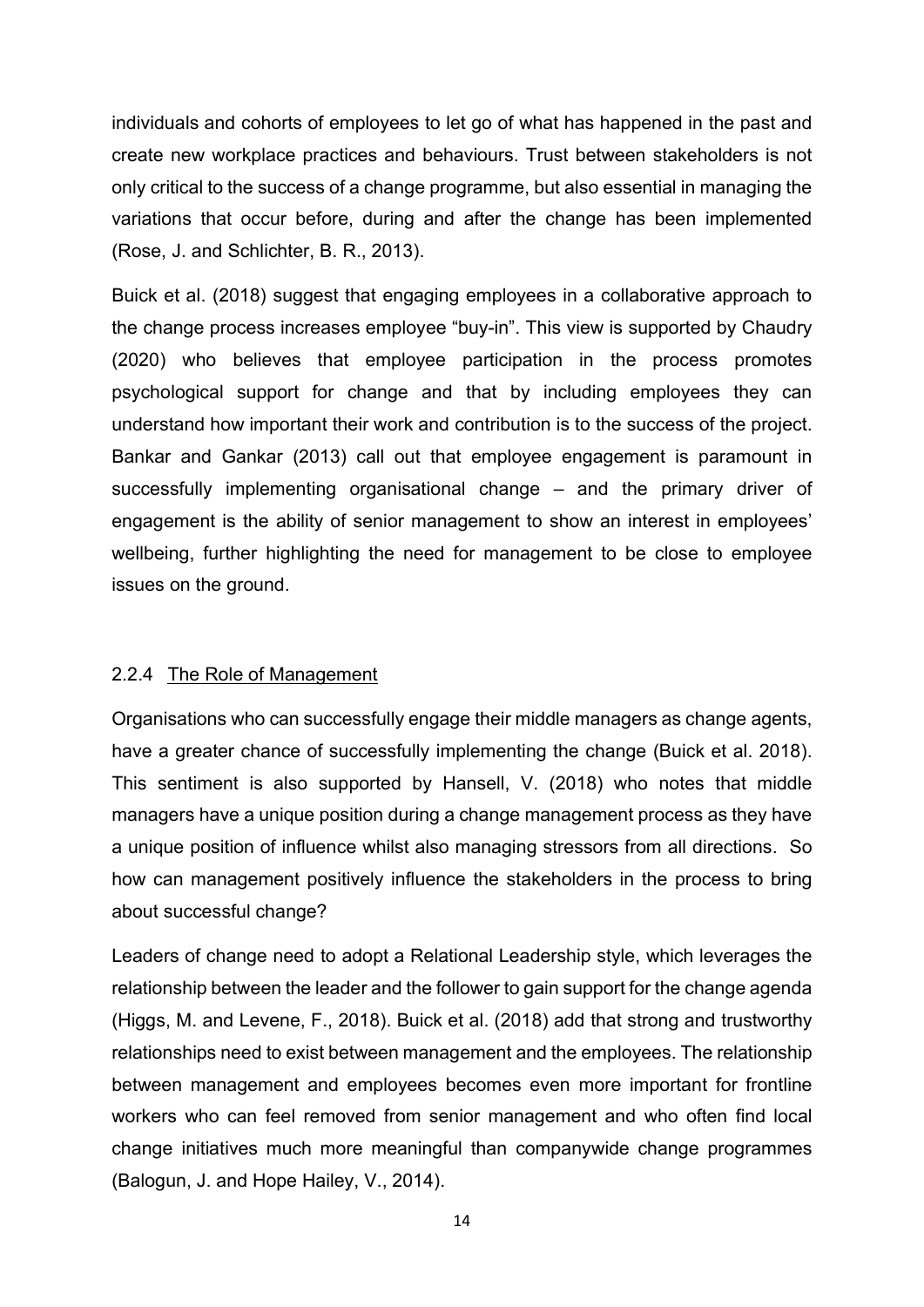individuals and cohorts of employees to let go of what has happened in the past and create new workplace practices and behaviours. Trust between stakeholders is not only critical to the success of a change programme, but also essential in managing the variations that occur before, during and after the change has been implemented (Rose, J. and Schlichter, B. R., 2013).

Buick et al. (2018) suggest that engaging employees in a collaborative approach to the change process increases employee "buy-in". This view is supported by Chaudry (2020) who believes that employee participation in the process promotes psychological support for change and that by including employees they can understand how important their work and contribution is to the success of the project. Bankar and Gankar (2013) call out that employee engagement is paramount in successfully implementing organisational change – and the primary driver of engagement is the ability of senior management to show an interest in employees' wellbeing, further highlighting the need for management to be close to employee issues on the ground.

### 2.2.4 The Role of Management

Organisations who can successfully engage their middle managers as change agents, have a greater chance of successfully implementing the change (Buick et al. 2018). This sentiment is also supported by Hansell, V. (2018) who notes that middle managers have a unique position during a change management process as they have a unique position of influence whilst also managing stressors from all directions. So how can management positively influence the stakeholders in the process to bring about successful change?

Leaders of change need to adopt a Relational Leadership style, which leverages the relationship between the leader and the follower to gain support for the change agenda (Higgs, M. and Levene, F., 2018). Buick et al. (2018) add that strong and trustworthy relationships need to exist between management and the employees. The relationship between management and employees becomes even more important for frontline workers who can feel removed from senior management and who often find local change initiatives much more meaningful than companywide change programmes (Balogun, J. and Hope Hailey, V., 2014).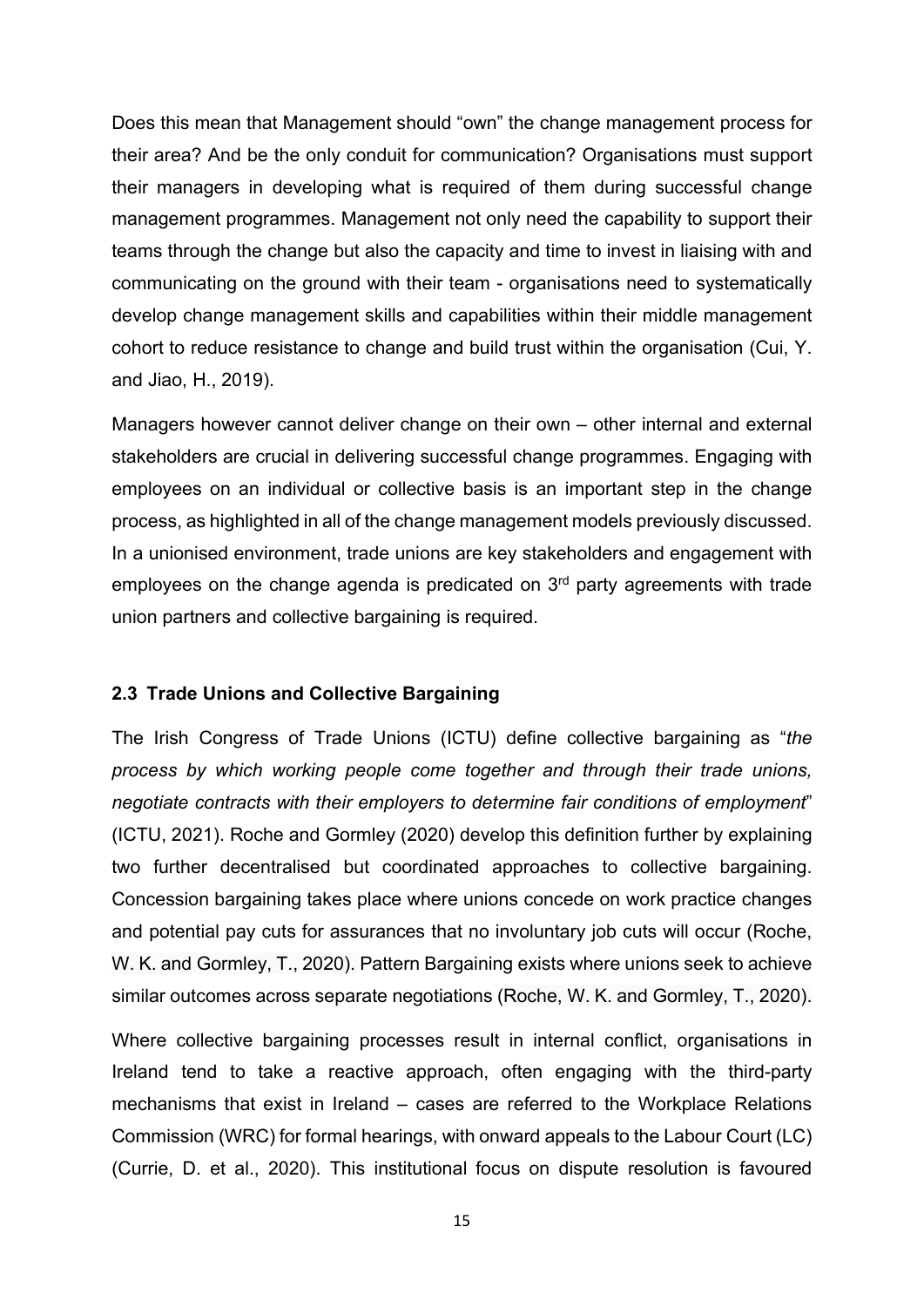Does this mean that Management should "own" the change management process for their area? And be the only conduit for communication? Organisations must support their managers in developing what is required of them during successful change management programmes. Management not only need the capability to support their teams through the change but also the capacity and time to invest in liaising with and communicating on the ground with their team - organisations need to systematically develop change management skills and capabilities within their middle management cohort to reduce resistance to change and build trust within the organisation (Cui, Y. and Jiao, H., 2019).

Managers however cannot deliver change on their own – other internal and external stakeholders are crucial in delivering successful change programmes. Engaging with employees on an individual or collective basis is an important step in the change process, as highlighted in all of the change management models previously discussed. In a unionised environment, trade unions are key stakeholders and engagement with employees on the change agenda is predicated on 3rd party agreements with trade union partners and collective bargaining is required.

### 2.3 Trade Unions and Collective Bargaining

The Irish Congress of Trade Unions (ICTU) define collective bargaining as "*the process by which working people come together and through their trade unions, negotiate contracts with their employers to determine fair conditions of employment*" (ICTU, 2021). Roche and Gormley (2020) develop this definition further by explaining two further decentralised but coordinated approaches to collective bargaining. Concession bargaining takes place where unions concede on work practice changes and potential pay cuts for assurances that no involuntary job cuts will occur (Roche, W. K. and Gormley, T., 2020). Pattern Bargaining exists where unions seek to achieve similar outcomes across separate negotiations (Roche, W. K. and Gormley, T., 2020).

Where collective bargaining processes result in internal conflict, organisations in Ireland tend to take a reactive approach, often engaging with the third-party mechanisms that exist in Ireland – cases are referred to the Workplace Relations Commission (WRC) for formal hearings, with onward appeals to the Labour Court (LC) (Currie, D. et al., 2020). This institutional focus on dispute resolution is favoured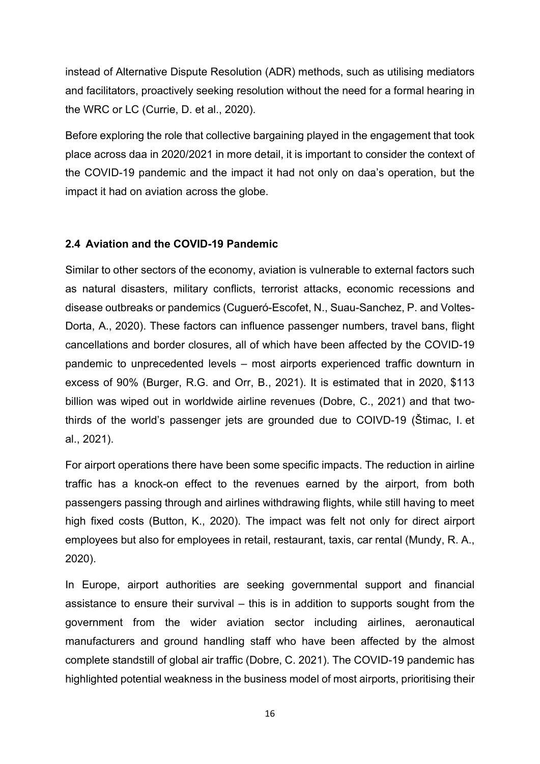instead of Alternative Dispute Resolution (ADR) methods, such as utilising mediators and facilitators, proactively seeking resolution without the need for a formal hearing in the WRC or LC (Currie, D. et al., 2020).

Before exploring the role that collective bargaining played in the engagement that took place across daa in 2020/2021 in more detail, it is important to consider the context of the COVID-19 pandemic and the impact it had not only on daa's operation, but the impact it had on aviation across the globe.

### 2.4 Aviation and the COVID-19 Pandemic

Similar to other sectors of the economy, aviation is vulnerable to external factors such as natural disasters, military conflicts, terrorist attacks, economic recessions and disease outbreaks or pandemics (Cugueró-Escofet, N., Suau-Sanchez, P. and Voltes-Dorta, A., 2020). These factors can influence passenger numbers, travel bans, flight cancellations and border closures, all of which have been affected by the COVID-19 pandemic to unprecedented levels – most airports experienced traffic downturn in excess of 90% (Burger, R.G. and Orr, B., 2021). It is estimated that in 2020, $113 billion was wiped out in worldwide airline revenues (Dobre, C., 2021) and that two-thirds of the world's passenger jets are grounded due to COIVD-19 (Štimac, I. et al., 2021).

For airport operations there have been some specific impacts. The reduction in airline traffic has a knock-on effect to the revenues earned by the airport, from both passengers passing through and airlines withdrawing flights, while still having to meet high fixed costs (Button, K., 2020). The impact was felt not only for direct airport employees but also for employees in retail, restaurant, taxis, car rental (Mundy, R. A., 2020).

In Europe, airport authorities are seeking governmental support and financial assistance to ensure their survival – this is in addition to supports sought from the government from the wider aviation sector including airlines, aeronautical manufacturers and ground handling staff who have been affected by the almost complete standstill of global air traffic (Dobre, C. 2021). The COVID-19 pandemic has highlighted potential weakness in the business model of most airports, prioritising their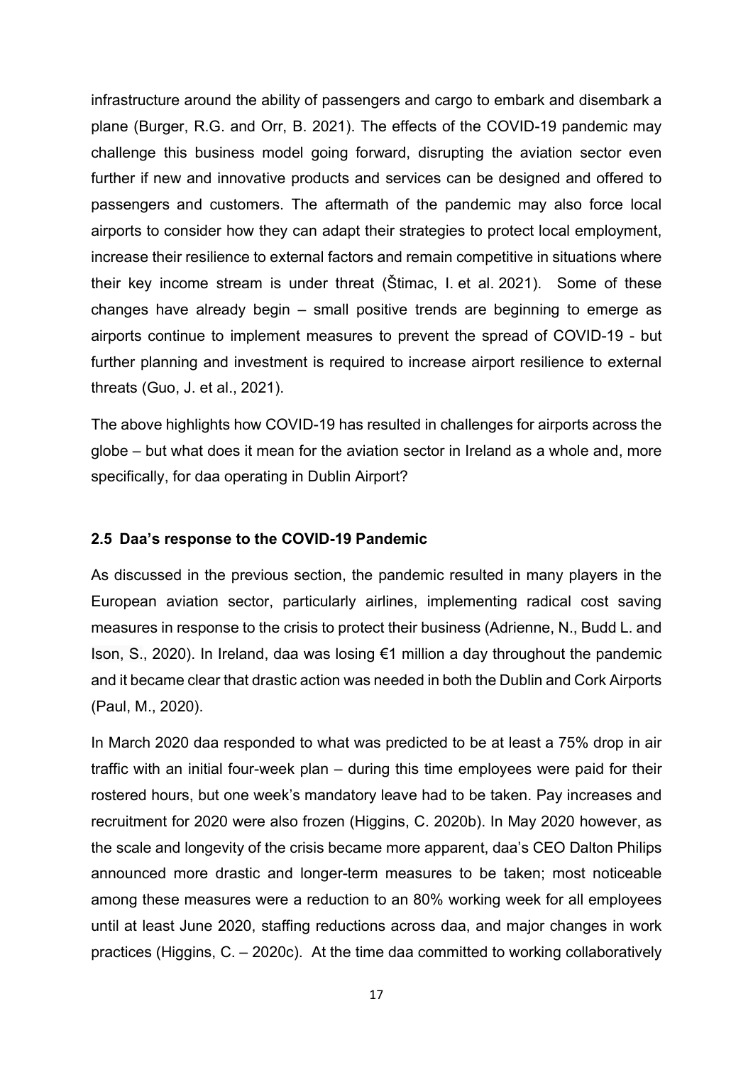infrastructure around the ability of passengers and cargo to embark and disembark a plane (Burger, R.G. and Orr, B. 2021). The effects of the COVID-19 pandemic may challenge this business model going forward, disrupting the aviation sector even further if new and innovative products and services can be designed and offered to passengers and customers. The aftermath of the pandemic may also force local airports to consider how they can adapt their strategies to protect local employment, increase their resilience to external factors and remain competitive in situations where their key income stream is under threat (Štimac, I. et al. 2021). Some of these changes have already begin – small positive trends are beginning to emerge as airports continue to implement measures to prevent the spread of COVID-19 - but further planning and investment is required to increase airport resilience to external threats (Guo, J. et al., 2021).

The above highlights how COVID-19 has resulted in challenges for airports across the globe – but what does it mean for the aviation sector in Ireland as a whole and, more specifically, for daa operating in Dublin Airport?

### 2.5 Daa's response to the COVID-19 Pandemic

As discussed in the previous section, the pandemic resulted in many players in the European aviation sector, particularly airlines, implementing radical cost saving measures in response to the crisis to protect their business (Adrienne, N., Budd L. and Ison, S., 2020). In Ireland, daa was losing €1 million a day throughout the pandemic and it became clear that drastic action was needed in both the Dublin and Cork Airports (Paul, M., 2020).

In March 2020 daa responded to what was predicted to be at least a 75% drop in air traffic with an initial four-week plan – during this time employees were paid for their rostered hours, but one week's mandatory leave had to be taken. Pay increases and recruitment for 2020 were also frozen (Higgins, C. 2020b). In May 2020 however, as the scale and longevity of the crisis became more apparent, daa's CEO Dalton Philips announced more drastic and longer-term measures to be taken; most noticeable among these measures were a reduction to an 80% working week for all employees until at least June 2020, staffing reductions across daa, and major changes in work practices (Higgins, C. – 2020c). At the time daa committed to working collaboratively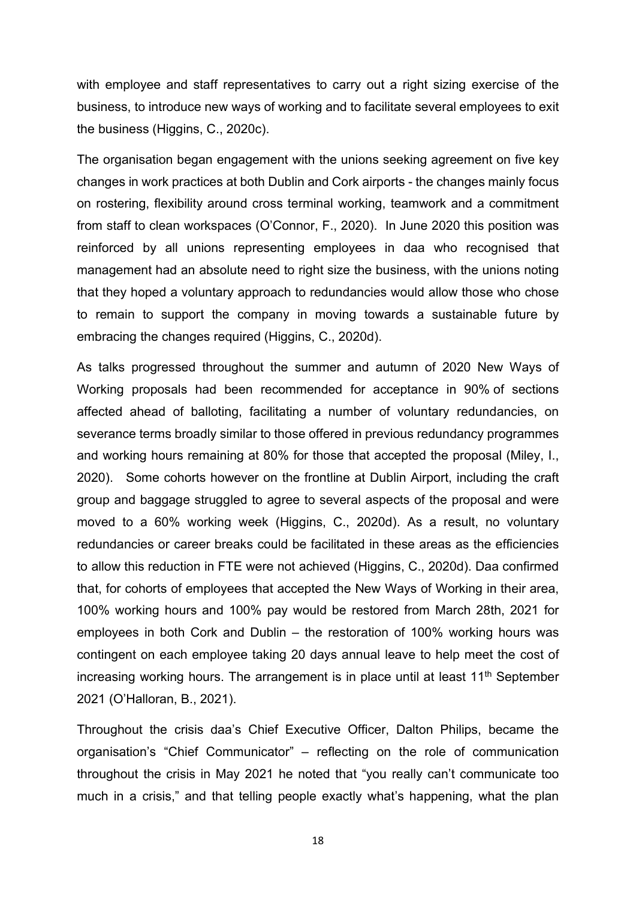with employee and staff representatives to carry out a right sizing exercise of the business, to introduce new ways of working and to facilitate several employees to exit the business (Higgins, C., 2020c).

The organisation began engagement with the unions seeking agreement on five key changes in work practices at both Dublin and Cork airports - the changes mainly focus on rostering, flexibility around cross terminal working, teamwork and a commitment from staff to clean workspaces (O'Connor, F., 2020). In June 2020 this position was reinforced by all unions representing employees in daa who recognised that management had an absolute need to right size the business, with the unions noting that they hoped a voluntary approach to redundancies would allow those who chose to remain to support the company in moving towards a sustainable future by embracing the changes required (Higgins, C., 2020d).

As talks progressed throughout the summer and autumn of 2020 New Ways of Working proposals had been recommended for acceptance in 90% of sections affected ahead of balloting, facilitating a number of voluntary redundancies, on severance terms broadly similar to those offered in previous redundancy programmes and working hours remaining at 80% for those that accepted the proposal (Miley, I., 2020). Some cohorts however on the frontline at Dublin Airport, including the craft group and baggage struggled to agree to several aspects of the proposal and were moved to a 60% working week (Higgins, C., 2020d). As a result, no voluntary redundancies or career breaks could be facilitated in these areas as the efficiencies to allow this reduction in FTE were not achieved (Higgins, C., 2020d). Daa confirmed that, for cohorts of employees that accepted the New Ways of Working in their area, 100% working hours and 100% pay would be restored from March 28th, 2021 for employees in both Cork and Dublin – the restoration of 100% working hours was contingent on each employee taking 20 days annual leave to help meet the cost of increasing working hours. The arrangement is in place until at least 11th September 2021 (O'Halloran, B., 2021).

Throughout the crisis daa's Chief Executive Officer, Dalton Philips, became the organisation's "Chief Communicator" – reflecting on the role of communication throughout the crisis in May 2021 he noted that "you really can't communicate too much in a crisis," and that telling people exactly what's happening, what the plan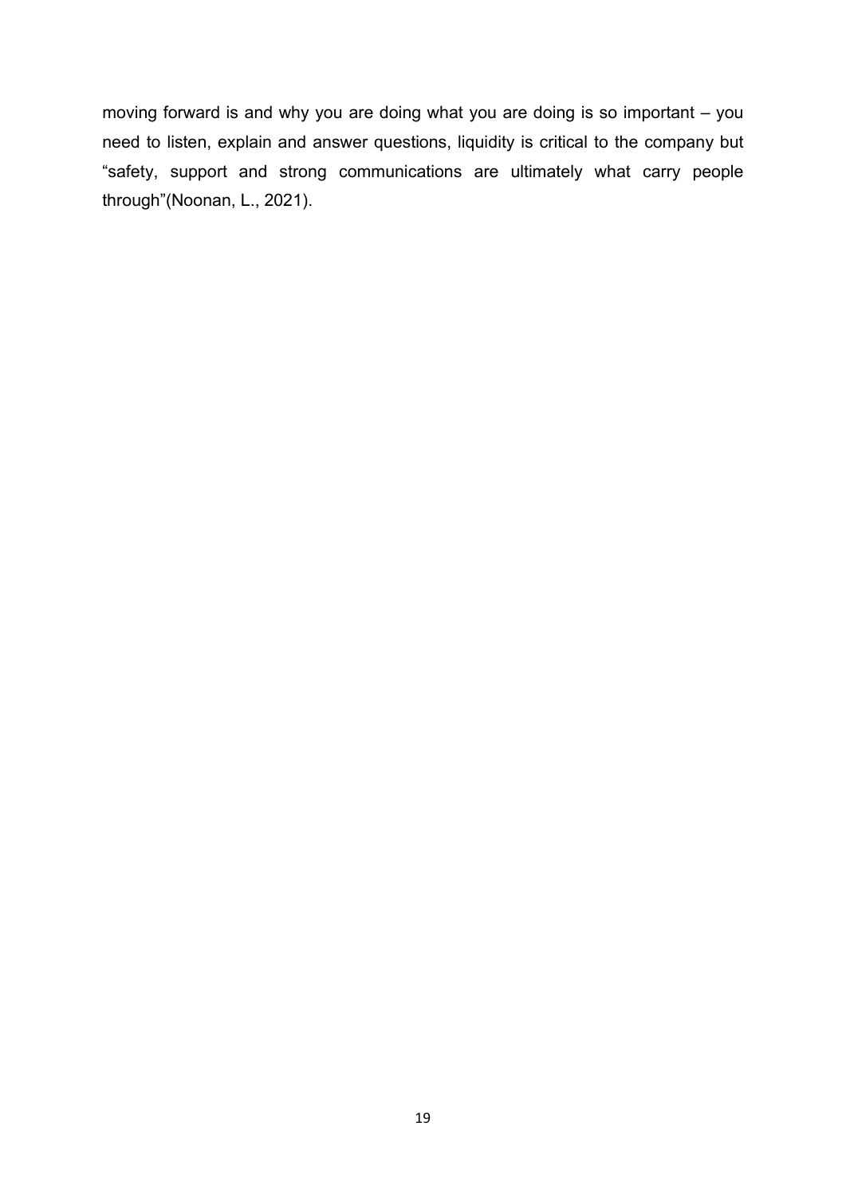moving forward is and why you are doing what you are doing is so important – you need to listen, explain and answer questions, liquidity is critical to the company but "safety, support and strong communications are ultimately what carry people through"(Noonan, L., 2021).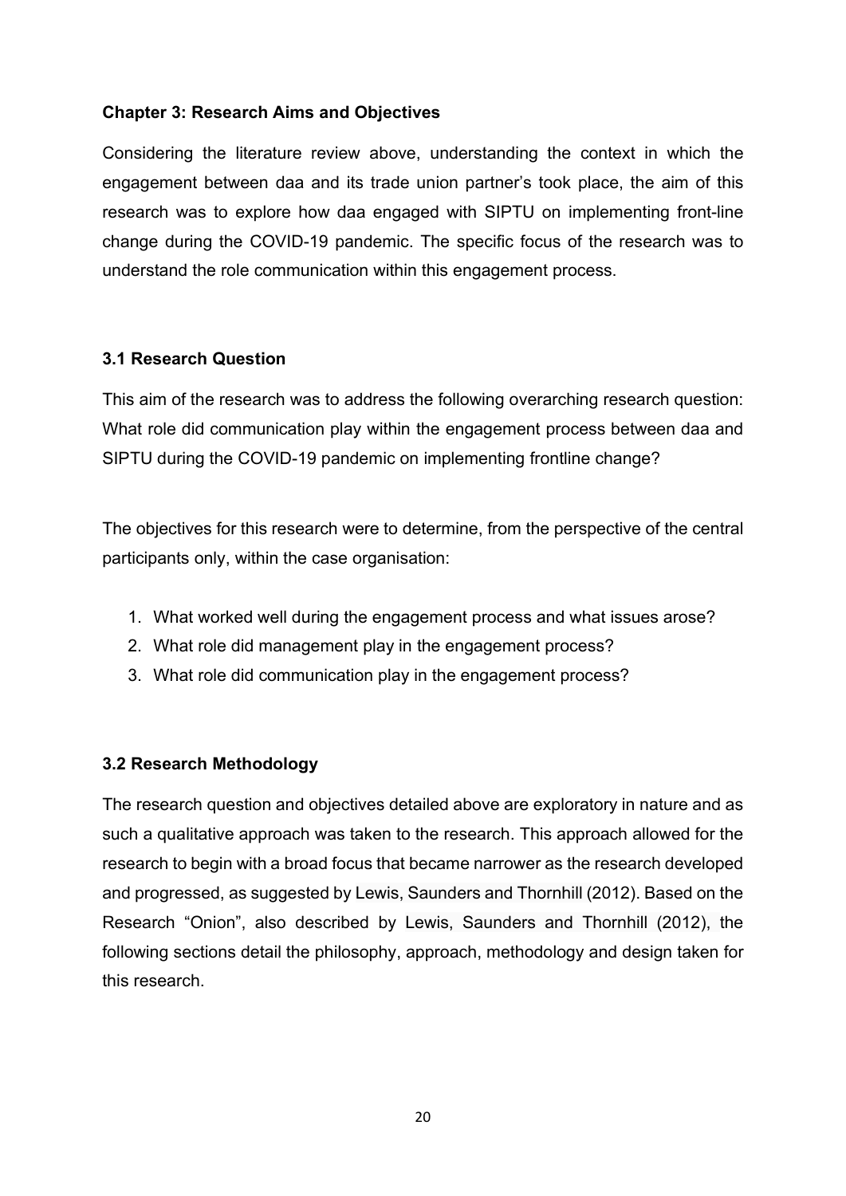## Chapter 3: Research Aims and Objectives

Considering the literature review above, understanding the context in which the engagement between daa and its trade union partner's took place, the aim of this research was to explore how daa engaged with SIPTU on implementing front-line change during the COVID-19 pandemic. The specific focus of the research was to understand the role communication within this engagement process.

### 3.1 Research Question

This aim of the research was to address the following overarching research question: What role did communication play within the engagement process between daa and SIPTU during the COVID-19 pandemic on implementing frontline change?

The objectives for this research were to determine, from the perspective of the central participants only, within the case organisation:

1. What worked well during the engagement process and what issues arose?
2. What role did management play in the engagement process?
3. What role did communication play in the engagement process?

### 3.2 Research Methodology

The research question and objectives detailed above are exploratory in nature and as such a qualitative approach was taken to the research. This approach allowed for the research to begin with a broad focus that became narrower as the research developed and progressed, as suggested by Lewis, Saunders and Thornhill (2012). Based on the Research "Onion", also described by Lewis, Saunders and Thornhill (2012), the following sections detail the philosophy, approach, methodology and design taken for this research.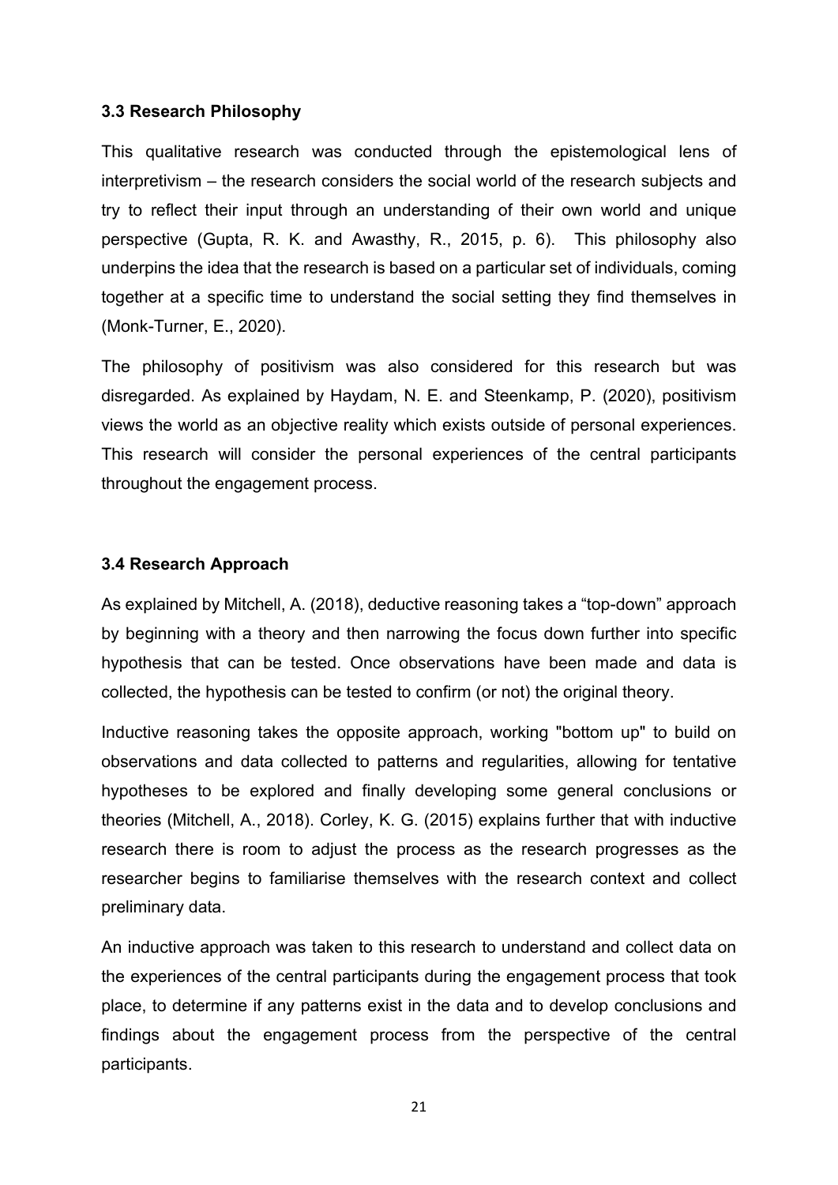### 3.3 Research Philosophy

This qualitative research was conducted through the epistemological lens of interpretivism – the research considers the social world of the research subjects and try to reflect their input through an understanding of their own world and unique perspective (Gupta, R. K. and Awasthy, R., 2015, p. 6). This philosophy also underpins the idea that the research is based on a particular set of individuals, coming together at a specific time to understand the social setting they find themselves in (Monk-Turner, E., 2020).

The philosophy of positivism was also considered for this research but was disregarded. As explained by Haydam, N. E. and Steenkamp, P. (2020), positivism views the world as an objective reality which exists outside of personal experiences. This research will consider the personal experiences of the central participants throughout the engagement process.

### 3.4 Research Approach

As explained by Mitchell, A. (2018), deductive reasoning takes a "top-down" approach by beginning with a theory and then narrowing the focus down further into specific hypothesis that can be tested. Once observations have been made and data is collected, the hypothesis can be tested to confirm (or not) the original theory.

Inductive reasoning takes the opposite approach, working "bottom up" to build on observations and data collected to patterns and regularities, allowing for tentative hypotheses to be explored and finally developing some general conclusions or theories (Mitchell, A., 2018). Corley, K. G. (2015) explains further that with inductive research there is room to adjust the process as the research progresses as the researcher begins to familiarise themselves with the research context and collect preliminary data.

An inductive approach was taken to this research to understand and collect data on the experiences of the central participants during the engagement process that took place, to determine if any patterns exist in the data and to develop conclusions and findings about the engagement process from the perspective of the central participants.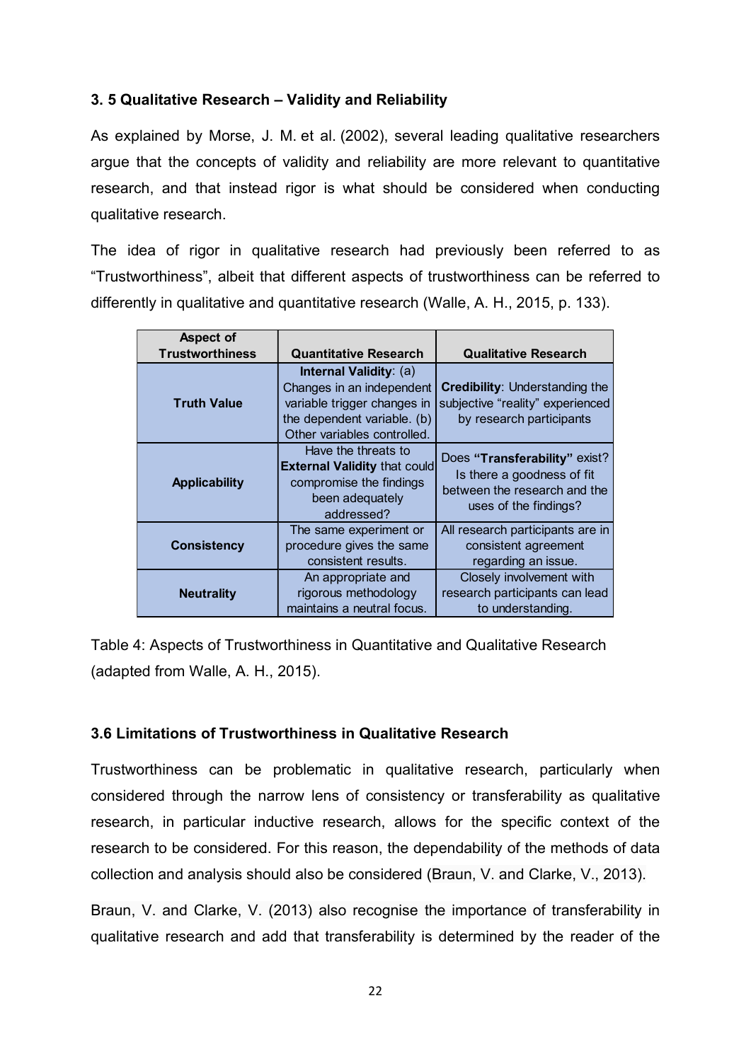### 3. 5 Qualitative Research – Validity and Reliability

As explained by Morse, J. M. et al. (2002), several leading qualitative researchers argue that the concepts of validity and reliability are more relevant to quantitative research, and that instead rigor is what should be considered when conducting qualitative research.

The idea of rigor in qualitative research had previously been referred to as "Trustworthiness", albeit that different aspects of trustworthiness can be referred to differently in qualitative and quantitative research (Walle, A. H., 2015, p. 133).

| Aspect of Trustworthiness | Quantitative Research | Qualitative Research |
|---|---|---|
| **Truth Value** | **Internal Validity**: (a) Changes in an independent variable trigger changes in the dependent variable. (b) Other variables controlled. | **Credibility**: Understanding the subjective "reality" experienced by research participants |
| **Applicability** | Have the threats to **External Validity** that could compromise the findings been adequately addressed? | Does **"Transferability"** exist? Is there a goodness of fit between the research and the uses of the findings? |
| **Consistency** | The same experiment or procedure gives the same consistent results. | All research participants are in consistent agreement regarding an issue. |
| **Neutrality** | An appropriate and rigorous methodology maintains a neutral focus. | Closely involvement with research participants can lead to understanding. |

Table 4: Aspects of Trustworthiness in Quantitative and Qualitative Research (adapted from Walle, A. H., 2015).

### 3.6 Limitations of Trustworthiness in Qualitative Research

Trustworthiness can be problematic in qualitative research, particularly when considered through the narrow lens of consistency or transferability as qualitative research, in particular inductive research, allows for the specific context of the research to be considered. For this reason, the dependability of the methods of data collection and analysis should also be considered (Braun, V. and Clarke, V., 2013).

Braun, V. and Clarke, V. (2013) also recognise the importance of transferability in qualitative research and add that transferability is determined by the reader of the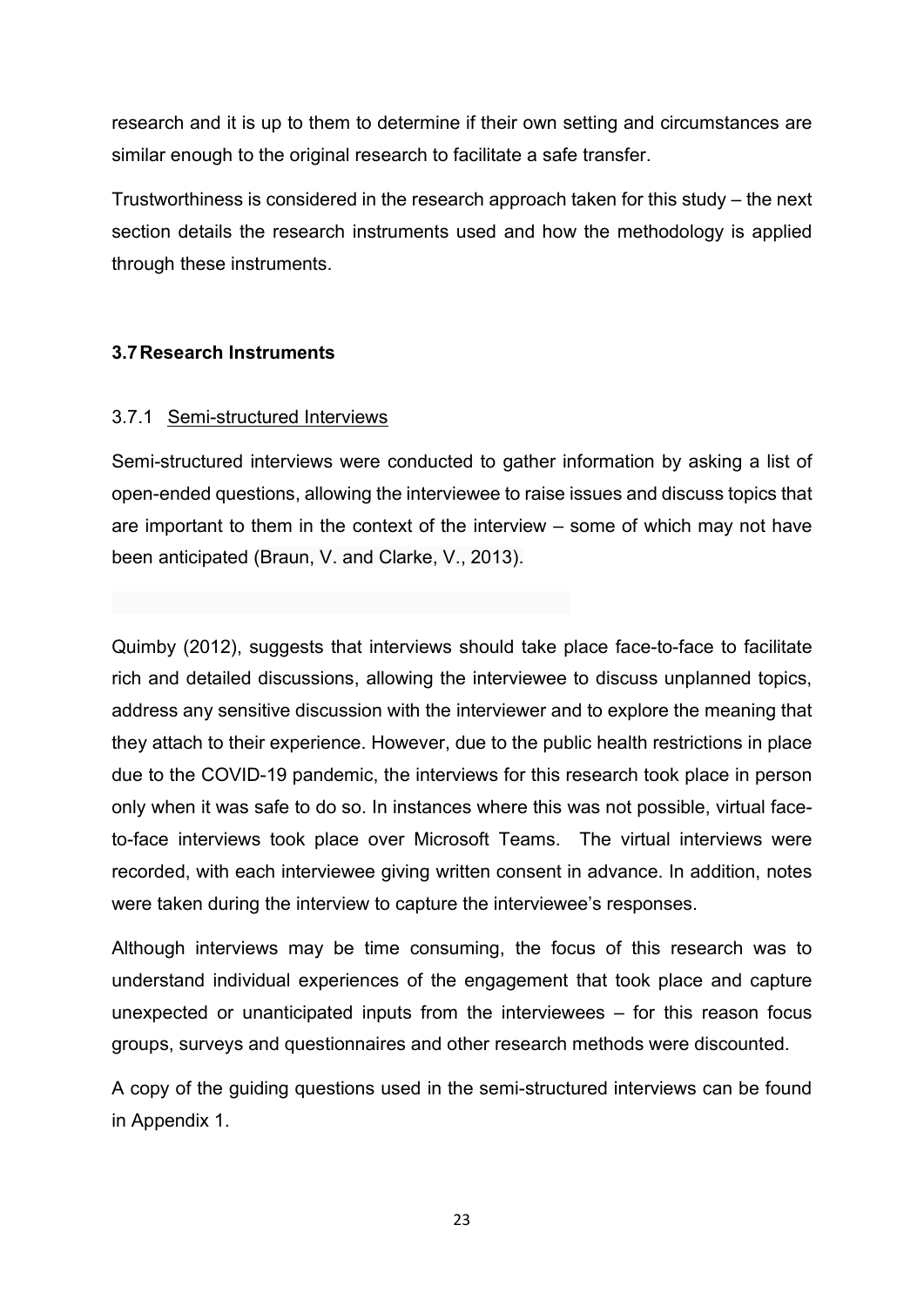research and it is up to them to determine if their own setting and circumstances are similar enough to the original research to facilitate a safe transfer.

Trustworthiness is considered in the research approach taken for this study – the next section details the research instruments used and how the methodology is applied through these instruments.

## 3.7 Research Instruments

### 3.7.1 Semi-structured Interviews

Semi-structured interviews were conducted to gather information by asking a list of open-ended questions, allowing the interviewee to raise issues and discuss topics that are important to them in the context of the interview – some of which may not have been anticipated (Braun, V. and Clarke, V., 2013).

Quimby (2012), suggests that interviews should take place face-to-face to facilitate rich and detailed discussions, allowing the interviewee to discuss unplanned topics, address any sensitive discussion with the interviewer and to explore the meaning that they attach to their experience. However, due to the public health restrictions in place due to the COVID-19 pandemic, the interviews for this research took place in person only when it was safe to do so. In instances where this was not possible, virtual face-to-face interviews took place over Microsoft Teams. The virtual interviews were recorded, with each interviewee giving written consent in advance. In addition, notes were taken during the interview to capture the interviewee's responses.

Although interviews may be time consuming, the focus of this research was to understand individual experiences of the engagement that took place and capture unexpected or unanticipated inputs from the interviewees – for this reason focus groups, surveys and questionnaires and other research methods were discounted.

A copy of the guiding questions used in the semi-structured interviews can be found in Appendix 1.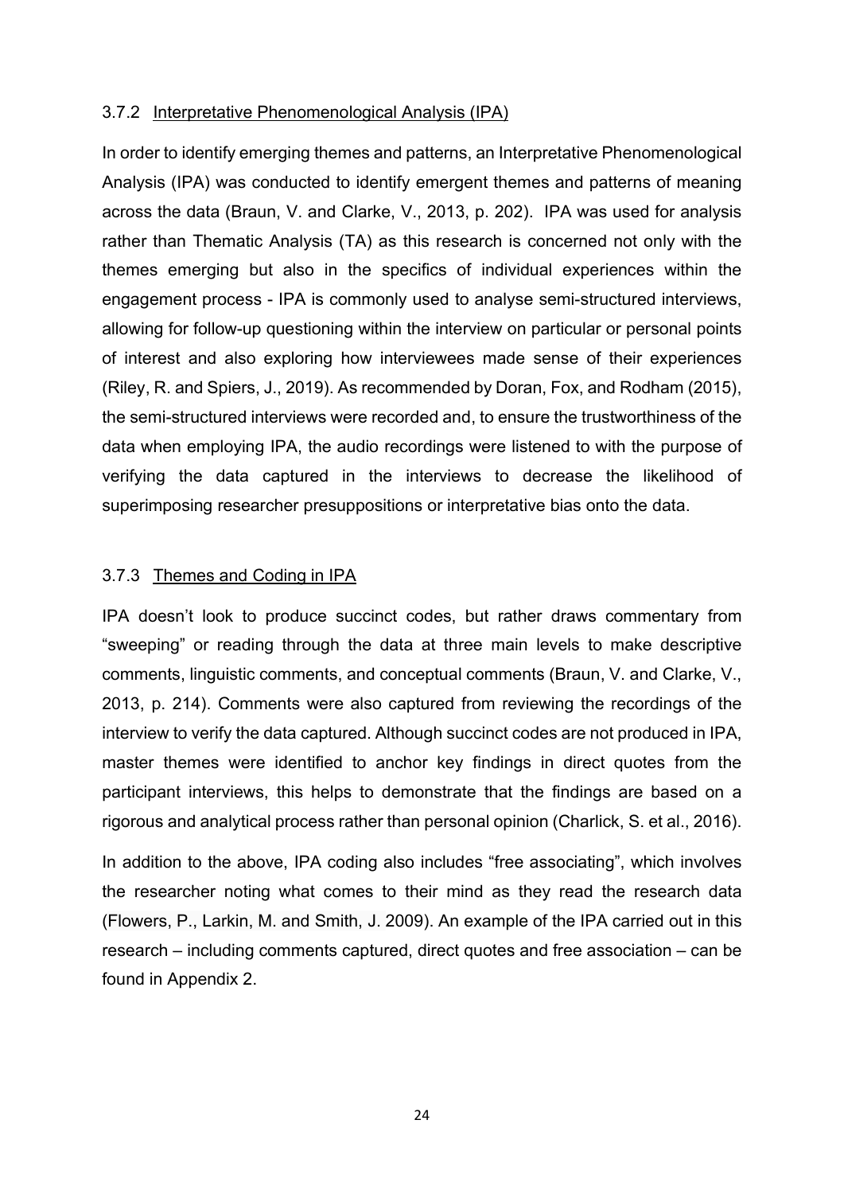### 3.7.2 Interpretative Phenomenological Analysis (IPA)

In order to identify emerging themes and patterns, an Interpretative Phenomenological Analysis (IPA) was conducted to identify emergent themes and patterns of meaning across the data (Braun, V. and Clarke, V., 2013, p. 202). IPA was used for analysis rather than Thematic Analysis (TA) as this research is concerned not only with the themes emerging but also in the specifics of individual experiences within the engagement process - IPA is commonly used to analyse semi-structured interviews, allowing for follow-up questioning within the interview on particular or personal points of interest and also exploring how interviewees made sense of their experiences (Riley, R. and Spiers, J., 2019). As recommended by Doran, Fox, and Rodham (2015), the semi-structured interviews were recorded and, to ensure the trustworthiness of the data when employing IPA, the audio recordings were listened to with the purpose of verifying the data captured in the interviews to decrease the likelihood of superimposing researcher presuppositions or interpretative bias onto the data.

### 3.7.3 Themes and Coding in IPA

IPA doesn't look to produce succinct codes, but rather draws commentary from "sweeping" or reading through the data at three main levels to make descriptive comments, linguistic comments, and conceptual comments (Braun, V. and Clarke, V., 2013, p. 214). Comments were also captured from reviewing the recordings of the interview to verify the data captured. Although succinct codes are not produced in IPA, master themes were identified to anchor key findings in direct quotes from the participant interviews, this helps to demonstrate that the findings are based on a rigorous and analytical process rather than personal opinion (Charlick, S. et al., 2016).

In addition to the above, IPA coding also includes "free associating", which involves the researcher noting what comes to their mind as they read the research data (Flowers, P., Larkin, M. and Smith, J. 2009). An example of the IPA carried out in this research – including comments captured, direct quotes and free association – can be found in Appendix 2.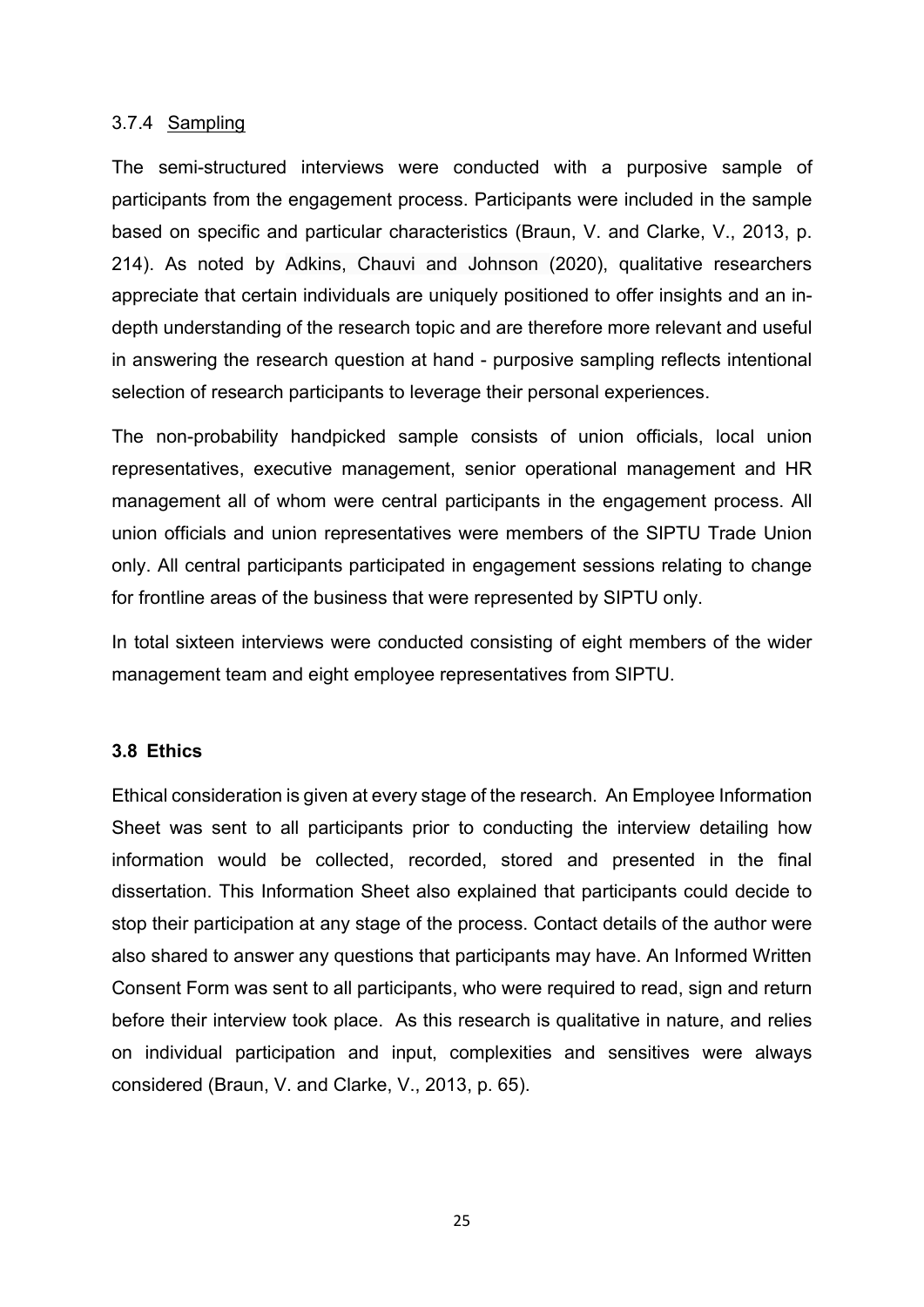#### 3.7.4 Sampling

The semi-structured interviews were conducted with a purposive sample of participants from the engagement process. Participants were included in the sample based on specific and particular characteristics (Braun, V. and Clarke, V., 2013, p. 214). As noted by Adkins, Chauvi and Johnson (2020), qualitative researchers appreciate that certain individuals are uniquely positioned to offer insights and an in-depth understanding of the research topic and are therefore more relevant and useful in answering the research question at hand - purposive sampling reflects intentional selection of research participants to leverage their personal experiences.

The non-probability handpicked sample consists of union officials, local union representatives, executive management, senior operational management and HR management all of whom were central participants in the engagement process. All union officials and union representatives were members of the SIPTU Trade Union only. All central participants participated in engagement sessions relating to change for frontline areas of the business that were represented by SIPTU only.

In total sixteen interviews were conducted consisting of eight members of the wider management team and eight employee representatives from SIPTU.

### 3.8 Ethics

Ethical consideration is given at every stage of the research. An Employee Information Sheet was sent to all participants prior to conducting the interview detailing how information would be collected, recorded, stored and presented in the final dissertation. This Information Sheet also explained that participants could decide to stop their participation at any stage of the process. Contact details of the author were also shared to answer any questions that participants may have. An Informed Written Consent Form was sent to all participants, who were required to read, sign and return before their interview took place. As this research is qualitative in nature, and relies on individual participation and input, complexities and sensitives were always considered (Braun, V. and Clarke, V., 2013, p. 65).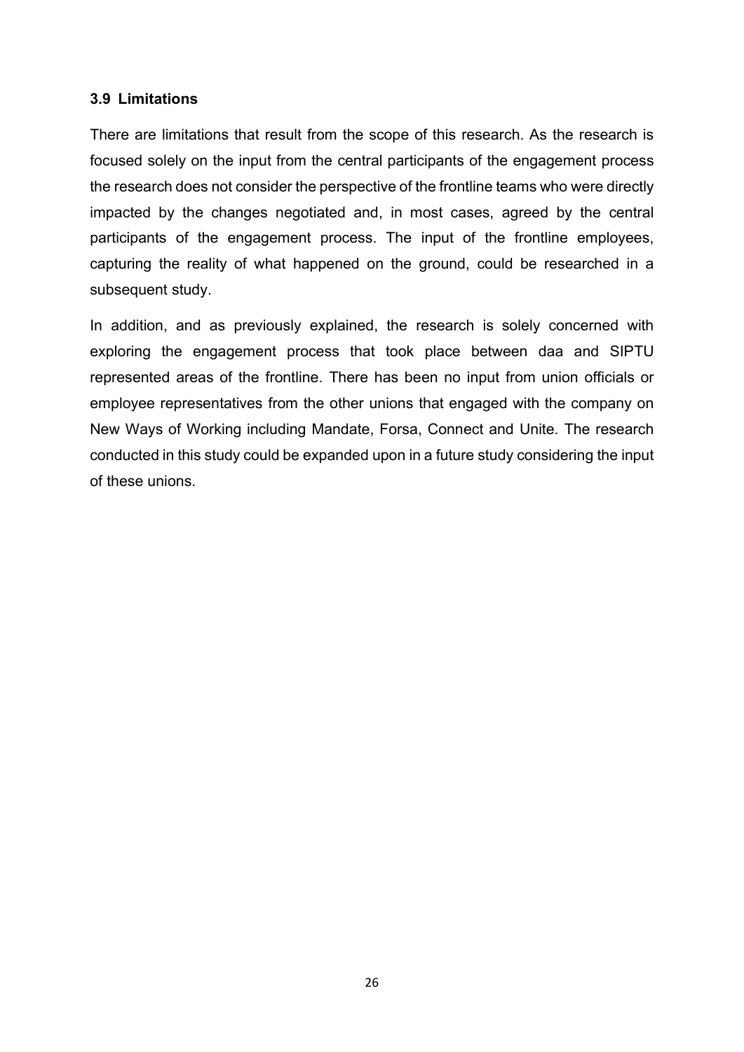### 3.9 Limitations

There are limitations that result from the scope of this research. As the research is focused solely on the input from the central participants of the engagement process the research does not consider the perspective of the frontline teams who were directly impacted by the changes negotiated and, in most cases, agreed by the central participants of the engagement process. The input of the frontline employees, capturing the reality of what happened on the ground, could be researched in a subsequent study.

In addition, and as previously explained, the research is solely concerned with exploring the engagement process that took place between daa and SIPTU represented areas of the frontline. There has been no input from union officials or employee representatives from the other unions that engaged with the company on New Ways of Working including Mandate, Forsa, Connect and Unite. The research conducted in this study could be expanded upon in a future study considering the input of these unions.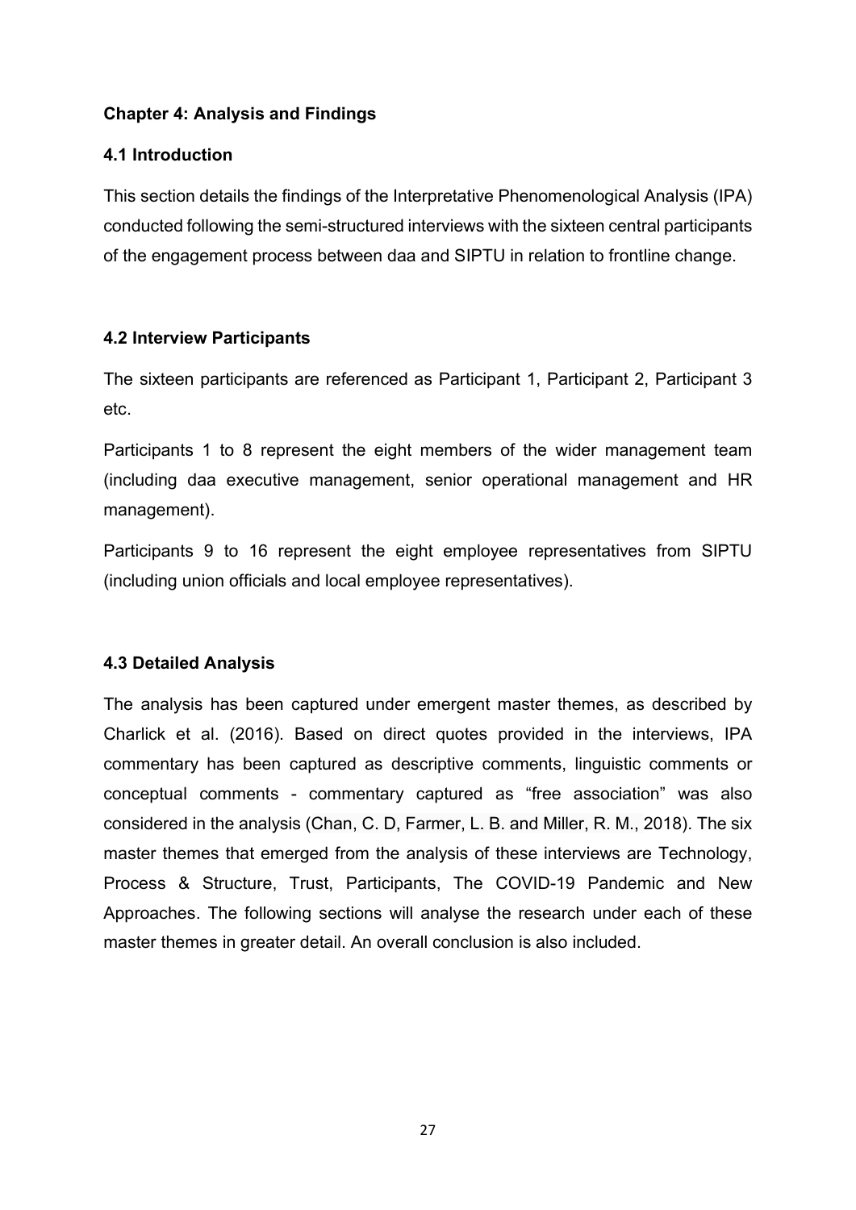## Chapter 4: Analysis and Findings

### 4.1 Introduction

This section details the findings of the Interpretative Phenomenological Analysis (IPA) conducted following the semi-structured interviews with the sixteen central participants of the engagement process between daa and SIPTU in relation to frontline change.

### 4.2 Interview Participants

The sixteen participants are referenced as Participant 1, Participant 2, Participant 3 etc.

Participants 1 to 8 represent the eight members of the wider management team (including daa executive management, senior operational management and HR management).

Participants 9 to 16 represent the eight employee representatives from SIPTU (including union officials and local employee representatives).

### 4.3 Detailed Analysis

The analysis has been captured under emergent master themes, as described by Charlick et al. (2016). Based on direct quotes provided in the interviews, IPA commentary has been captured as descriptive comments, linguistic comments or conceptual comments - commentary captured as "free association" was also considered in the analysis (Chan, C. D, Farmer, L. B. and Miller, R. M., 2018). The six master themes that emerged from the analysis of these interviews are Technology, Process & Structure, Trust, Participants, The COVID-19 Pandemic and New Approaches. The following sections will analyse the research under each of these master themes in greater detail. An overall conclusion is also included.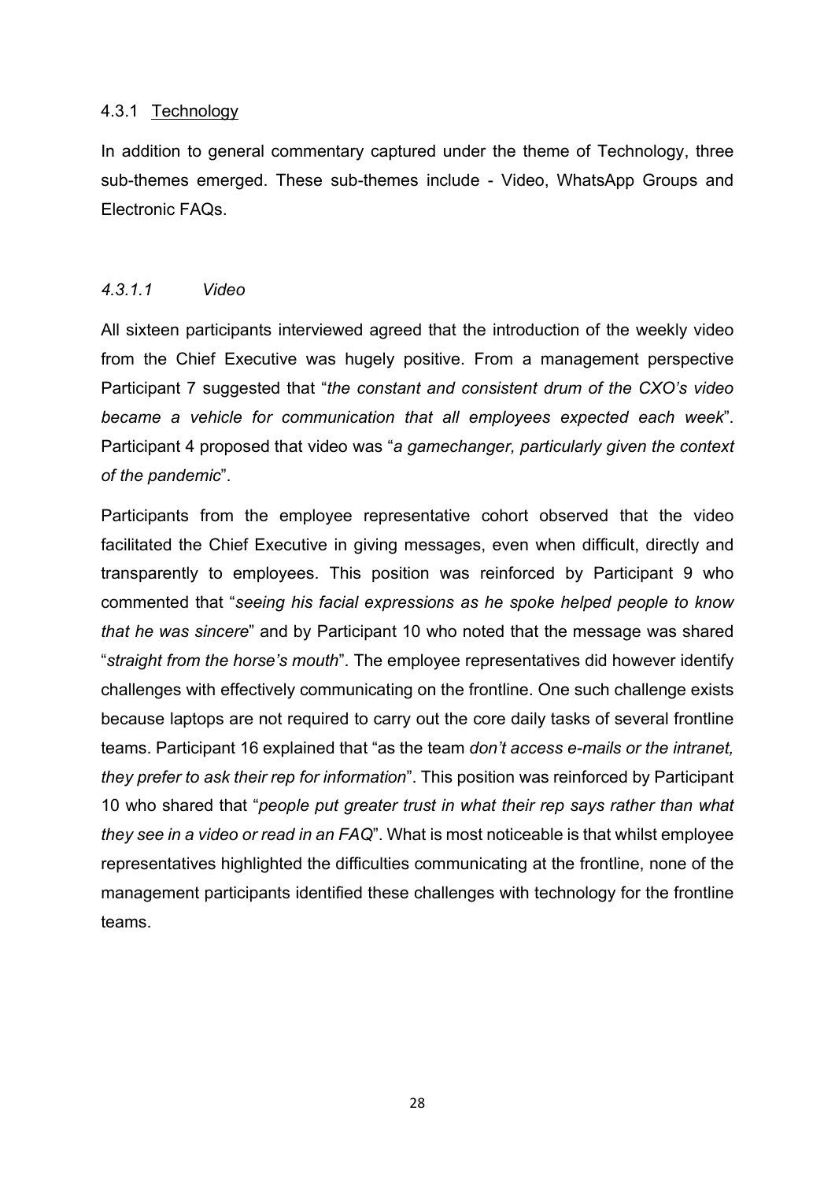### 4.3.1 <u>Technology</u>

In addition to general commentary captured under the theme of Technology, three sub-themes emerged. These sub-themes include - Video, WhatsApp Groups and Electronic FAQs.

#### *4.3.1.1 Video*

All sixteen participants interviewed agreed that the introduction of the weekly video from the Chief Executive was hugely positive. From a management perspective Participant 7 suggested that "*the constant and consistent drum of the CXO's video became a vehicle for communication that all employees expected each week*". Participant 4 proposed that video was "*a gamechanger, particularly given the context of the pandemic*".

Participants from the employee representative cohort observed that the video facilitated the Chief Executive in giving messages, even when difficult, directly and transparently to employees. This position was reinforced by Participant 9 who commented that "*seeing his facial expressions as he spoke helped people to know that he was sincere*" and by Participant 10 who noted that the message was shared "*straight from the horse's mouth*". The employee representatives did however identify challenges with effectively communicating on the frontline. One such challenge exists because laptops are not required to carry out the core daily tasks of several frontline teams. Participant 16 explained that "as the team *don't access e-mails or the intranet, they prefer to ask their rep for information*". This position was reinforced by Participant 10 who shared that "*people put greater trust in what their rep says rather than what they see in a video or read in an FAQ*". What is most noticeable is that whilst employee representatives highlighted the difficulties communicating at the frontline, none of the management participants identified these challenges with technology for the frontline teams.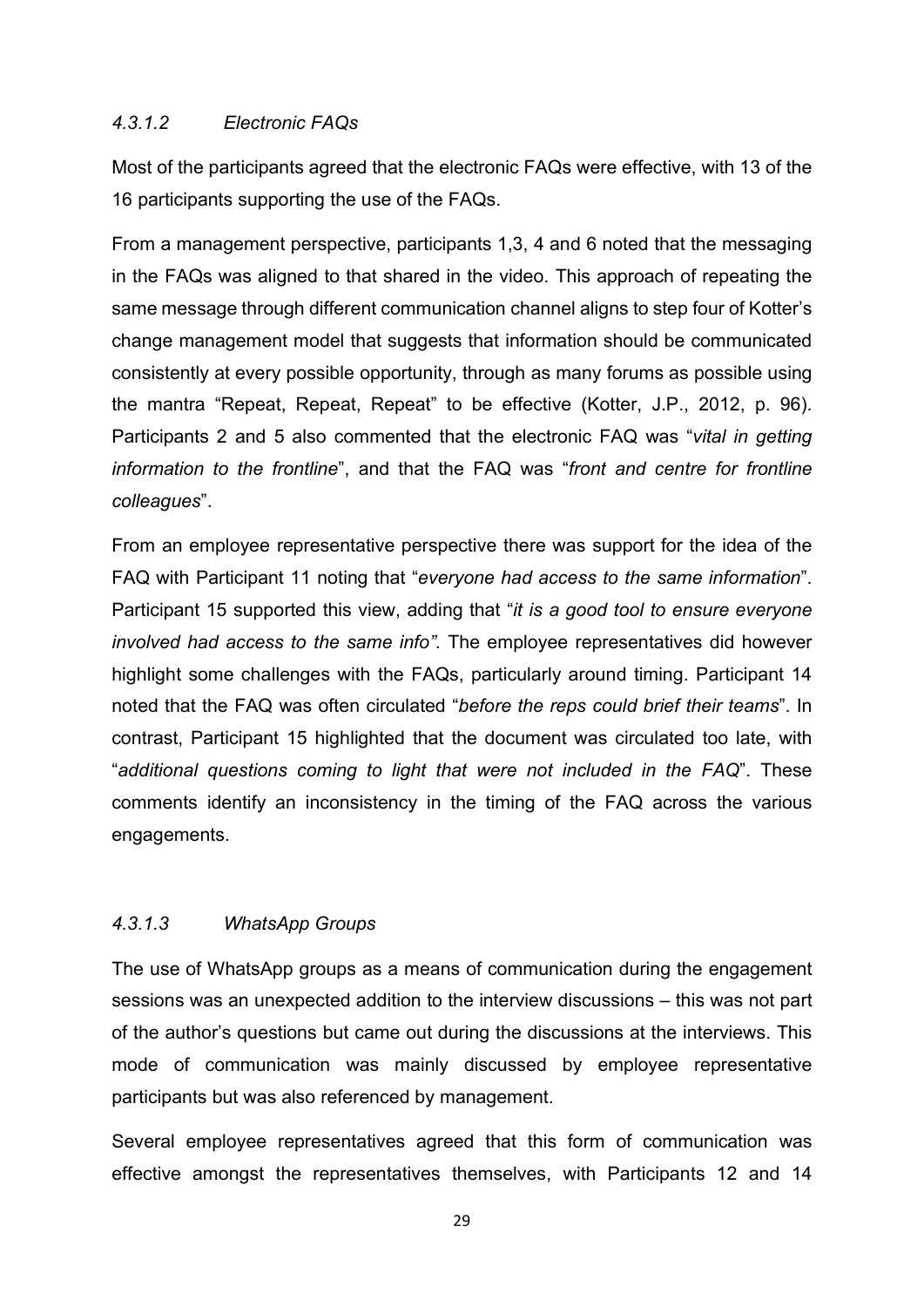#### *4.3.1.2 Electronic FAQs*

Most of the participants agreed that the electronic FAQs were effective, with 13 of the 16 participants supporting the use of the FAQs.

From a management perspective, participants 1,3, 4 and 6 noted that the messaging in the FAQs was aligned to that shared in the video. This approach of repeating the same message through different communication channel aligns to step four of Kotter's change management model that suggests that information should be communicated consistently at every possible opportunity, through as many forums as possible using the mantra "Repeat, Repeat, Repeat" to be effective (Kotter, J.P., 2012, p. 96). Participants 2 and 5 also commented that the electronic FAQ was "*vital in getting information to the frontline*", and that the FAQ was "*front and centre for frontline colleagues*".

From an employee representative perspective there was support for the idea of the FAQ with Participant 11 noting that "*everyone had access to the same information*". Participant 15 supported this view, adding that "*it is a good tool to ensure everyone involved had access to the same info".* The employee representatives did however highlight some challenges with the FAQs, particularly around timing. Participant 14 noted that the FAQ was often circulated "*before the reps could brief their teams*". In contrast, Participant 15 highlighted that the document was circulated too late, with "*additional questions coming to light that were not included in the FAQ*". These comments identify an inconsistency in the timing of the FAQ across the various engagements.

#### *4.3.1.3 WhatsApp Groups*

The use of WhatsApp groups as a means of communication during the engagement sessions was an unexpected addition to the interview discussions – this was not part of the author's questions but came out during the discussions at the interviews. This mode of communication was mainly discussed by employee representative participants but was also referenced by management.

Several employee representatives agreed that this form of communication was effective amongst the representatives themselves, with Participants 12 and 14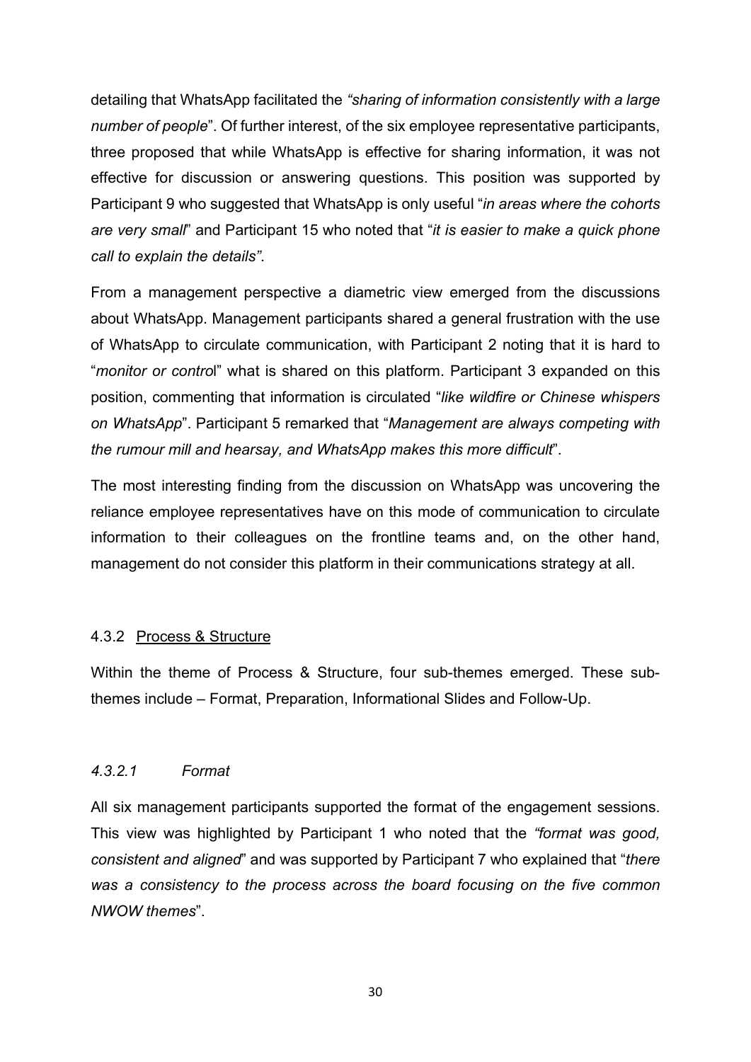detailing that WhatsApp facilitated the *"sharing of information consistently with a large number of people*". Of further interest, of the six employee representative participants, three proposed that while WhatsApp is effective for sharing information, it was not effective for discussion or answering questions. This position was supported by Participant 9 who suggested that WhatsApp is only useful "*in areas where the cohorts are very small*" and Participant 15 who noted that "*it is easier to make a quick phone call to explain the details"*.

From a management perspective a diametric view emerged from the discussions about WhatsApp. Management participants shared a general frustration with the use of WhatsApp to circulate communication, with Participant 2 noting that it is hard to "*monitor or control*" what is shared on this platform. Participant 3 expanded on this position, commenting that information is circulated "*like wildfire or Chinese whispers on WhatsApp*". Participant 5 remarked that "*Management are always competing with the rumour mill and hearsay, and WhatsApp makes this more difficult*".

The most interesting finding from the discussion on WhatsApp was uncovering the reliance employee representatives have on this mode of communication to circulate information to their colleagues on the frontline teams and, on the other hand, management do not consider this platform in their communications strategy at all.

### 4.3.2 Process & Structure

Within the theme of Process & Structure, four sub-themes emerged. These sub-themes include – Format, Preparation, Informational Slides and Follow-Up.

#### *4.3.2.1 Format*

All six management participants supported the format of the engagement sessions. This view was highlighted by Participant 1 who noted that the *"format was good, consistent and aligned*" and was supported by Participant 7 who explained that "*there was a consistency to the process across the board focusing on the five common NWOW themes*".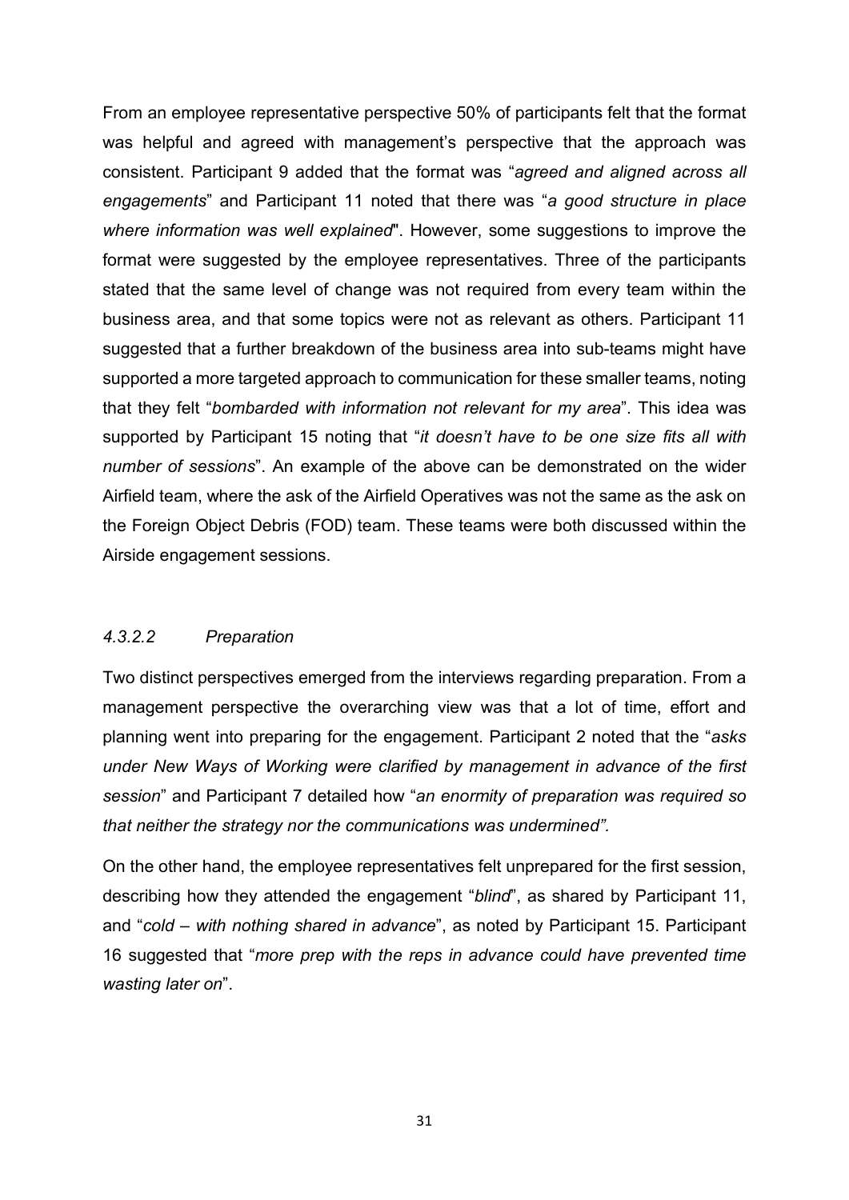From an employee representative perspective 50% of participants felt that the format was helpful and agreed with management's perspective that the approach was consistent. Participant 9 added that the format was "*agreed and aligned across all engagements*" and Participant 11 noted that there was "*a good structure in place where information was well explained*". However, some suggestions to improve the format were suggested by the employee representatives. Three of the participants stated that the same level of change was not required from every team within the business area, and that some topics were not as relevant as others. Participant 11 suggested that a further breakdown of the business area into sub-teams might have supported a more targeted approach to communication for these smaller teams, noting that they felt "*bombarded with information not relevant for my area*". This idea was supported by Participant 15 noting that "*it doesn't have to be one size fits all with number of sessions*". An example of the above can be demonstrated on the wider Airfield team, where the ask of the Airfield Operatives was not the same as the ask on the Foreign Object Debris (FOD) team. These teams were both discussed within the Airside engagement sessions.

#### *4.3.2.2 Preparation*

Two distinct perspectives emerged from the interviews regarding preparation. From a management perspective the overarching view was that a lot of time, effort and planning went into preparing for the engagement. Participant 2 noted that the "*asks under New Ways of Working were clarified by management in advance of the first session*" and Participant 7 detailed how "*an enormity of preparation was required so that neither the strategy nor the communications was undermined".*

On the other hand, the employee representatives felt unprepared for the first session, describing how they attended the engagement "*blind*", as shared by Participant 11, and "*cold – with nothing shared in advance*", as noted by Participant 15. Participant 16 suggested that "*more prep with the reps in advance could have prevented time wasting later on*".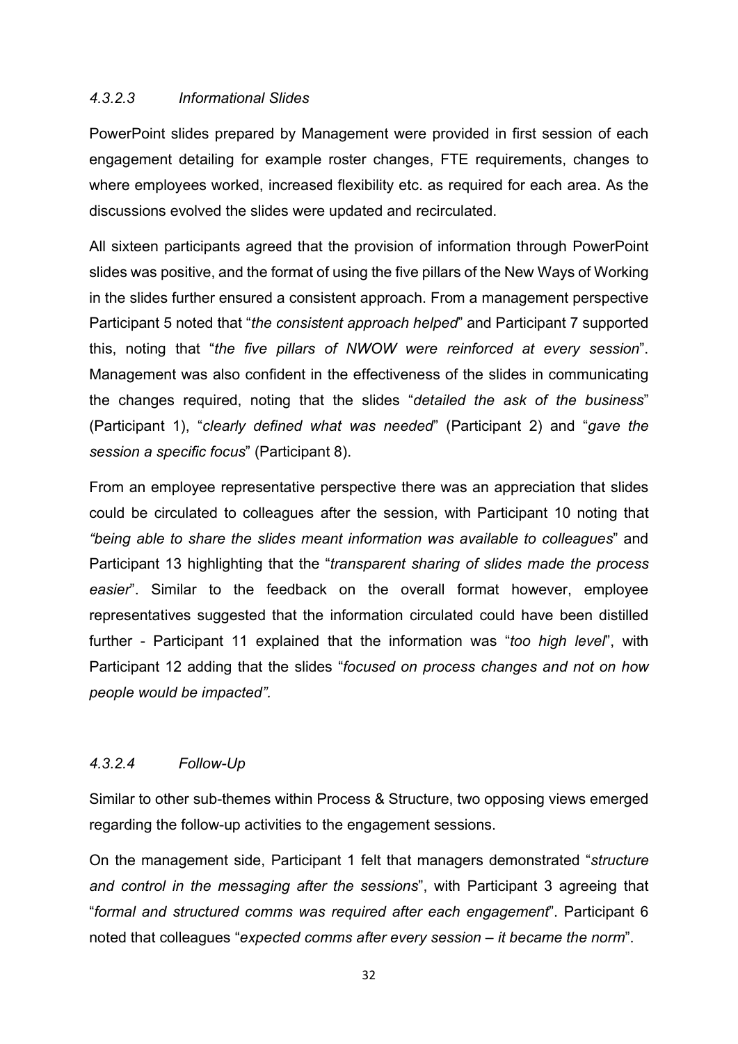#### *4.3.2.3 Informational Slides*

PowerPoint slides prepared by Management were provided in first session of each engagement detailing for example roster changes, FTE requirements, changes to where employees worked, increased flexibility etc. as required for each area. As the discussions evolved the slides were updated and recirculated.

All sixteen participants agreed that the provision of information through PowerPoint slides was positive, and the format of using the five pillars of the New Ways of Working in the slides further ensured a consistent approach. From a management perspective Participant 5 noted that "*the consistent approach helped*" and Participant 7 supported this, noting that "*the five pillars of NWOW were reinforced at every session*". Management was also confident in the effectiveness of the slides in communicating the changes required, noting that the slides "*detailed the ask of the business*" (Participant 1), "*clearly defined what was needed*" (Participant 2) and "*gave the session a specific focus*" (Participant 8).

From an employee representative perspective there was an appreciation that slides could be circulated to colleagues after the session, with Participant 10 noting that *"being able to share the slides meant information was available to colleagues*" and Participant 13 highlighting that the "*transparent sharing of slides made the process easier*". Similar to the feedback on the overall format however, employee representatives suggested that the information circulated could have been distilled further - Participant 11 explained that the information was "*too high level*", with Participant 12 adding that the slides "*focused on process changes and not on how people would be impacted".*

#### *4.3.2.4 Follow-Up*

Similar to other sub-themes within Process & Structure, two opposing views emerged regarding the follow-up activities to the engagement sessions.

On the management side, Participant 1 felt that managers demonstrated "*structure and control in the messaging after the sessions*", with Participant 3 agreeing that "*formal and structured comms was required after each engagement*". Participant 6 noted that colleagues "*expected comms after every session – it became the norm*".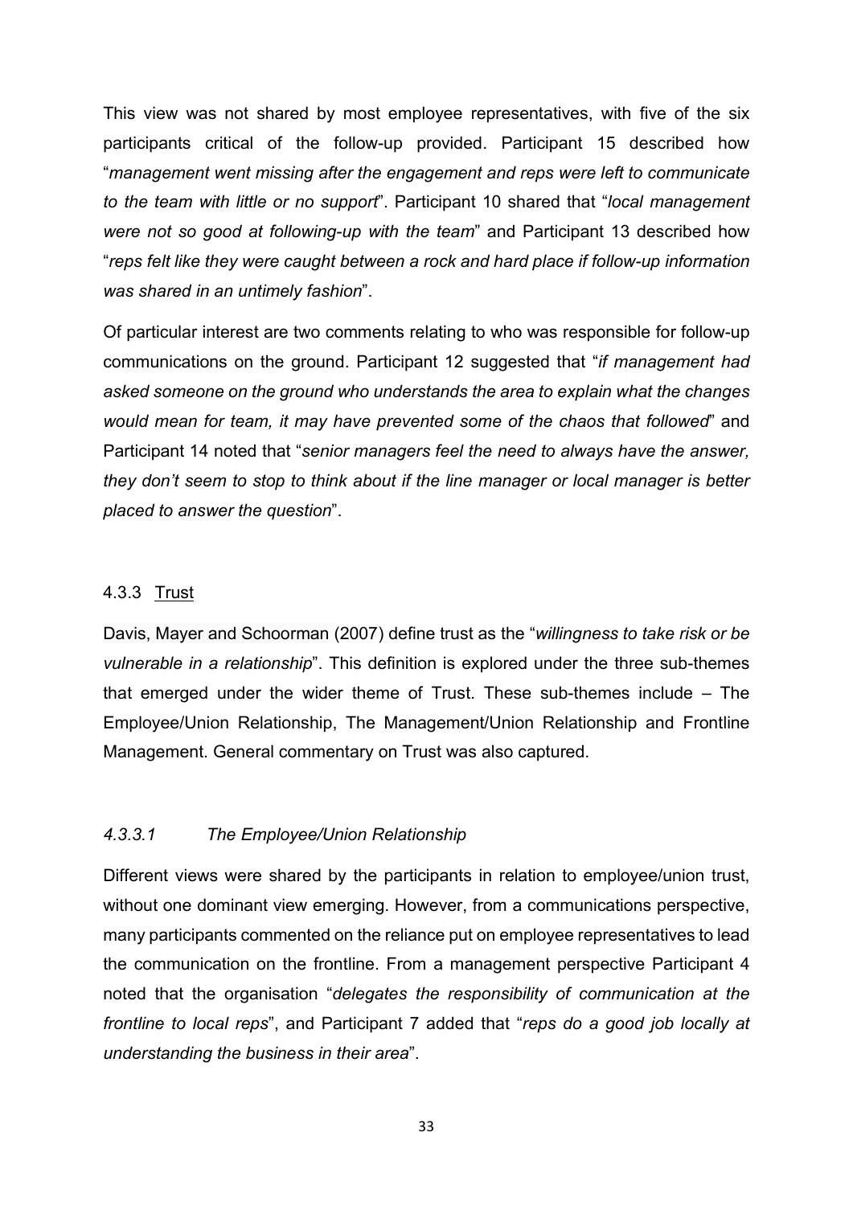This view was not shared by most employee representatives, with five of the six participants critical of the follow-up provided. Participant 15 described how "*management went missing after the engagement and reps were left to communicate to the team with little or no support*". Participant 10 shared that "*local management were not so good at following-up with the team*" and Participant 13 described how "*reps felt like they were caught between a rock and hard place if follow-up information was shared in an untimely fashion*".

Of particular interest are two comments relating to who was responsible for follow-up communications on the ground. Participant 12 suggested that "*if management had asked someone on the ground who understands the area to explain what the changes would mean for team, it may have prevented some of the chaos that followed*" and Participant 14 noted that "*senior managers feel the need to always have the answer, they don't seem to stop to think about if the line manager or local manager is better placed to answer the question*".

### 4.3.3 Trust

Davis, Mayer and Schoorman (2007) define trust as the "*willingness to take risk or be vulnerable in a relationship*". This definition is explored under the three sub-themes that emerged under the wider theme of Trust. These sub-themes include – The Employee/Union Relationship, The Management/Union Relationship and Frontline Management. General commentary on Trust was also captured.

#### *4.3.3.1 The Employee/Union Relationship*

Different views were shared by the participants in relation to employee/union trust, without one dominant view emerging. However, from a communications perspective, many participants commented on the reliance put on employee representatives to lead the communication on the frontline. From a management perspective Participant 4 noted that the organisation "*delegates the responsibility of communication at the frontline to local reps*", and Participant 7 added that "*reps do a good job locally at understanding the business in their area*".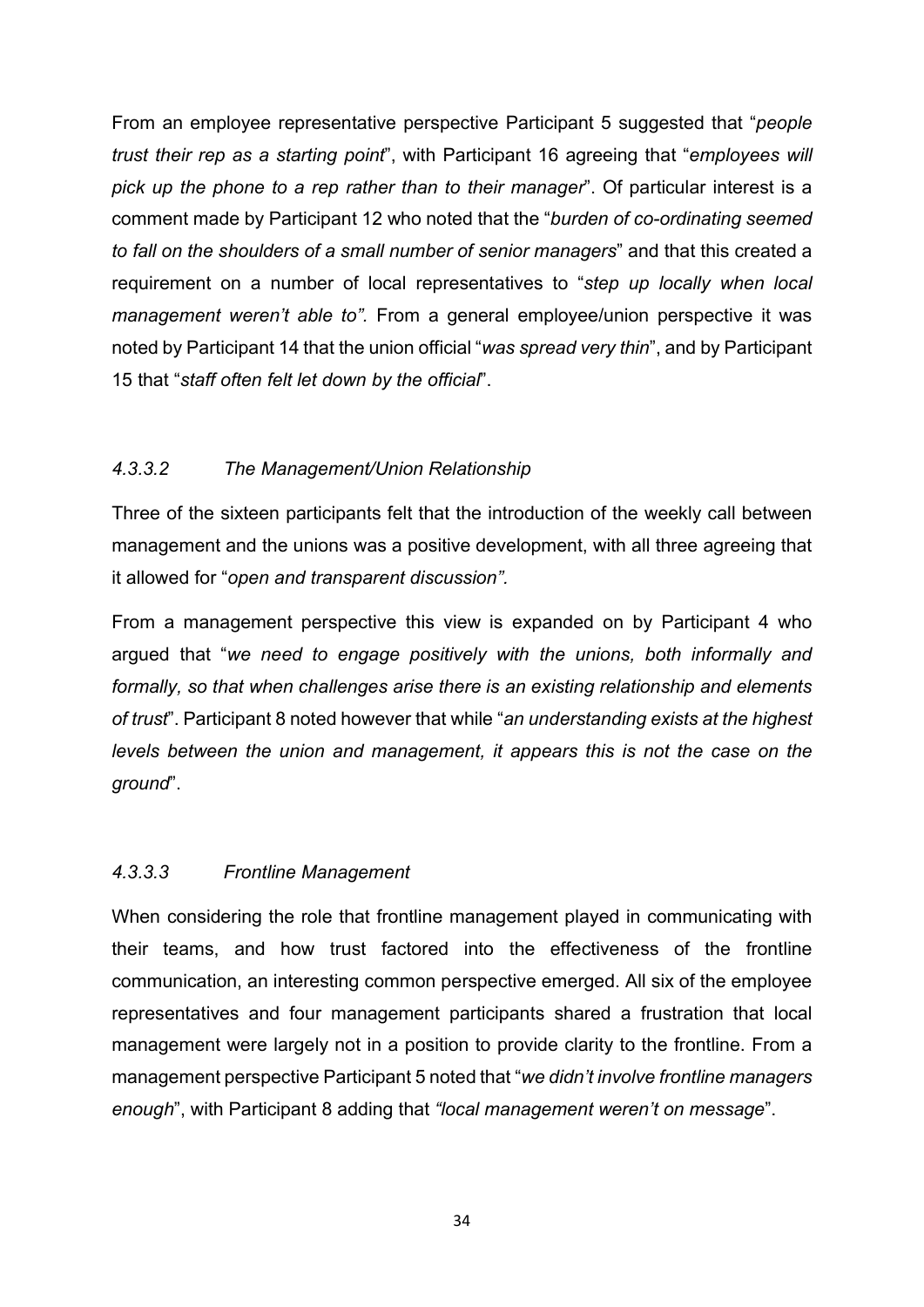From an employee representative perspective Participant 5 suggested that "*people trust their rep as a starting point*", with Participant 16 agreeing that "*employees will pick up the phone to a rep rather than to their manager*". Of particular interest is a comment made by Participant 12 who noted that the "*burden of co-ordinating seemed to fall on the shoulders of a small number of senior managers*" and that this created a requirement on a number of local representatives to "*step up locally when local management weren't able to".* From a general employee/union perspective it was noted by Participant 14 that the union official "*was spread very thin*", and by Participant 15 that "*staff often felt let down by the official*".

#### *4.3.3.2 The Management/Union Relationship*

Three of the sixteen participants felt that the introduction of the weekly call between management and the unions was a positive development, with all three agreeing that it allowed for "*open and transparent discussion".*

From a management perspective this view is expanded on by Participant 4 who argued that "*we need to engage positively with the unions, both informally and formally, so that when challenges arise there is an existing relationship and elements of trust*". Participant 8 noted however that while "*an understanding exists at the highest levels between the union and management, it appears this is not the case on the ground*".

#### *4.3.3.3 Frontline Management*

When considering the role that frontline management played in communicating with their teams, and how trust factored into the effectiveness of the frontline communication, an interesting common perspective emerged. All six of the employee representatives and four management participants shared a frustration that local management were largely not in a position to provide clarity to the frontline. From a management perspective Participant 5 noted that "*we didn't involve frontline managers enough*", with Participant 8 adding that *"local management weren't on message*".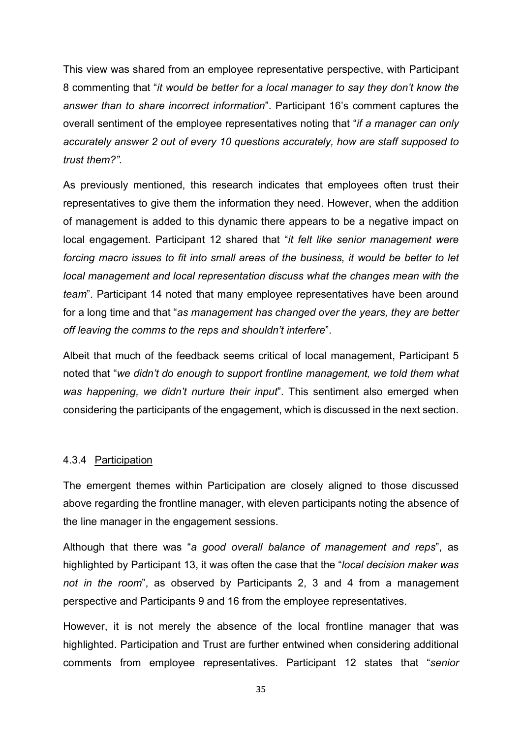This view was shared from an employee representative perspective, with Participant 8 commenting that "*it would be better for a local manager to say they don't know the answer than to share incorrect information*". Participant 16's comment captures the overall sentiment of the employee representatives noting that "*if a manager can only accurately answer 2 out of every 10 questions accurately, how are staff supposed to trust them?".*

As previously mentioned, this research indicates that employees often trust their representatives to give them the information they need. However, when the addition of management is added to this dynamic there appears to be a negative impact on local engagement. Participant 12 shared that "*it felt like senior management were forcing macro issues to fit into small areas of the business, it would be better to let local management and local representation discuss what the changes mean with the team*". Participant 14 noted that many employee representatives have been around for a long time and that "*as management has changed over the years, they are better off leaving the comms to the reps and shouldn't interfere*".

Albeit that much of the feedback seems critical of local management, Participant 5 noted that "*we didn't do enough to support frontline management, we told them what was happening, we didn't nurture their input*". This sentiment also emerged when considering the participants of the engagement, which is discussed in the next section.

### 4.3.4 <u>Participation</u>

The emergent themes within Participation are closely aligned to those discussed above regarding the frontline manager, with eleven participants noting the absence of the line manager in the engagement sessions.

Although that there was "*a good overall balance of management and reps*", as highlighted by Participant 13, it was often the case that the "*local decision maker was not in the room*", as observed by Participants 2, 3 and 4 from a management perspective and Participants 9 and 16 from the employee representatives.

However, it is not merely the absence of the local frontline manager that was highlighted. Participation and Trust are further entwined when considering additional comments from employee representatives. Participant 12 states that "*senior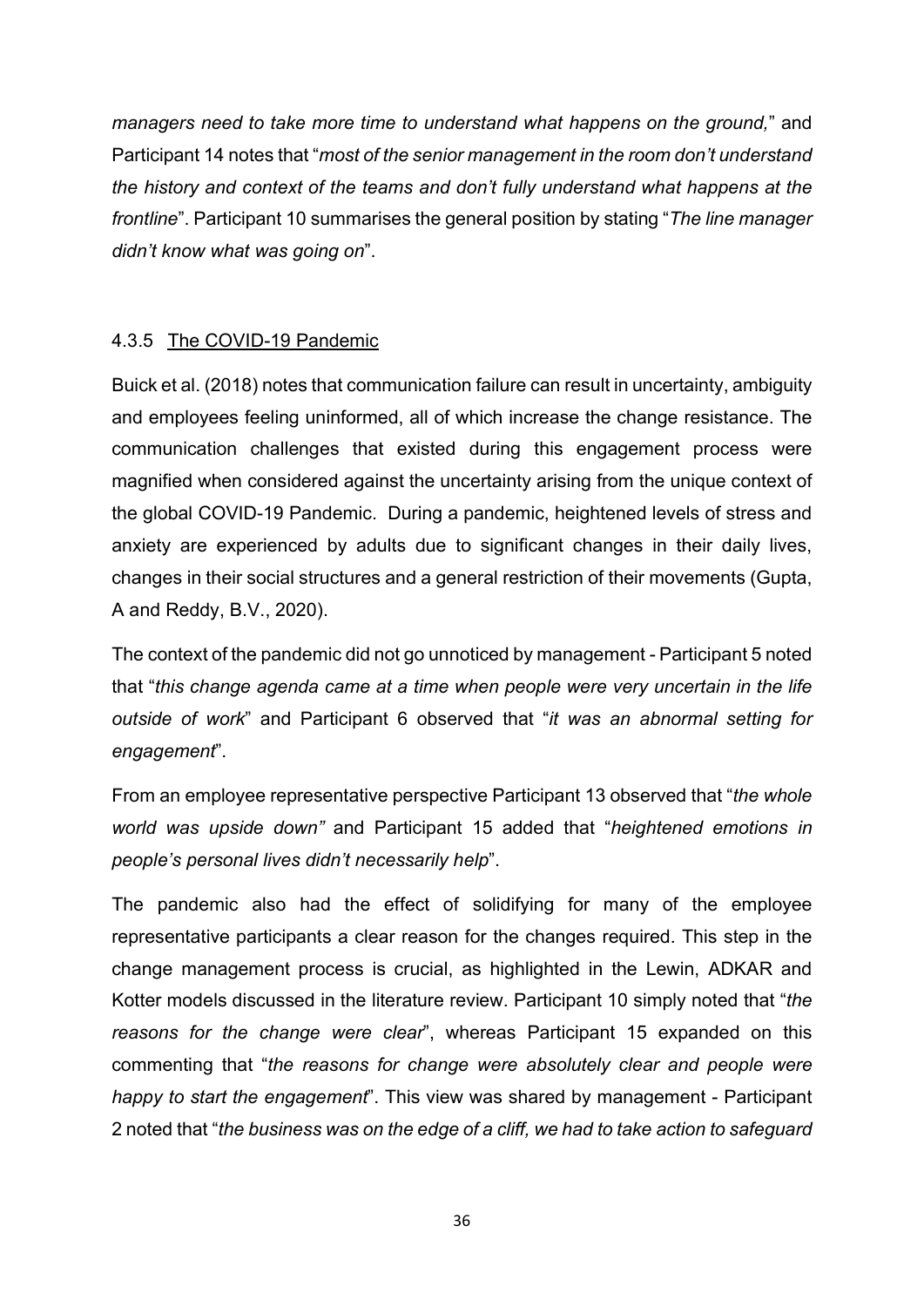*managers need to take more time to understand what happens on the ground,*" and Participant 14 notes that "*most of the senior management in the room don't understand the history and context of the teams and don't fully understand what happens at the frontline*". Participant 10 summarises the general position by stating "*The line manager didn't know what was going on*".

### 4.3.5 The COVID-19 Pandemic

Buick et al. (2018) notes that communication failure can result in uncertainty, ambiguity and employees feeling uninformed, all of which increase the change resistance. The communication challenges that existed during this engagement process were magnified when considered against the uncertainty arising from the unique context of the global COVID-19 Pandemic. During a pandemic, heightened levels of stress and anxiety are experienced by adults due to significant changes in their daily lives, changes in their social structures and a general restriction of their movements (Gupta, A and Reddy, B.V., 2020).

The context of the pandemic did not go unnoticed by management - Participant 5 noted that "*this change agenda came at a time when people were very uncertain in the life outside of work*" and Participant 6 observed that "*it was an abnormal setting for engagement*".

From an employee representative perspective Participant 13 observed that "*the whole world was upside down"* and Participant 15 added that "*heightened emotions in people's personal lives didn't necessarily help*".

The pandemic also had the effect of solidifying for many of the employee representative participants a clear reason for the changes required. This step in the change management process is crucial, as highlighted in the Lewin, ADKAR and Kotter models discussed in the literature review. Participant 10 simply noted that "*the reasons for the change were clear*", whereas Participant 15 expanded on this commenting that "*the reasons for change were absolutely clear and people were happy to start the engagement*". This view was shared by management - Participant 2 noted that "*the business was on the edge of a cliff, we had to take action to safeguard*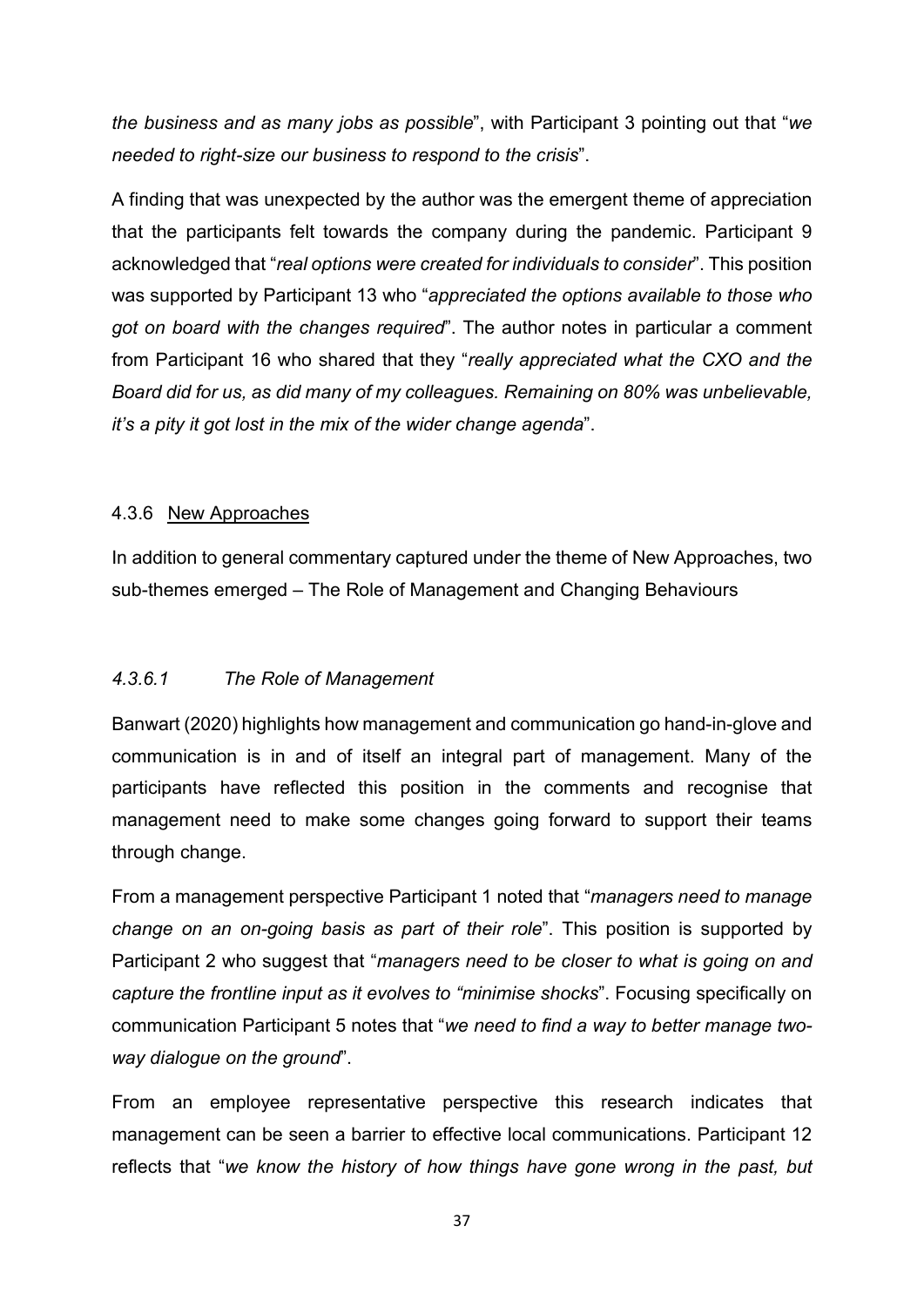*the business and as many jobs as possible*", with Participant 3 pointing out that "*we needed to right-size our business to respond to the crisis*".

A finding that was unexpected by the author was the emergent theme of appreciation that the participants felt towards the company during the pandemic. Participant 9 acknowledged that "*real options were created for individuals to consider*". This position was supported by Participant 13 who "*appreciated the options available to those who got on board with the changes required*". The author notes in particular a comment from Participant 16 who shared that they "*really appreciated what the CXO and the Board did for us, as did many of my colleagues. Remaining on 80% was unbelievable, it's a pity it got lost in the mix of the wider change agenda*".

### 4.3.6 New Approaches

In addition to general commentary captured under the theme of New Approaches, two sub-themes emerged – The Role of Management and Changing Behaviours

#### *4.3.6.1 The Role of Management*

Banwart (2020) highlights how management and communication go hand-in-glove and communication is in and of itself an integral part of management. Many of the participants have reflected this position in the comments and recognise that management need to make some changes going forward to support their teams through change.

From a management perspective Participant 1 noted that "*managers need to manage change on an on-going basis as part of their role*". This position is supported by Participant 2 who suggest that "*managers need to be closer to what is going on and capture the frontline input as it evolves to "minimise shocks*". Focusing specifically on communication Participant 5 notes that "*we need to find a way to better manage two-way dialogue on the ground*".

From an employee representative perspective this research indicates that management can be seen a barrier to effective local communications. Participant 12 reflects that "*we know the history of how things have gone wrong in the past, but*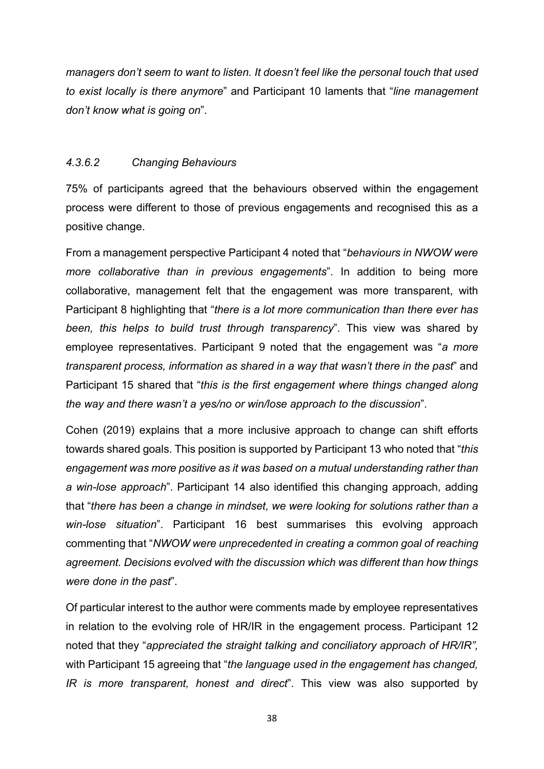*managers don't seem to want to listen. It doesn't feel like the personal touch that used to exist locally is there anymore*" and Participant 10 laments that "*line management don't know what is going on*".

#### *4.3.6.2 Changing Behaviours*

75% of participants agreed that the behaviours observed within the engagement process were different to those of previous engagements and recognised this as a positive change.

From a management perspective Participant 4 noted that "*behaviours in NWOW were more collaborative than in previous engagements*". In addition to being more collaborative, management felt that the engagement was more transparent, with Participant 8 highlighting that "*there is a lot more communication than there ever has been, this helps to build trust through transparency*". This view was shared by employee representatives. Participant 9 noted that the engagement was "*a more transparent process, information as shared in a way that wasn't there in the past*" and Participant 15 shared that "*this is the first engagement where things changed along the way and there wasn't a yes/no or win/lose approach to the discussion*".

Cohen (2019) explains that a more inclusive approach to change can shift efforts towards shared goals. This position is supported by Participant 13 who noted that "*this engagement was more positive as it was based on a mutual understanding rather than a win-lose approach*". Participant 14 also identified this changing approach, adding that "*there has been a change in mindset, we were looking for solutions rather than a win-lose situation*". Participant 16 best summarises this evolving approach commenting that "*NWOW were unprecedented in creating a common goal of reaching agreement. Decisions evolved with the discussion which was different than how things were done in the past*".

Of particular interest to the author were comments made by employee representatives in relation to the evolving role of HR/IR in the engagement process. Participant 12 noted that they "*appreciated the straight talking and conciliatory approach of HR/IR",* with Participant 15 agreeing that "*the language used in the engagement has changed, IR is more transparent, honest and direct*". This view was also supported by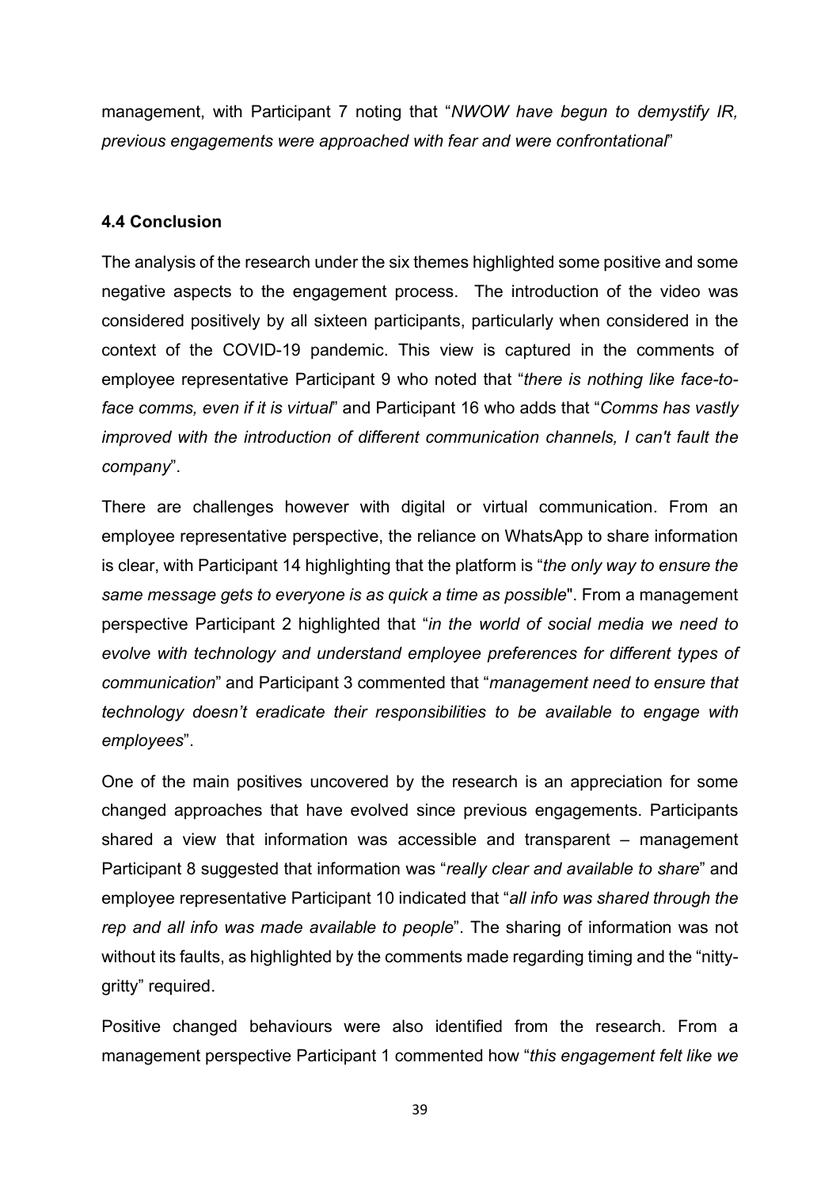management, with Participant 7 noting that "*NWOW have begun to demystify IR, previous engagements were approached with fear and were confrontational*"

### 4.4 Conclusion

The analysis of the research under the six themes highlighted some positive and some negative aspects to the engagement process. The introduction of the video was considered positively by all sixteen participants, particularly when considered in the context of the COVID-19 pandemic. This view is captured in the comments of employee representative Participant 9 who noted that "*there is nothing like face-to-face comms, even if it is virtual*" and Participant 16 who adds that "*Comms has vastly improved with the introduction of different communication channels, I can't fault the company*".

There are challenges however with digital or virtual communication. From an employee representative perspective, the reliance on WhatsApp to share information is clear, with Participant 14 highlighting that the platform is "*the only way to ensure the same message gets to everyone is as quick a time as possible*". From a management perspective Participant 2 highlighted that "*in the world of social media we need to evolve with technology and understand employee preferences for different types of communication*" and Participant 3 commented that "*management need to ensure that technology doesn't eradicate their responsibilities to be available to engage with employees*".

One of the main positives uncovered by the research is an appreciation for some changed approaches that have evolved since previous engagements. Participants shared a view that information was accessible and transparent – management Participant 8 suggested that information was "*really clear and available to share*" and employee representative Participant 10 indicated that "*all info was shared through the rep and all info was made available to people*". The sharing of information was not without its faults, as highlighted by the comments made regarding timing and the "nitty-gritty" required.

Positive changed behaviours were also identified from the research. From a management perspective Participant 1 commented how "*this engagement felt like we*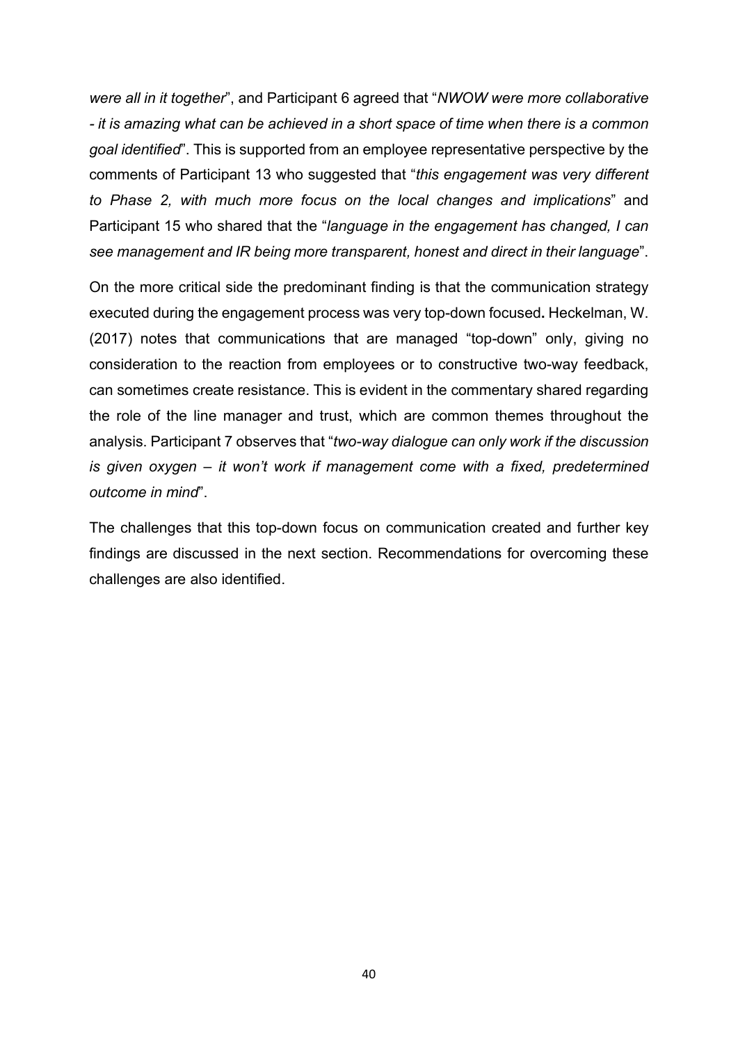*were all in it together*", and Participant 6 agreed that "*NWOW were more collaborative - it is amazing what can be achieved in a short space of time when there is a common goal identified*". This is supported from an employee representative perspective by the comments of Participant 13 who suggested that "*this engagement was very different to Phase 2, with much more focus on the local changes and implications*" and Participant 15 who shared that the "*language in the engagement has changed, I can see management and IR being more transparent, honest and direct in their language*".

On the more critical side the predominant finding is that the communication strategy executed during the engagement process was very top-down focused**.** Heckelman, W. (2017) notes that communications that are managed "top-down" only, giving no consideration to the reaction from employees or to constructive two-way feedback, can sometimes create resistance. This is evident in the commentary shared regarding the role of the line manager and trust, which are common themes throughout the analysis. Participant 7 observes that "*two-way dialogue can only work if the discussion is given oxygen – it won't work if management come with a fixed, predetermined outcome in mind*".

The challenges that this top-down focus on communication created and further key findings are discussed in the next section. Recommendations for overcoming these challenges are also identified.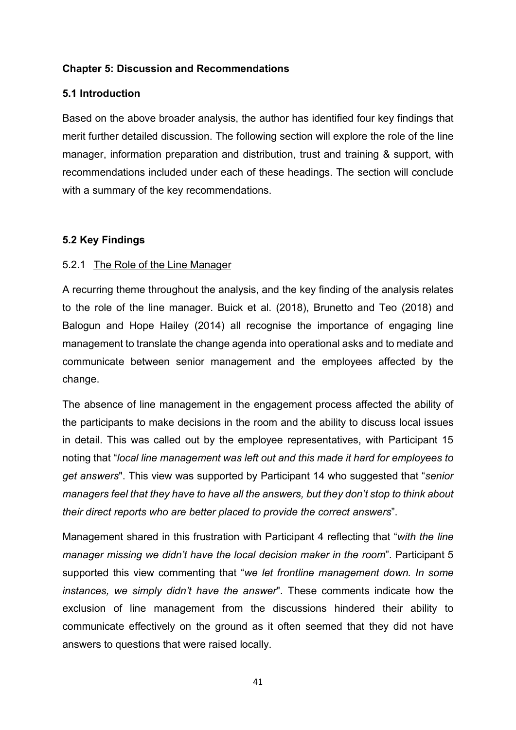## Chapter 5: Discussion and Recommendations

### 5.1 Introduction

Based on the above broader analysis, the author has identified four key findings that merit further detailed discussion. The following section will explore the role of the line manager, information preparation and distribution, trust and training & support, with recommendations included under each of these headings. The section will conclude with a summary of the key recommendations.

### 5.2 Key Findings

#### 5.2.1 The Role of the Line Manager

A recurring theme throughout the analysis, and the key finding of the analysis relates to the role of the line manager. Buick et al. (2018), Brunetto and Teo (2018) and Balogun and Hope Hailey (2014) all recognise the importance of engaging line management to translate the change agenda into operational asks and to mediate and communicate between senior management and the employees affected by the change.

The absence of line management in the engagement process affected the ability of the participants to make decisions in the room and the ability to discuss local issues in detail. This was called out by the employee representatives, with Participant 15 noting that "*local line management was left out and this made it hard for employees to get answers*". This view was supported by Participant 14 who suggested that "*senior managers feel that they have to have all the answers, but they don't stop to think about their direct reports who are better placed to provide the correct answers*".

Management shared in this frustration with Participant 4 reflecting that "*with the line manager missing we didn't have the local decision maker in the room*". Participant 5 supported this view commenting that "*we let frontline management down. In some instances, we simply didn't have the answer*". These comments indicate how the exclusion of line management from the discussions hindered their ability to communicate effectively on the ground as it often seemed that they did not have answers to questions that were raised locally.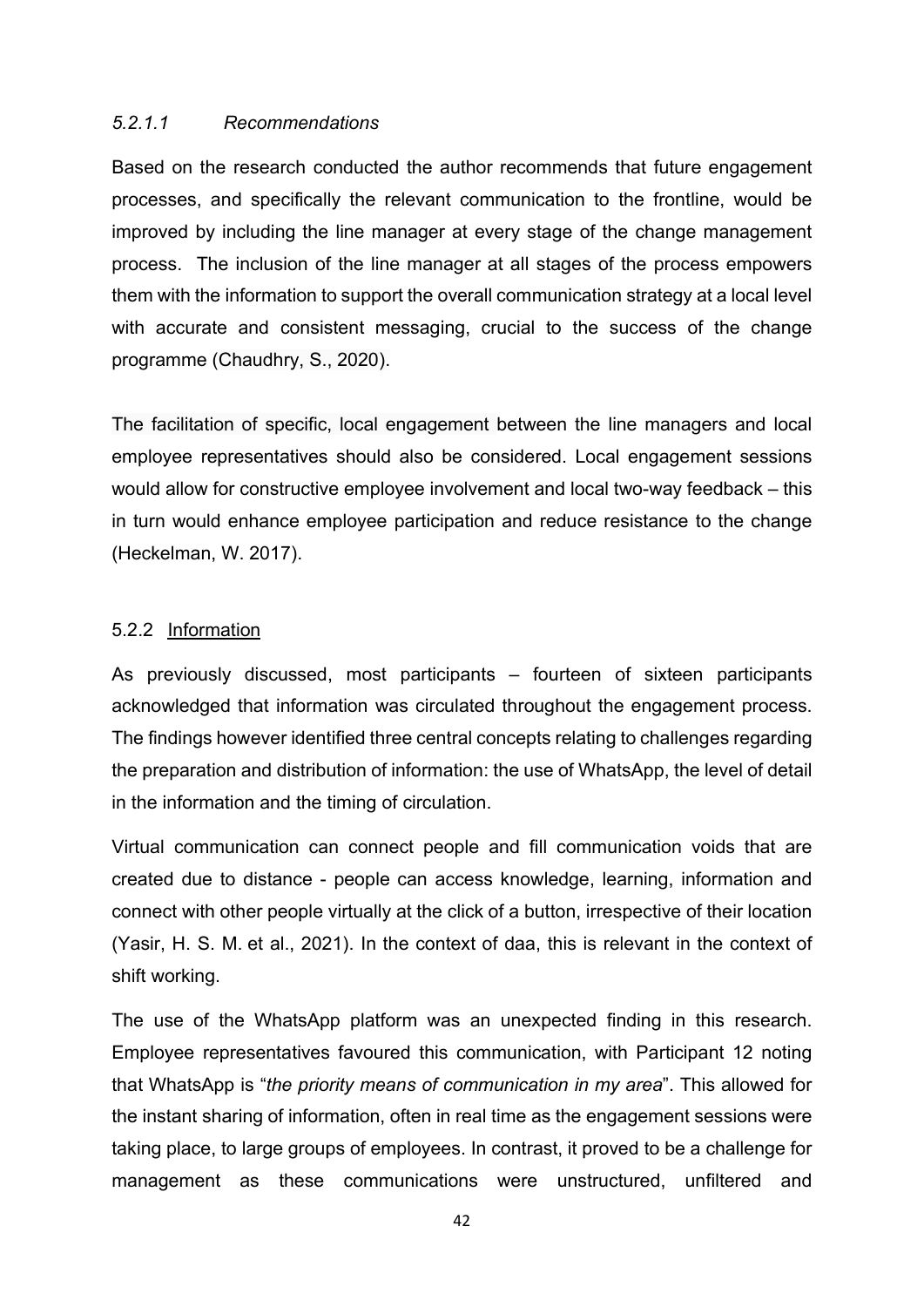#### *5.2.1.1 Recommendations*

Based on the research conducted the author recommends that future engagement processes, and specifically the relevant communication to the frontline, would be improved by including the line manager at every stage of the change management process. The inclusion of the line manager at all stages of the process empowers them with the information to support the overall communication strategy at a local level with accurate and consistent messaging, crucial to the success of the change programme (Chaudhry, S., 2020).

The facilitation of specific, local engagement between the line managers and local employee representatives should also be considered. Local engagement sessions would allow for constructive employee involvement and local two-way feedback – this in turn would enhance employee participation and reduce resistance to the change (Heckelman, W. 2017).

### 5.2.2 Information

As previously discussed, most participants – fourteen of sixteen participants acknowledged that information was circulated throughout the engagement process. The findings however identified three central concepts relating to challenges regarding the preparation and distribution of information: the use of WhatsApp, the level of detail in the information and the timing of circulation.

Virtual communication can connect people and fill communication voids that are created due to distance - people can access knowledge, learning, information and connect with other people virtually at the click of a button, irrespective of their location (Yasir, H. S. M. et al., 2021). In the context of daa, this is relevant in the context of shift working.

The use of the WhatsApp platform was an unexpected finding in this research. Employee representatives favoured this communication, with Participant 12 noting that WhatsApp is "*the priority means of communication in my area*". This allowed for the instant sharing of information, often in real time as the engagement sessions were taking place, to large groups of employees. In contrast, it proved to be a challenge for management as these communications were unstructured, unfiltered and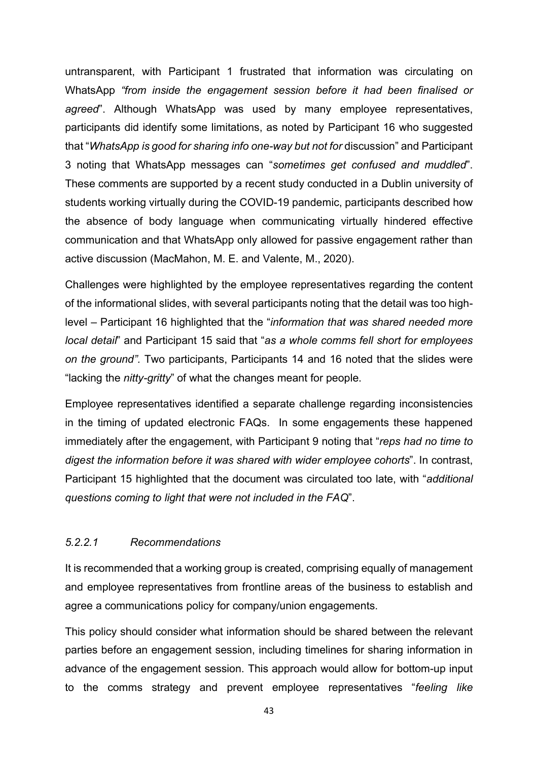untransparent, with Participant 1 frustrated that information was circulating on WhatsApp *"from inside the engagement session before it had been finalised or agreed*". Although WhatsApp was used by many employee representatives, participants did identify some limitations, as noted by Participant 16 who suggested that "*WhatsApp is good for sharing info one-way but not for* discussion" and Participant 3 noting that WhatsApp messages can "*sometimes get confused and muddled*". These comments are supported by a recent study conducted in a Dublin university of students working virtually during the COVID-19 pandemic, participants described how the absence of body language when communicating virtually hindered effective communication and that WhatsApp only allowed for passive engagement rather than active discussion (MacMahon, M. E. and Valente, M., 2020).

Challenges were highlighted by the employee representatives regarding the content of the informational slides, with several participants noting that the detail was too high-level – Participant 16 highlighted that the "*information that was shared needed more local detail*" and Participant 15 said that "*as a whole comms fell short for employees on the ground".* Two participants, Participants 14 and 16 noted that the slides were "lacking the *nitty-gritty*" of what the changes meant for people.

Employee representatives identified a separate challenge regarding inconsistencies in the timing of updated electronic FAQs. In some engagements these happened immediately after the engagement, with Participant 9 noting that "*reps had no time to digest the information before it was shared with wider employee cohorts*". In contrast, Participant 15 highlighted that the document was circulated too late, with "*additional questions coming to light that were not included in the FAQ*".

#### *5.2.2.1 Recommendations*

It is recommended that a working group is created, comprising equally of management and employee representatives from frontline areas of the business to establish and agree a communications policy for company/union engagements.

This policy should consider what information should be shared between the relevant parties before an engagement session, including timelines for sharing information in advance of the engagement session. This approach would allow for bottom-up input to the comms strategy and prevent employee representatives "*feeling like*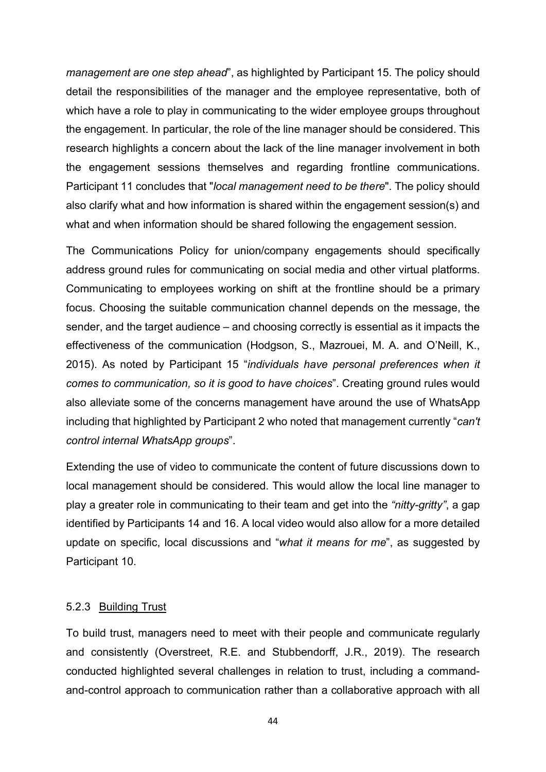*management are one step ahead*", as highlighted by Participant 15. The policy should detail the responsibilities of the manager and the employee representative, both of which have a role to play in communicating to the wider employee groups throughout the engagement. In particular, the role of the line manager should be considered. This research highlights a concern about the lack of the line manager involvement in both the engagement sessions themselves and regarding frontline communications. Participant 11 concludes that "*local management need to be there*". The policy should also clarify what and how information is shared within the engagement session(s) and what and when information should be shared following the engagement session.

The Communications Policy for union/company engagements should specifically address ground rules for communicating on social media and other virtual platforms. Communicating to employees working on shift at the frontline should be a primary focus. Choosing the suitable communication channel depends on the message, the sender, and the target audience – and choosing correctly is essential as it impacts the effectiveness of the communication (Hodgson, S., Mazrouei, M. A. and O'Neill, K., 2015). As noted by Participant 15 "*individuals have personal preferences when it comes to communication, so it is good to have choices*". Creating ground rules would also alleviate some of the concerns management have around the use of WhatsApp including that highlighted by Participant 2 who noted that management currently "*can't control internal WhatsApp groups*".

Extending the use of video to communicate the content of future discussions down to local management should be considered. This would allow the local line manager to play a greater role in communicating to their team and get into the *"nitty-gritty"*, a gap identified by Participants 14 and 16. A local video would also allow for a more detailed update on specific, local discussions and "*what it means for me*", as suggested by Participant 10.

### 5.2.3 Building Trust

To build trust, managers need to meet with their people and communicate regularly and consistently (Overstreet, R.E. and Stubbendorff, J.R., 2019). The research conducted highlighted several challenges in relation to trust, including a command-and-control approach to communication rather than a collaborative approach with all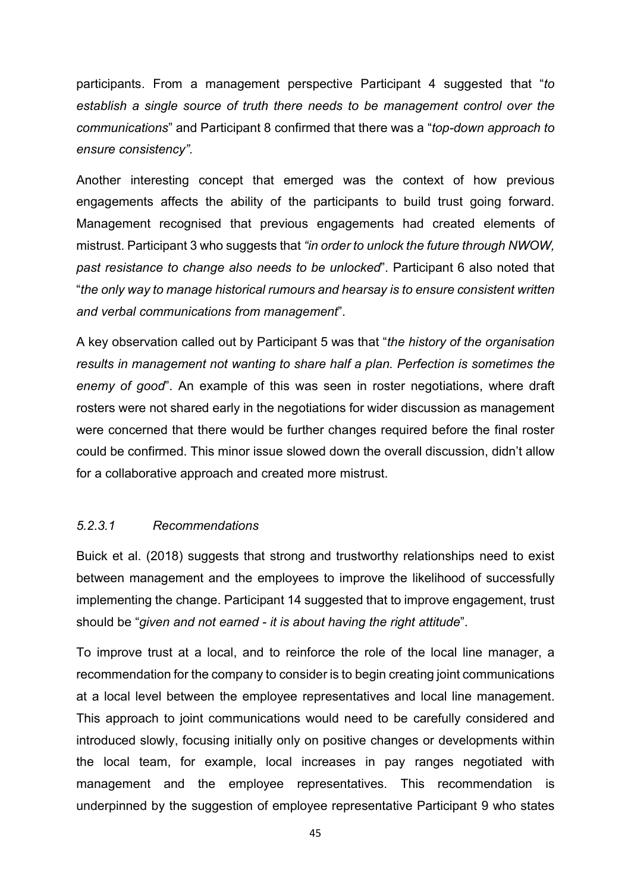participants. From a management perspective Participant 4 suggested that "*to establish a single source of truth there needs to be management control over the communications*" and Participant 8 confirmed that there was a "*top-down approach to ensure consistency".*

Another interesting concept that emerged was the context of how previous engagements affects the ability of the participants to build trust going forward. Management recognised that previous engagements had created elements of mistrust. Participant 3 who suggests that *"in order to unlock the future through NWOW, past resistance to change also needs to be unlocked*". Participant 6 also noted that "*the only way to manage historical rumours and hearsay is to ensure consistent written and verbal communications from management*".

A key observation called out by Participant 5 was that "*the history of the organisation results in management not wanting to share half a plan. Perfection is sometimes the enemy of good*". An example of this was seen in roster negotiations, where draft rosters were not shared early in the negotiations for wider discussion as management were concerned that there would be further changes required before the final roster could be confirmed. This minor issue slowed down the overall discussion, didn't allow for a collaborative approach and created more mistrust.

#### *5.2.3.1 Recommendations*

Buick et al. (2018) suggests that strong and trustworthy relationships need to exist between management and the employees to improve the likelihood of successfully implementing the change. Participant 14 suggested that to improve engagement, trust should be "*given and not earned - it is about having the right attitude*".

To improve trust at a local, and to reinforce the role of the local line manager, a recommendation for the company to consider is to begin creating joint communications at a local level between the employee representatives and local line management. This approach to joint communications would need to be carefully considered and introduced slowly, focusing initially only on positive changes or developments within the local team, for example, local increases in pay ranges negotiated with management and the employee representatives. This recommendation is underpinned by the suggestion of employee representative Participant 9 who states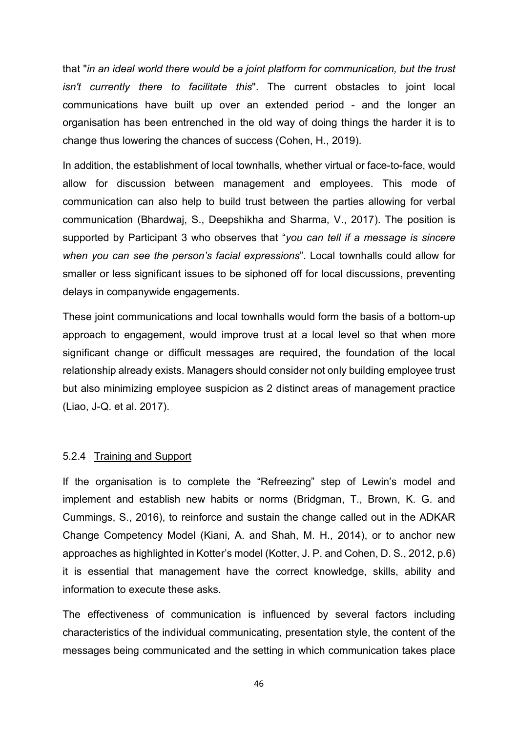that "*in an ideal world there would be a joint platform for communication, but the trust isn't currently there to facilitate this*". The current obstacles to joint local communications have built up over an extended period - and the longer an organisation has been entrenched in the old way of doing things the harder it is to change thus lowering the chances of success (Cohen, H., 2019).

In addition, the establishment of local townhalls, whether virtual or face-to-face, would allow for discussion between management and employees. This mode of communication can also help to build trust between the parties allowing for verbal communication (Bhardwaj, S., Deepshikha and Sharma, V., 2017). The position is supported by Participant 3 who observes that "*you can tell if a message is sincere when you can see the person's facial expressions*". Local townhalls could allow for smaller or less significant issues to be siphoned off for local discussions, preventing delays in companywide engagements.

These joint communications and local townhalls would form the basis of a bottom-up approach to engagement, would improve trust at a local level so that when more significant change or difficult messages are required, the foundation of the local relationship already exists. Managers should consider not only building employee trust but also minimizing employee suspicion as 2 distinct areas of management practice (Liao, J-Q. et al. 2017).

#### 5.2.4 Training and Support

If the organisation is to complete the "Refreezing" step of Lewin's model and implement and establish new habits or norms (Bridgman, T., Brown, K. G. and Cummings, S., 2016), to reinforce and sustain the change called out in the ADKAR Change Competency Model (Kiani, A. and Shah, M. H., 2014), or to anchor new approaches as highlighted in Kotter's model (Kotter, J. P. and Cohen, D. S., 2012, p.6) it is essential that management have the correct knowledge, skills, ability and information to execute these asks.

The effectiveness of communication is influenced by several factors including characteristics of the individual communicating, presentation style, the content of the messages being communicated and the setting in which communication takes place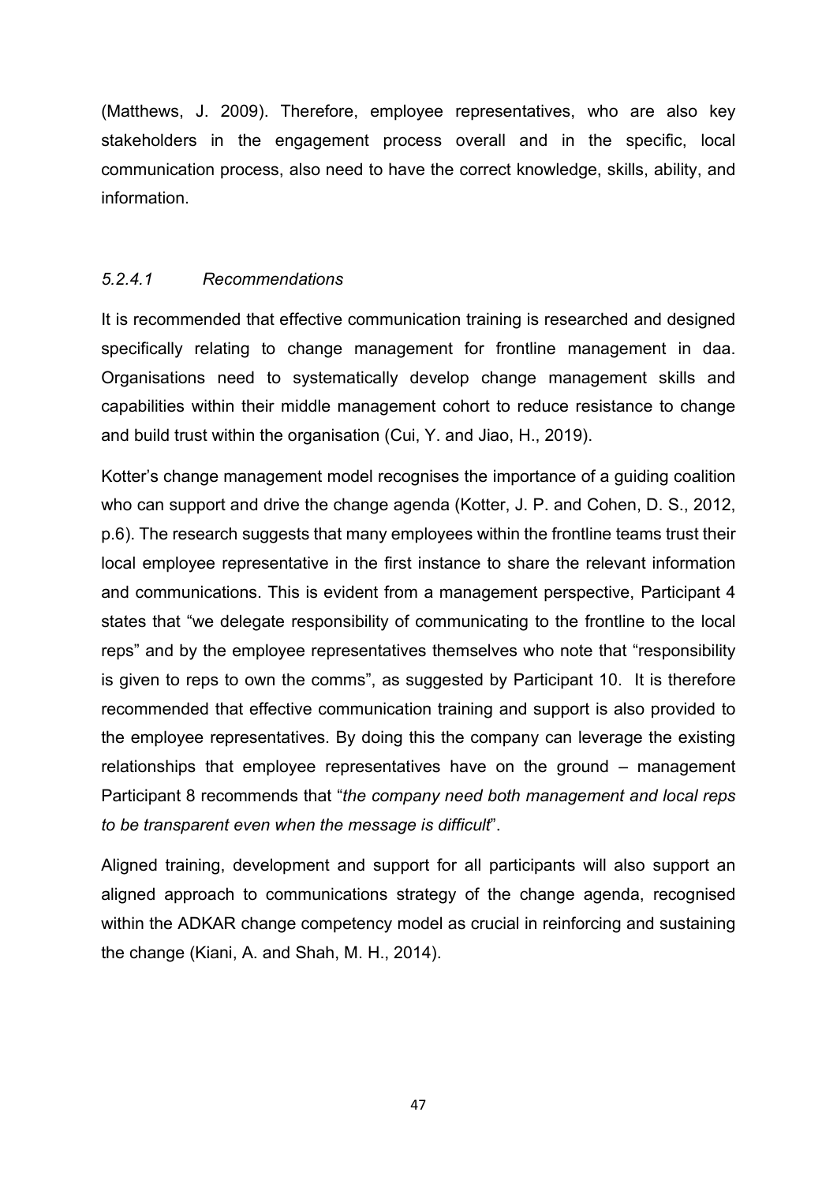(Matthews, J. 2009). Therefore, employee representatives, who are also key stakeholders in the engagement process overall and in the specific, local communication process, also need to have the correct knowledge, skills, ability, and information.

#### *5.2.4.1 Recommendations*

It is recommended that effective communication training is researched and designed specifically relating to change management for frontline management in daa. Organisations need to systematically develop change management skills and capabilities within their middle management cohort to reduce resistance to change and build trust within the organisation (Cui, Y. and Jiao, H., 2019).

Kotter's change management model recognises the importance of a guiding coalition who can support and drive the change agenda (Kotter, J. P. and Cohen, D. S., 2012, p.6). The research suggests that many employees within the frontline teams trust their local employee representative in the first instance to share the relevant information and communications. This is evident from a management perspective, Participant 4 states that "we delegate responsibility of communicating to the frontline to the local reps" and by the employee representatives themselves who note that "responsibility is given to reps to own the comms", as suggested by Participant 10. It is therefore recommended that effective communication training and support is also provided to the employee representatives. By doing this the company can leverage the existing relationships that employee representatives have on the ground – management Participant 8 recommends that "*the company need both management and local reps to be transparent even when the message is difficult*".

Aligned training, development and support for all participants will also support an aligned approach to communications strategy of the change agenda, recognised within the ADKAR change competency model as crucial in reinforcing and sustaining the change (Kiani, A. and Shah, M. H., 2014).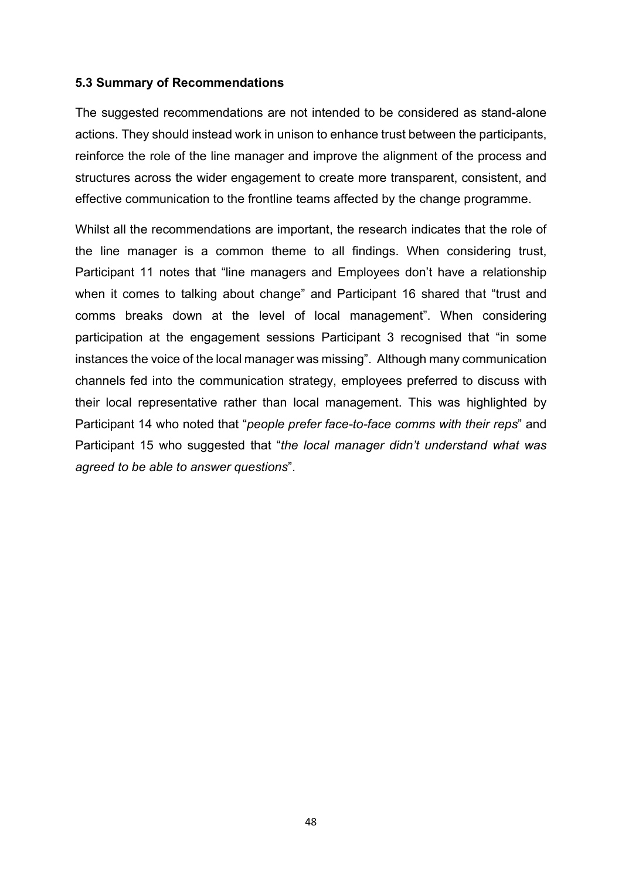### 5.3 Summary of Recommendations

The suggested recommendations are not intended to be considered as stand-alone actions. They should instead work in unison to enhance trust between the participants, reinforce the role of the line manager and improve the alignment of the process and structures across the wider engagement to create more transparent, consistent, and effective communication to the frontline teams affected by the change programme.

Whilst all the recommendations are important, the research indicates that the role of the line manager is a common theme to all findings. When considering trust, Participant 11 notes that "line managers and Employees don't have a relationship when it comes to talking about change" and Participant 16 shared that "trust and comms breaks down at the level of local management". When considering participation at the engagement sessions Participant 3 recognised that "in some instances the voice of the local manager was missing". Although many communication channels fed into the communication strategy, employees preferred to discuss with their local representative rather than local management. This was highlighted by Participant 14 who noted that "*people prefer face-to-face comms with their reps*" and Participant 15 who suggested that "*the local manager didn't understand what was agreed to be able to answer questions*".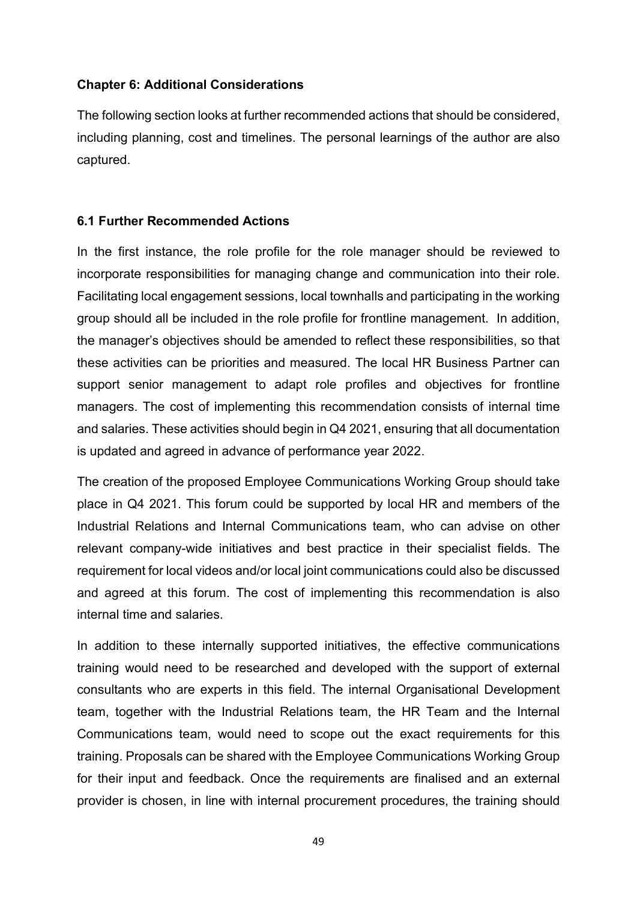## Chapter 6: Additional Considerations

The following section looks at further recommended actions that should be considered, including planning, cost and timelines. The personal learnings of the author are also captured.

### 6.1 Further Recommended Actions

In the first instance, the role profile for the role manager should be reviewed to incorporate responsibilities for managing change and communication into their role. Facilitating local engagement sessions, local townhalls and participating in the working group should all be included in the role profile for frontline management. In addition, the manager's objectives should be amended to reflect these responsibilities, so that these activities can be priorities and measured. The local HR Business Partner can support senior management to adapt role profiles and objectives for frontline managers. The cost of implementing this recommendation consists of internal time and salaries. These activities should begin in Q4 2021, ensuring that all documentation is updated and agreed in advance of performance year 2022.

The creation of the proposed Employee Communications Working Group should take place in Q4 2021. This forum could be supported by local HR and members of the Industrial Relations and Internal Communications team, who can advise on other relevant company-wide initiatives and best practice in their specialist fields. The requirement for local videos and/or local joint communications could also be discussed and agreed at this forum. The cost of implementing this recommendation is also internal time and salaries.

In addition to these internally supported initiatives, the effective communications training would need to be researched and developed with the support of external consultants who are experts in this field. The internal Organisational Development team, together with the Industrial Relations team, the HR Team and the Internal Communications team, would need to scope out the exact requirements for this training. Proposals can be shared with the Employee Communications Working Group for their input and feedback. Once the requirements are finalised and an external provider is chosen, in line with internal procurement procedures, the training should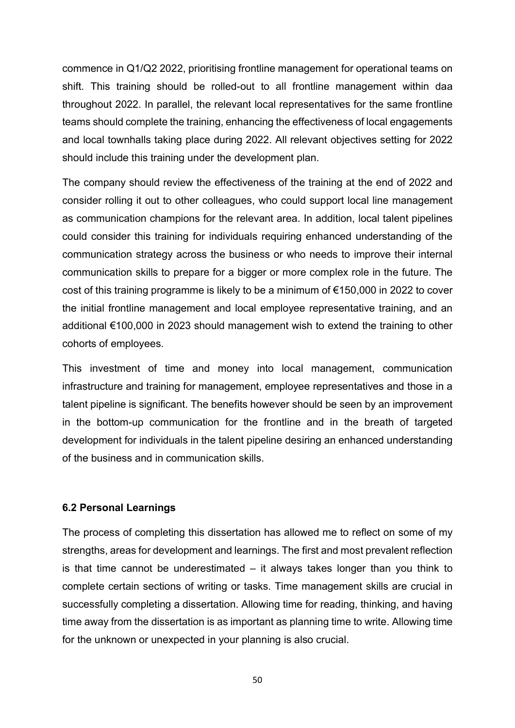commence in Q1/Q2 2022, prioritising frontline management for operational teams on shift. This training should be rolled-out to all frontline management within daa throughout 2022. In parallel, the relevant local representatives for the same frontline teams should complete the training, enhancing the effectiveness of local engagements and local townhalls taking place during 2022. All relevant objectives setting for 2022 should include this training under the development plan.

The company should review the effectiveness of the training at the end of 2022 and consider rolling it out to other colleagues, who could support local line management as communication champions for the relevant area. In addition, local talent pipelines could consider this training for individuals requiring enhanced understanding of the communication strategy across the business or who needs to improve their internal communication skills to prepare for a bigger or more complex role in the future. The cost of this training programme is likely to be a minimum of €150,000 in 2022 to cover the initial frontline management and local employee representative training, and an additional €100,000 in 2023 should management wish to extend the training to other cohorts of employees.

This investment of time and money into local management, communication infrastructure and training for management, employee representatives and those in a talent pipeline is significant. The benefits however should be seen by an improvement in the bottom-up communication for the frontline and in the breath of targeted development for individuals in the talent pipeline desiring an enhanced understanding of the business and in communication skills.

### 6.2 Personal Learnings

The process of completing this dissertation has allowed me to reflect on some of my strengths, areas for development and learnings. The first and most prevalent reflection is that time cannot be underestimated – it always takes longer than you think to complete certain sections of writing or tasks. Time management skills are crucial in successfully completing a dissertation. Allowing time for reading, thinking, and having time away from the dissertation is as important as planning time to write. Allowing time for the unknown or unexpected in your planning is also crucial.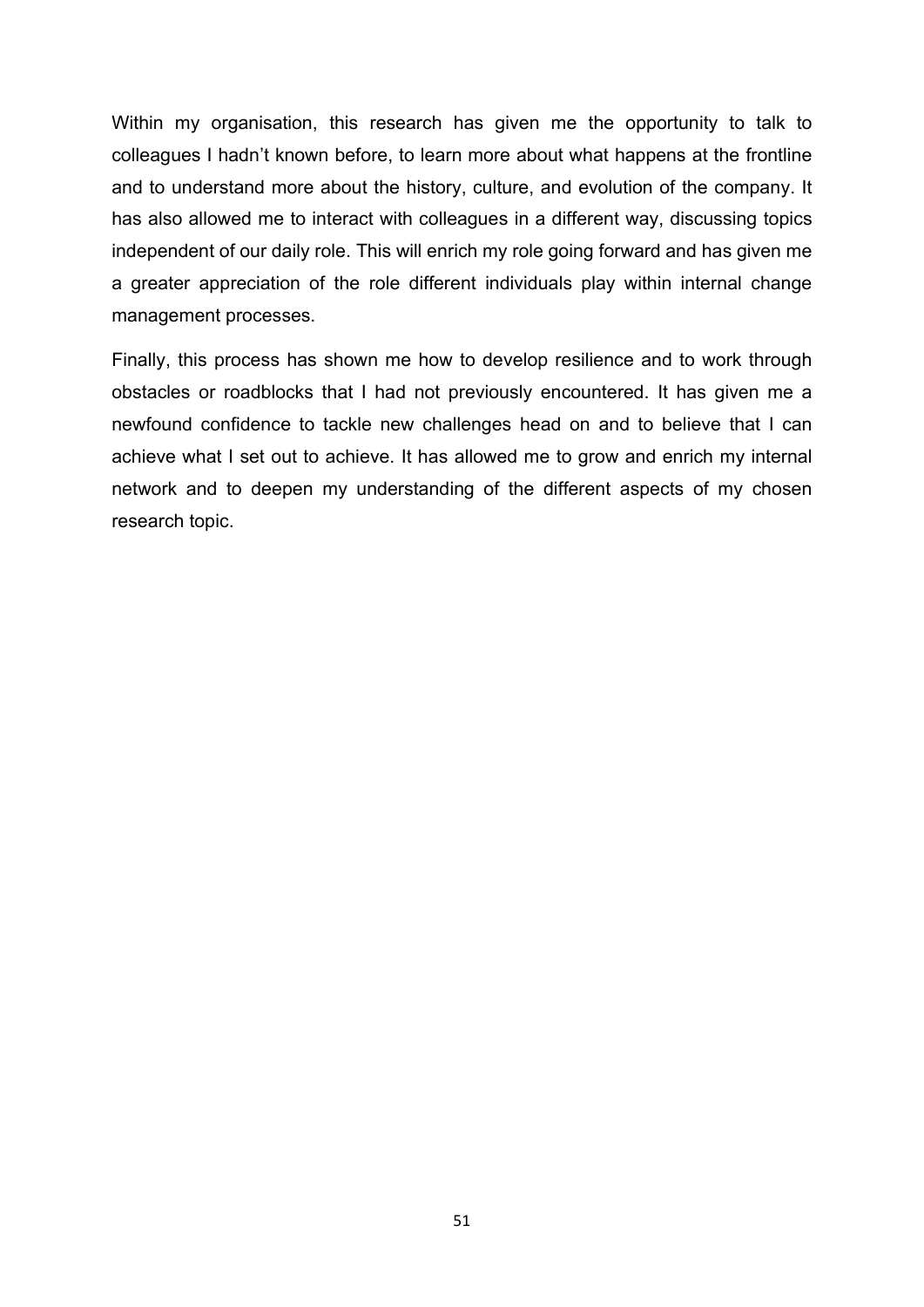Within my organisation, this research has given me the opportunity to talk to colleagues I hadn't known before, to learn more about what happens at the frontline and to understand more about the history, culture, and evolution of the company. It has also allowed me to interact with colleagues in a different way, discussing topics independent of our daily role. This will enrich my role going forward and has given me a greater appreciation of the role different individuals play within internal change management processes.

Finally, this process has shown me how to develop resilience and to work through obstacles or roadblocks that I had not previously encountered. It has given me a newfound confidence to tackle new challenges head on and to believe that I can achieve what I set out to achieve. It has allowed me to grow and enrich my internal network and to deepen my understanding of the different aspects of my chosen research topic.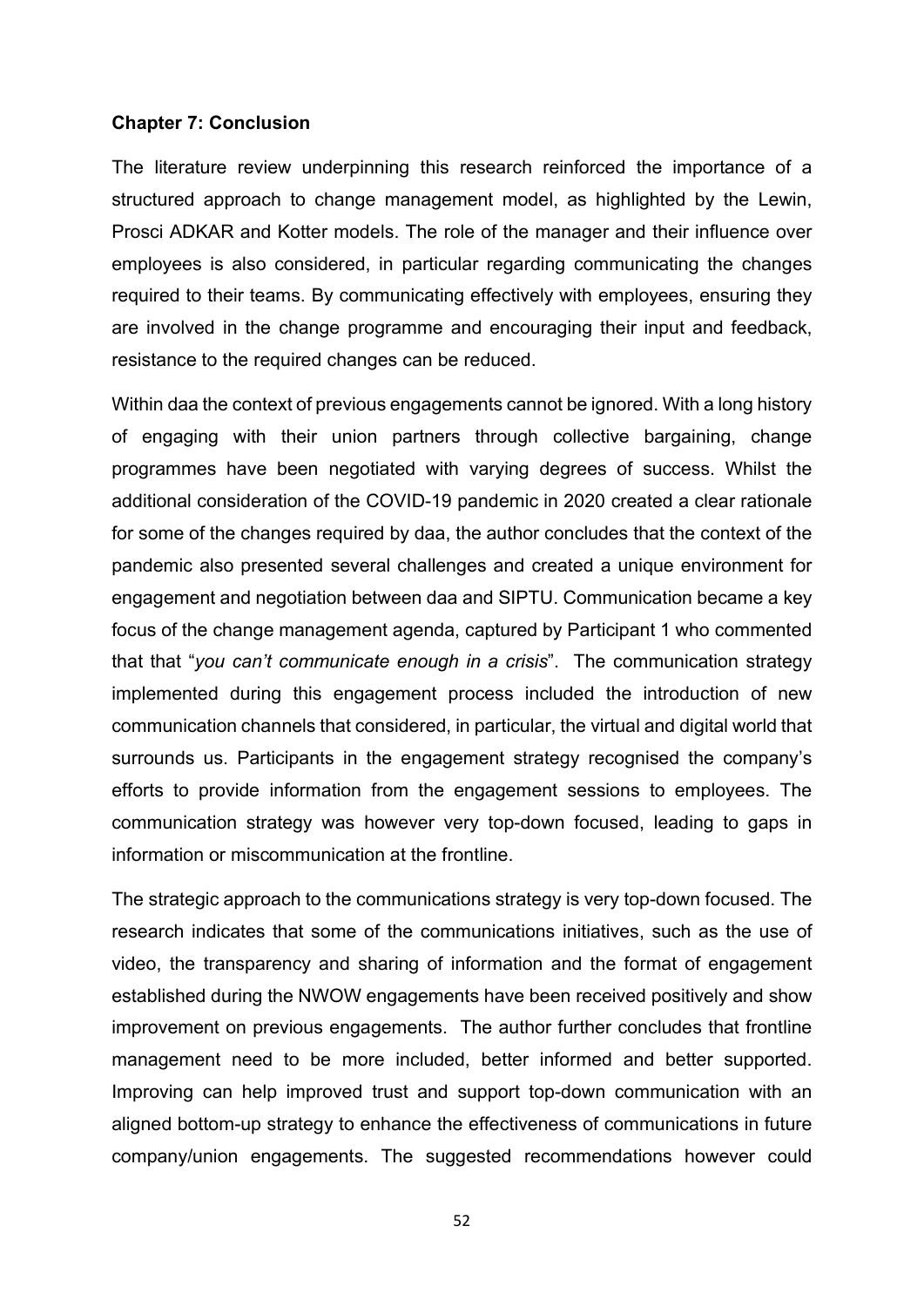**Chapter 7: Conclusion**

The literature review underpinning this research reinforced the importance of a structured approach to change management model, as highlighted by the Lewin, Prosci ADKAR and Kotter models. The role of the manager and their influence over employees is also considered, in particular regarding communicating the changes required to their teams. By communicating effectively with employees, ensuring they are involved in the change programme and encouraging their input and feedback, resistance to the required changes can be reduced.

Within daa the context of previous engagements cannot be ignored. With a long history of engaging with their union partners through collective bargaining, change programmes have been negotiated with varying degrees of success. Whilst the additional consideration of the COVID-19 pandemic in 2020 created a clear rationale for some of the changes required by daa, the author concludes that the context of the pandemic also presented several challenges and created a unique environment for engagement and negotiation between daa and SIPTU. Communication became a key focus of the change management agenda, captured by Participant 1 who commented that that "*you can't communicate enough in a crisis*". The communication strategy implemented during this engagement process included the introduction of new communication channels that considered, in particular, the virtual and digital world that surrounds us. Participants in the engagement strategy recognised the company's efforts to provide information from the engagement sessions to employees. The communication strategy was however very top-down focused, leading to gaps in information or miscommunication at the frontline.

The strategic approach to the communications strategy is very top-down focused. The research indicates that some of the communications initiatives, such as the use of video, the transparency and sharing of information and the format of engagement established during the NWOW engagements have been received positively and show improvement on previous engagements. The author further concludes that frontline management need to be more included, better informed and better supported. Improving can help improved trust and support top-down communication with an aligned bottom-up strategy to enhance the effectiveness of communications in future company/union engagements. The suggested recommendations however could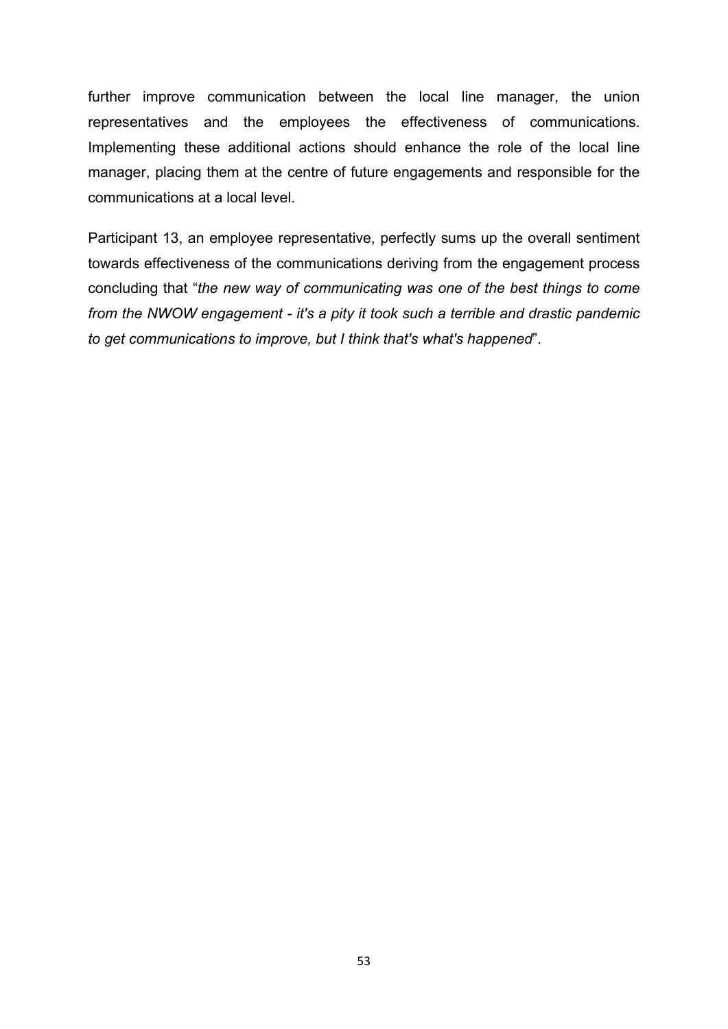further improve communication between the local line manager, the union representatives and the employees the effectiveness of communications. Implementing these additional actions should enhance the role of the local line manager, placing them at the centre of future engagements and responsible for the communications at a local level.

Participant 13, an employee representative, perfectly sums up the overall sentiment towards effectiveness of the communications deriving from the engagement process concluding that "*the new way of communicating was one of the best things to come from the NWOW engagement - it's a pity it took such a terrible and drastic pandemic to get communications to improve, but I think that's what's happened*".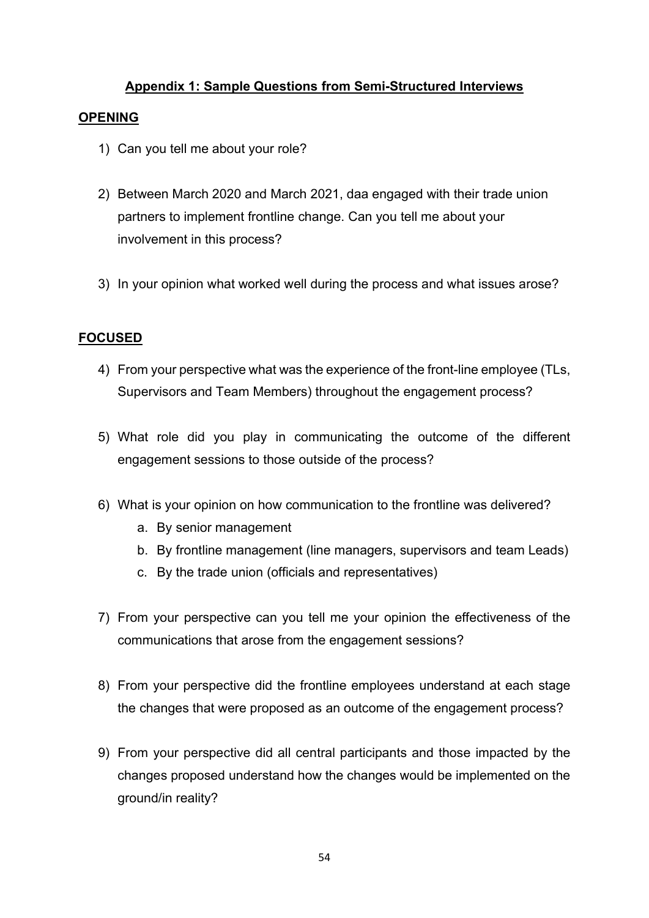## Appendix 1: Sample Questions from Semi-Structured Interviews

### OPENING

1) Can you tell me about your role?

2) Between March 2020 and March 2021, daa engaged with their trade union partners to implement frontline change. Can you tell me about your involvement in this process?

3) In your opinion what worked well during the process and what issues arose?

### FOCUSED

4) From your perspective what was the experience of the front-line employee (TLs, Supervisors and Team Members) throughout the engagement process?

5) What role did you play in communicating the outcome of the different engagement sessions to those outside of the process?

6) What is your opinion on how communication to the frontline was delivered?
   a. By senior management
   b. By frontline management (line managers, supervisors and team Leads)
   c. By the trade union (officials and representatives)

7) From your perspective can you tell me your opinion the effectiveness of the communications that arose from the engagement sessions?

8) From your perspective did the frontline employees understand at each stage the changes that were proposed as an outcome of the engagement process?

9) From your perspective did all central participants and those impacted by the changes proposed understand how the changes would be implemented on the ground/in reality?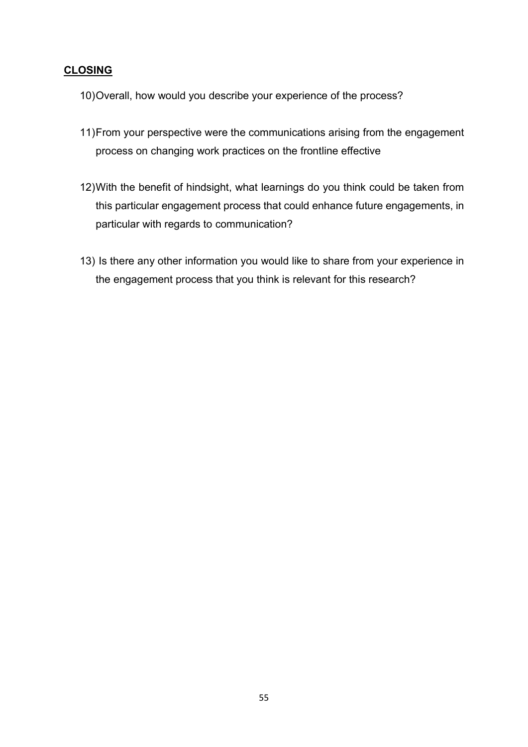**CLOSING**

10) Overall, how would you describe your experience of the process?

11) From your perspective were the communications arising from the engagement process on changing work practices on the frontline effective

12) With the benefit of hindsight, what learnings do you think could be taken from this particular engagement process that could enhance future engagements, in particular with regards to communication?

13) Is there any other information you would like to share from your experience in the engagement process that you think is relevant for this research?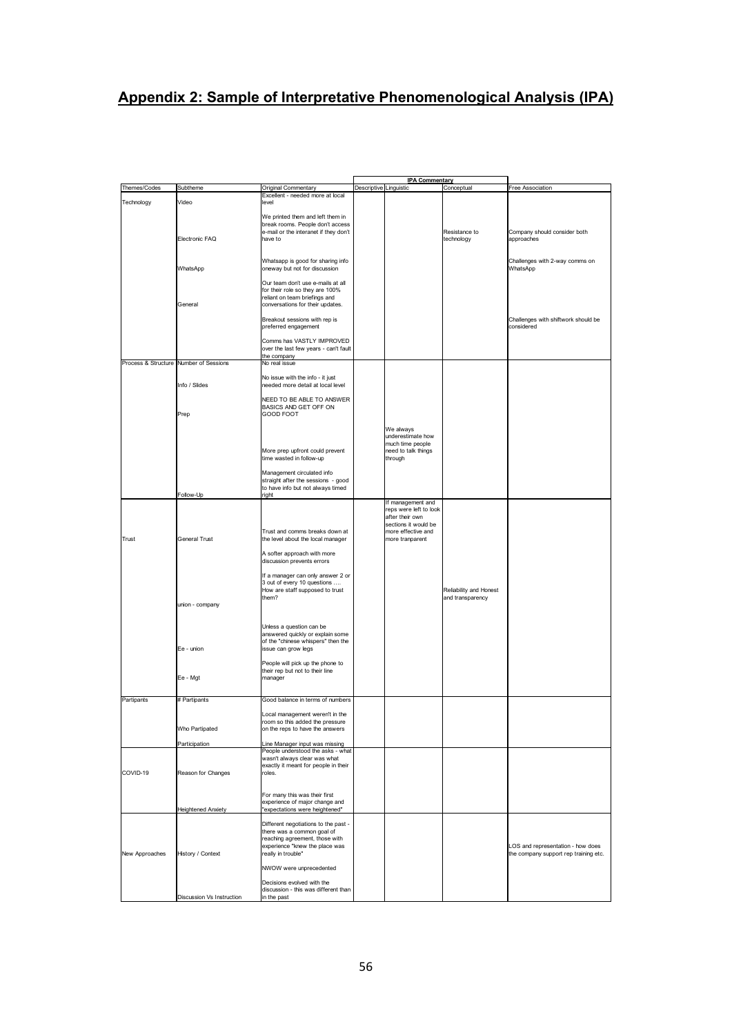## Appendix 2: Sample of Interpretative Phenomenological Analysis (IPA)

| Themes/Codes | Subtheme | Original Commentary | IPA Commentary | | | Free Association |
|---|---|---|---|---|---|---|
| | | | Descriptive | Linguistic | Conceptual | |
| Technology | Video | Excellent - needed more at local level | | | | |
| | Electronic FAQ | We printed them and left them in break rooms. People don't access e-mail or the interanet if they don't have to | | | Resistance to technology | Company should consider both approaches |
| | WhatsApp | Whatsapp is good for sharing info oneway but not for discussion | | | | Challenges with 2-way comms on WhatsApp |
| | General | Our team don't use e-mails at all for their role so they are 100% reliant on team briefings and conversations for their updates. | | | | |
| | | Breakout sessions with rep is preferred engagement | | | | Challenges with shiftwork should be considered |
| | | Comms has VASTLY IMPROVED over the last few years - can't fault the company | | | | |
| Process & Structure | Number of Sessions | No real issue | | | | |
| | Info / Slides | No issue with the info - it just needed more detail at local level | | | | |
| | Prep | NEED TO BE ABLE TO ANSWER BASICS AND GET OFF ON GOOD FOOT | | | | |
| | | More prep upfront could prevent time wasted in follow-up | | We always underestimate how much time people need to talk things through | | |
| | Follow-Up | Management circulated info straight after the sessions - good to have info but not always timed right | | | | |
| Trust | General Trust | Trust and comms breaks down at the level about the local manager | | If management and reps were left to look after their own sections it would be more effective and more tranparent | | |
| | | A softer approach with more discussion prevents errors | | | | |
| | union - company | If a manager can only answer 2 or 3 out of every 10 questions …. How are staff supposed to trust them? | | | Reliability and Honest and transparency | |
| | Ee - union | Unless a question can be answered quickly or explain some of the "chinese whispers" then the issue can grow legs | | | | |
| | Ee - Mgt | People will pick up the phone to their rep but not to their line manager | | | | |
| Partipants | # Partipants | Good balance in terms of numbers | | | | |
| | Who Partipated | Local management weren't in the room so this added the pressure on the reps to have the answers | | | | |
| | Participation | Line Manager input was missing | | | | |
| COVID-19 | Reason for Changes | People understood the asks - what wasn't always clear was what exactly it meant for people in their roles. | | | | |
| | Heightened Anxiety | For many this was their first experience of major change and "expectations were heightened" | | | | |
| New Approaches | History / Context | Different negotiations to the past - there was a common goal of reaching agreement, those with experience "knew the place was really in trouble" | | | | LOS and representation - how does the company support rep training etc. |
| | | NWOW were unprecedented | | | | |
| | Discussion Vs Instruction | Decisions evolved with the discussion - this was different than in the past | | | | |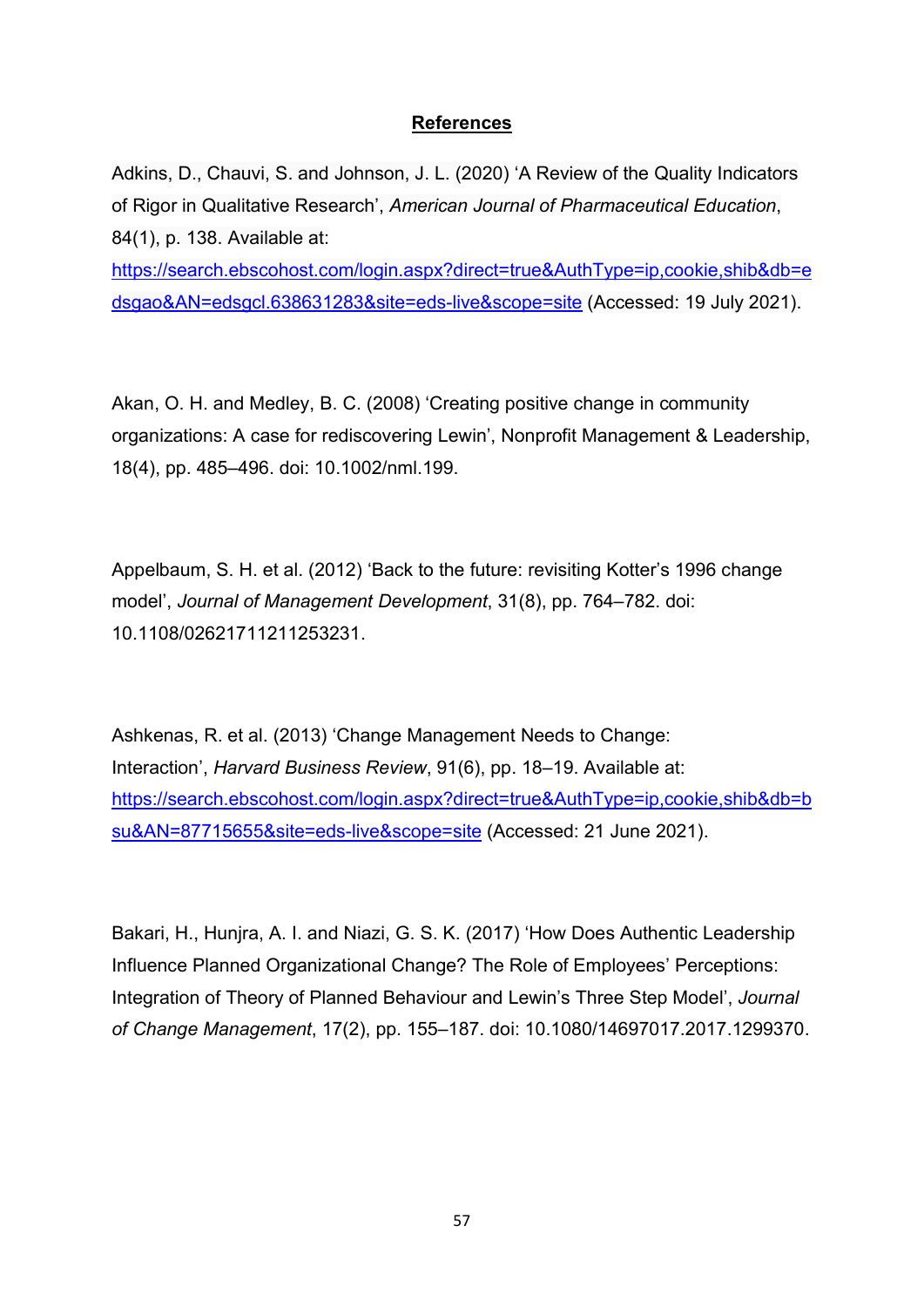**References**

Adkins, D., Chauvi, S. and Johnson, J. L. (2020) ‘A Review of the Quality Indicators of Rigor in Qualitative Research’, *American Journal of Pharmaceutical Education*, 84(1), p. 138. Available at: https://search.ebscohost.com/login.aspx?direct=true&AuthType=ip,cookie,shib&db=edsgao&AN=edsgcl.638631283&site=eds-live&scope=site (Accessed: 19 July 2021).

Akan, O. H. and Medley, B. C. (2008) ‘Creating positive change in community organizations: A case for rediscovering Lewin’, Nonprofit Management & Leadership, 18(4), pp. 485–496. doi: 10.1002/nml.199.

Appelbaum, S. H. et al. (2012) ‘Back to the future: revisiting Kotter’s 1996 change model’, *Journal of Management Development*, 31(8), pp. 764–782. doi: 10.1108/02621711211253231.

Ashkenas, R. et al. (2013) ‘Change Management Needs to Change: Interaction’, *Harvard Business Review*, 91(6), pp. 18–19. Available at: https://search.ebscohost.com/login.aspx?direct=true&AuthType=ip,cookie,shib&db=bsu&AN=87715655&site=eds-live&scope=site (Accessed: 21 June 2021).

Bakari, H., Hunjra, A. I. and Niazi, G. S. K. (2017) ‘How Does Authentic Leadership Influence Planned Organizational Change? The Role of Employees’ Perceptions: Integration of Theory of Planned Behaviour and Lewin’s Three Step Model’, *Journal of Change Management*, 17(2), pp. 155–187. doi: 10.1080/14697017.2017.1299370.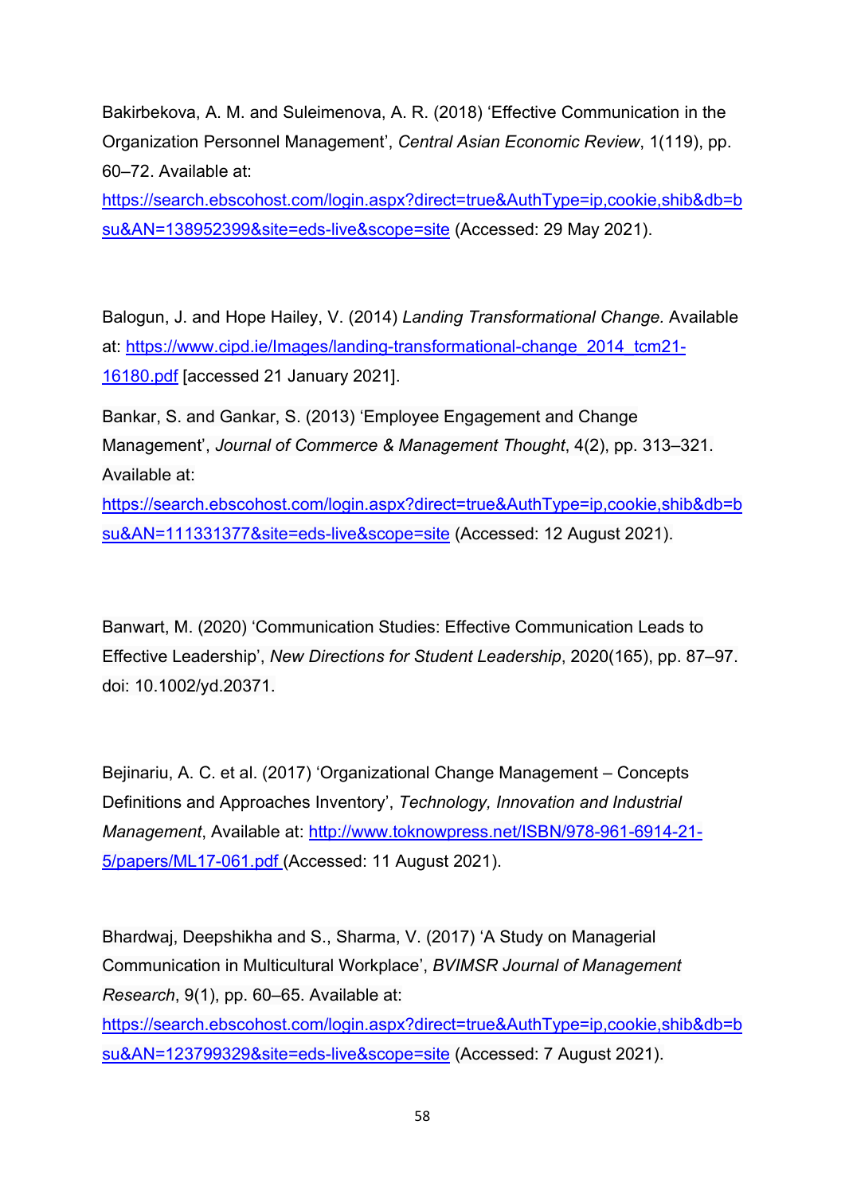Bakirbekova, A. M. and Suleimenova, A. R. (2018) 'Effective Communication in the Organization Personnel Management', *Central Asian Economic Review*, 1(119), pp. 60–72. Available at: https://search.ebscohost.com/login.aspx?direct=true&AuthType=ip,cookie,shib&db=bsu&AN=138952399&site=eds-live&scope=site (Accessed: 29 May 2021).

Balogun, J. and Hope Hailey, V. (2014) *Landing Transformational Change.* Available at: https://www.cipd.ie/Images/landing-transformational-change_2014_tcm21-16180.pdf [accessed 21 January 2021].

Bankar, S. and Gankar, S. (2013) 'Employee Engagement and Change Management', *Journal of Commerce & Management Thought*, 4(2), pp. 313–321. Available at: https://search.ebscohost.com/login.aspx?direct=true&AuthType=ip,cookie,shib&db=bsu&AN=111331377&site=eds-live&scope=site (Accessed: 12 August 2021).

Banwart, M. (2020) 'Communication Studies: Effective Communication Leads to Effective Leadership', *New Directions for Student Leadership*, 2020(165), pp. 87–97. doi: 10.1002/yd.20371.

Bejinariu, A. C. et al. (2017) 'Organizational Change Management – Concepts Definitions and Approaches Inventory', *Technology, Innovation and Industrial Management*, Available at: http://www.toknowpress.net/ISBN/978-961-6914-21-5/papers/ML17-061.pdf (Accessed: 11 August 2021).

Bhardwaj, Deepshikha and S., Sharma, V. (2017) 'A Study on Managerial Communication in Multicultural Workplace', *BVIMSR Journal of Management Research*, 9(1), pp. 60–65. Available at: https://search.ebscohost.com/login.aspx?direct=true&AuthType=ip,cookie,shib&db=bsu&AN=123799329&site=eds-live&scope=site (Accessed: 7 August 2021).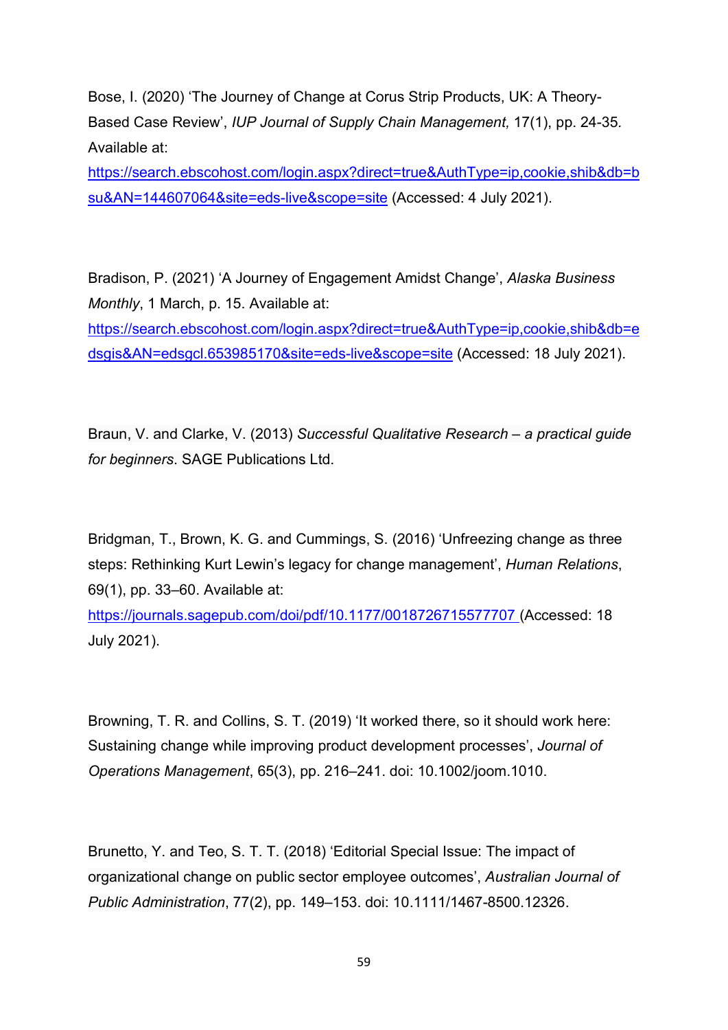Bose, I. (2020) 'The Journey of Change at Corus Strip Products, UK: A Theory-Based Case Review', *IUP Journal of Supply Chain Management,* 17(1), pp. 24-35. Available at: [https://search.ebscohost.com/login.aspx?direct=true&AuthType=ip,cookie,shib&db=bsu&AN=144607064&site=eds-live&scope=site](https://search.ebscohost.com/login.aspx?direct=true&AuthType=ip,cookie,shib&db=bsu&AN=144607064&site=eds-live&scope=site) (Accessed: 4 July 2021).

Bradison, P. (2021) 'A Journey of Engagement Amidst Change', *Alaska Business Monthly*, 1 March, p. 15. Available at: [https://search.ebscohost.com/login.aspx?direct=true&AuthType=ip,cookie,shib&db=edsgis&AN=edsgcl.653985170&site=eds-live&scope=site](https://search.ebscohost.com/login.aspx?direct=true&AuthType=ip,cookie,shib&db=edsgis&AN=edsgcl.653985170&site=eds-live&scope=site) (Accessed: 18 July 2021).

Braun, V. and Clarke, V. (2013) *Successful Qualitative Research – a practical guide for beginners*. SAGE Publications Ltd.

Bridgman, T., Brown, K. G. and Cummings, S. (2016) 'Unfreezing change as three steps: Rethinking Kurt Lewin's legacy for change management', *Human Relations*, 69(1), pp. 33–60. Available at: [https://journals.sagepub.com/doi/pdf/10.1177/0018726715577707](https://journals.sagepub.com/doi/pdf/10.1177/0018726715577707) (Accessed: 18 July 2021).

Browning, T. R. and Collins, S. T. (2019) 'It worked there, so it should work here: Sustaining change while improving product development processes', *Journal of Operations Management*, 65(3), pp. 216–241. doi: 10.1002/joom.1010.

Brunetto, Y. and Teo, S. T. T. (2018) 'Editorial Special Issue: The impact of organizational change on public sector employee outcomes', *Australian Journal of Public Administration*, 77(2), pp. 149–153. doi: 10.1111/1467-8500.12326.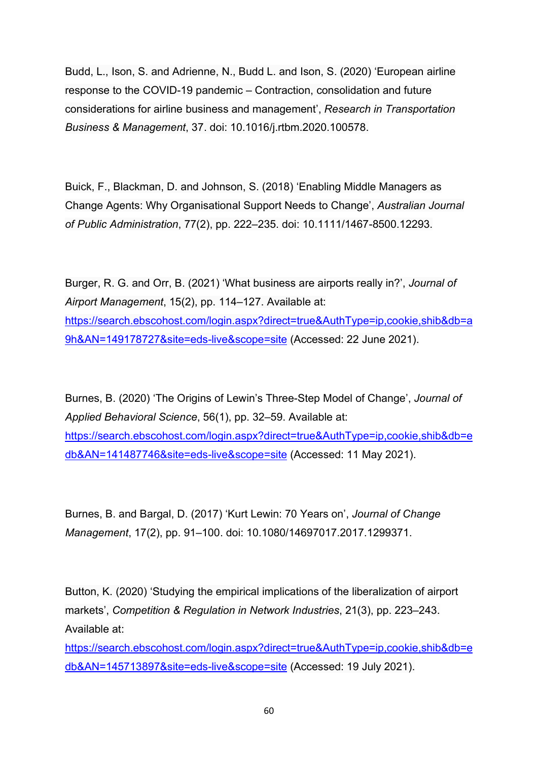Budd, L., Ison, S. and Adrienne, N., Budd L. and Ison, S. (2020) 'European airline response to the COVID-19 pandemic – Contraction, consolidation and future considerations for airline business and management', *Research in Transportation Business & Management*, 37. doi: 10.1016/j.rtbm.2020.100578.

Buick, F., Blackman, D. and Johnson, S. (2018) 'Enabling Middle Managers as Change Agents: Why Organisational Support Needs to Change', *Australian Journal of Public Administration*, 77(2), pp. 222–235. doi: 10.1111/1467-8500.12293.

Burger, R. G. and Orr, B. (2021) 'What business are airports really in?', *Journal of Airport Management*, 15(2), pp. 114–127. Available at: [https://search.ebscohost.com/login.aspx?direct=true&AuthType=ip,cookie,shib&db=a9h&AN=149178727&site=eds-live&scope=site](https://search.ebscohost.com/login.aspx?direct=true&AuthType=ip,cookie,shib&db=a9h&AN=149178727&site=eds-live&scope=site) (Accessed: 22 June 2021).

Burnes, B. (2020) 'The Origins of Lewin's Three-Step Model of Change', *Journal of Applied Behavioral Science*, 56(1), pp. 32–59. Available at: [https://search.ebscohost.com/login.aspx?direct=true&AuthType=ip,cookie,shib&db=edb&AN=141487746&site=eds-live&scope=site](https://search.ebscohost.com/login.aspx?direct=true&AuthType=ip,cookie,shib&db=edb&AN=141487746&site=eds-live&scope=site) (Accessed: 11 May 2021).

Burnes, B. and Bargal, D. (2017) 'Kurt Lewin: 70 Years on', *Journal of Change Management*, 17(2), pp. 91–100. doi: 10.1080/14697017.2017.1299371.

Button, K. (2020) 'Studying the empirical implications of the liberalization of airport markets', *Competition & Regulation in Network Industries*, 21(3), pp. 223–243. Available at: [https://search.ebscohost.com/login.aspx?direct=true&AuthType=ip,cookie,shib&db=edb&AN=145713897&site=eds-live&scope=site](https://search.ebscohost.com/login.aspx?direct=true&AuthType=ip,cookie,shib&db=edb&AN=145713897&site=eds-live&scope=site) (Accessed: 19 July 2021).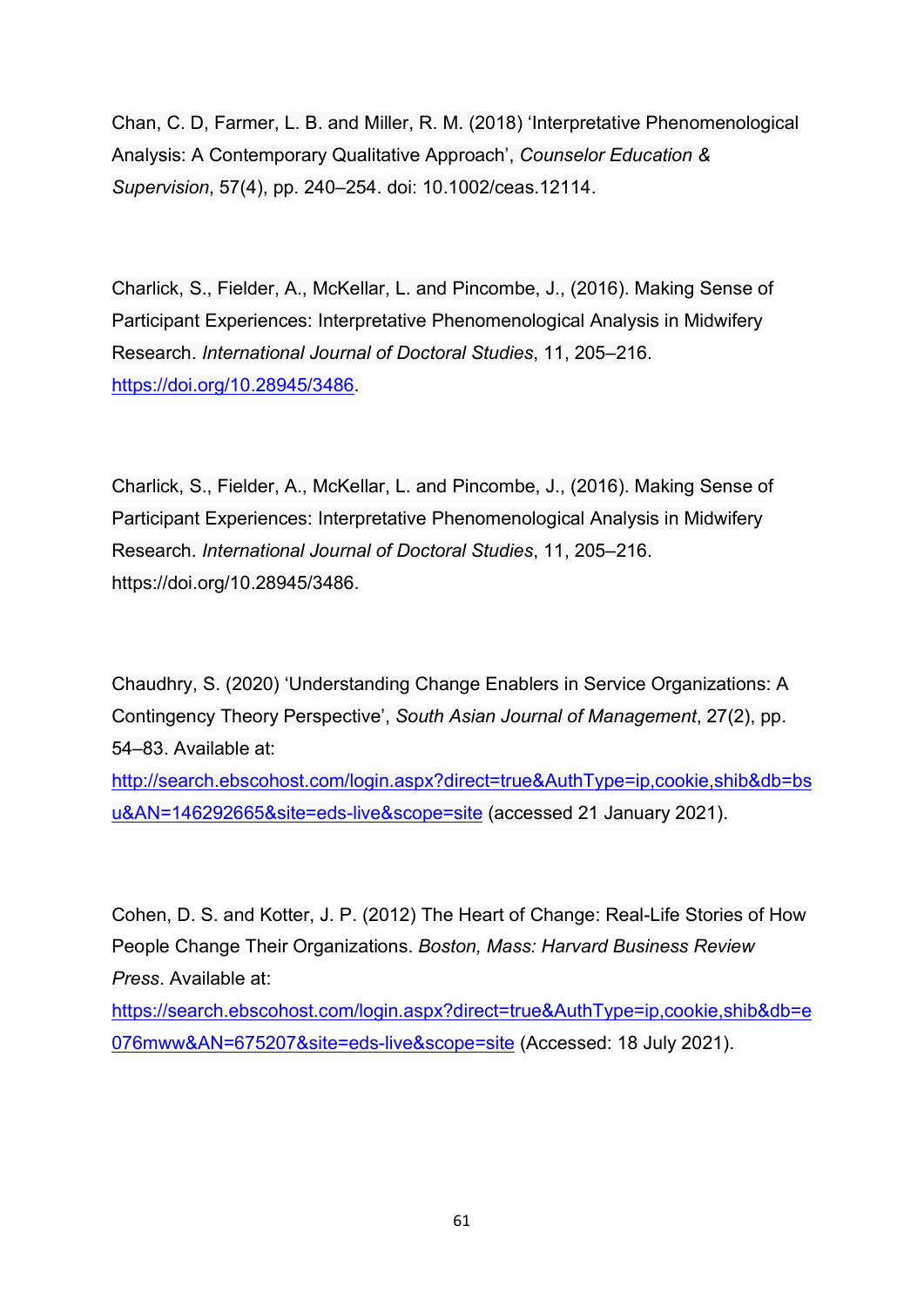Chan, C. D, Farmer, L. B. and Miller, R. M. (2018) 'Interpretative Phenomenological Analysis: A Contemporary Qualitative Approach', *Counselor Education & Supervision*, 57(4), pp. 240–254. doi: 10.1002/ceas.12114.

Charlick, S., Fielder, A., McKellar, L. and Pincombe, J., (2016). Making Sense of Participant Experiences: Interpretative Phenomenological Analysis in Midwifery Research. *International Journal of Doctoral Studies*, 11, 205–216. https://doi.org/10.28945/3486.

Charlick, S., Fielder, A., McKellar, L. and Pincombe, J., (2016). Making Sense of Participant Experiences: Interpretative Phenomenological Analysis in Midwifery Research. *International Journal of Doctoral Studies*, 11, 205–216. https://doi.org/10.28945/3486.

Chaudhry, S. (2020) 'Understanding Change Enablers in Service Organizations: A Contingency Theory Perspective', *South Asian Journal of Management*, 27(2), pp. 54–83. Available at: http://search.ebscohost.com/login.aspx?direct=true&AuthType=ip,cookie,shib&db=bsu&AN=146292665&site=eds-live&scope=site (accessed 21 January 2021).

Cohen, D. S. and Kotter, J. P. (2012) The Heart of Change: Real-Life Stories of How People Change Their Organizations. *Boston, Mass: Harvard Business Review Press*. Available at: https://search.ebscohost.com/login.aspx?direct=true&AuthType=ip,cookie,shib&db=e076mww&AN=675207&site=eds-live&scope=site (Accessed: 18 July 2021).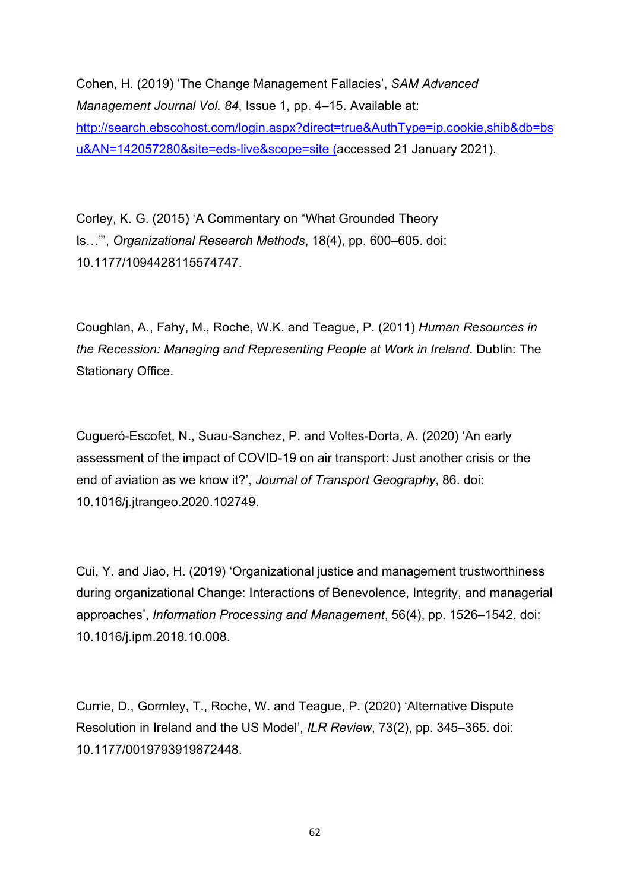Cohen, H. (2019) 'The Change Management Fallacies', *SAM Advanced Management Journal Vol. 84*, Issue 1, pp. 4–15. Available at: [http://search.ebscohost.com/login.aspx?direct=true&AuthType=ip,cookie,shib&db=bsu&AN=142057280&site=eds-live&scope=site (](http://search.ebscohost.com/login.aspx?direct=true&AuthType=ip,cookie,shib&db=bsu&AN=142057280&site=eds-live&scope=site)accessed 21 January 2021).

Corley, K. G. (2015) 'A Commentary on "What Grounded Theory Is…"', *Organizational Research Methods*, 18(4), pp. 600–605. doi: 10.1177/1094428115574747.

Coughlan, A., Fahy, M., Roche, W.K. and Teague, P. (2011) *Human Resources in the Recession: Managing and Representing People at Work in Ireland*. Dublin: The Stationary Office.

Cugueró-Escofet, N., Suau-Sanchez, P. and Voltes-Dorta, A. (2020) 'An early assessment of the impact of COVID-19 on air transport: Just another crisis or the end of aviation as we know it?', *Journal of Transport Geography*, 86. doi: 10.1016/j.jtrangeo.2020.102749.

Cui, Y. and Jiao, H. (2019) 'Organizational justice and management trustworthiness during organizational Change: Interactions of Benevolence, Integrity, and managerial approaches', *Information Processing and Management*, 56(4), pp. 1526–1542. doi: 10.1016/j.ipm.2018.10.008.

Currie, D., Gormley, T., Roche, W. and Teague, P. (2020) 'Alternative Dispute Resolution in Ireland and the US Model', *ILR Review*, 73(2), pp. 345–365. doi: 10.1177/0019793919872448.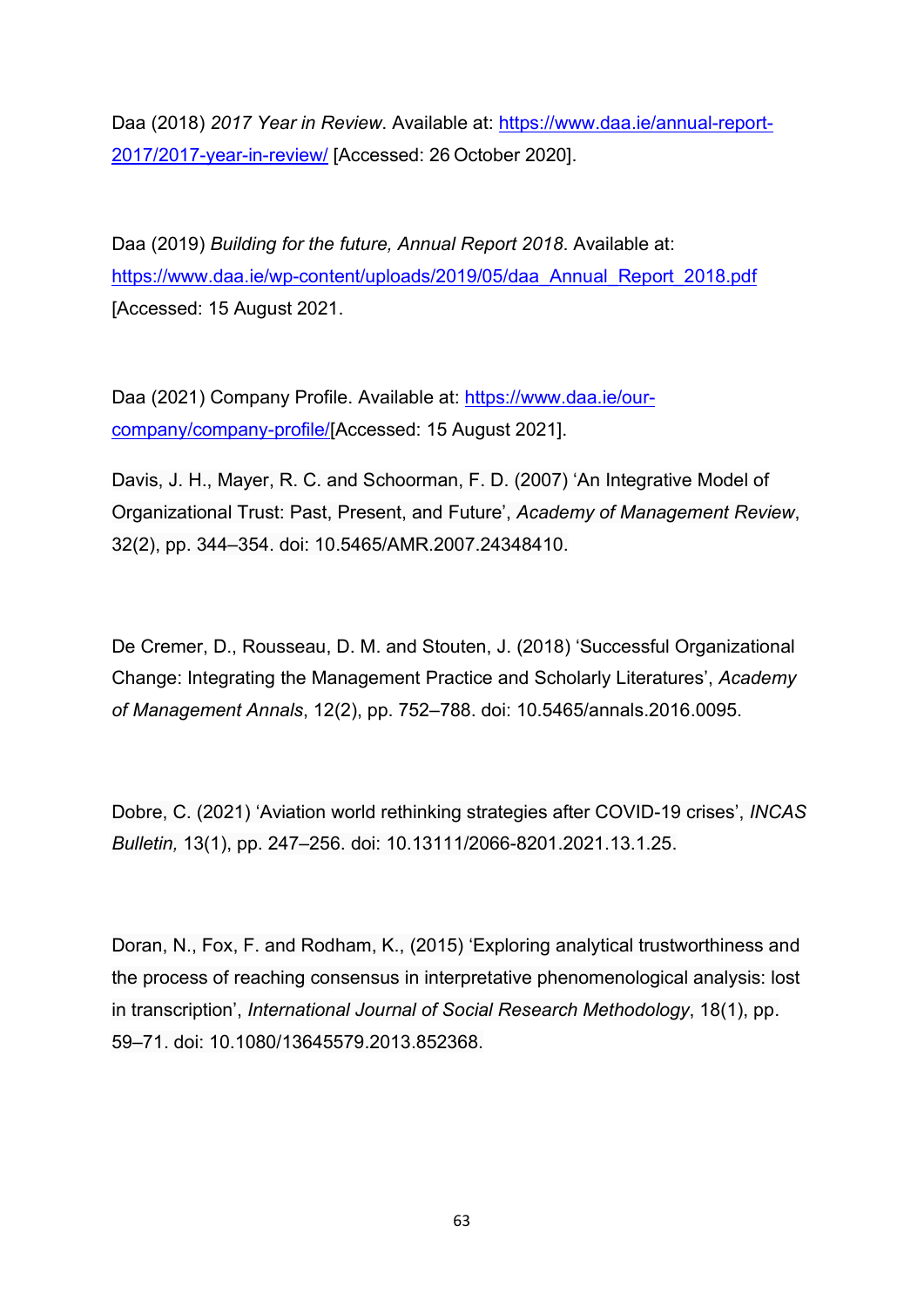Daa (2018) *2017 Year in Review*. Available at: https://www.daa.ie/annual-report-2017/2017-year-in-review/ [Accessed: 26 October 2020].

Daa (2019) *Building for the future, Annual Report 2018*. Available at: https://www.daa.ie/wp-content/uploads/2019/05/daa_Annual_Report_2018.pdf [Accessed: 15 August 2021.

Daa (2021) Company Profile. Available at: https://www.daa.ie/our-company/company-profile/[Accessed: 15 August 2021].

Davis, J. H., Mayer, R. C. and Schoorman, F. D. (2007) 'An Integrative Model of Organizational Trust: Past, Present, and Future', *Academy of Management Review*, 32(2), pp. 344–354. doi: 10.5465/AMR.2007.24348410.

De Cremer, D., Rousseau, D. M. and Stouten, J. (2018) 'Successful Organizational Change: Integrating the Management Practice and Scholarly Literatures', *Academy of Management Annals*, 12(2), pp. 752–788. doi: 10.5465/annals.2016.0095.

Dobre, C. (2021) 'Aviation world rethinking strategies after COVID-19 crises', *INCAS Bulletin,* 13(1), pp. 247–256. doi: 10.13111/2066-8201.2021.13.1.25.

Doran, N., Fox, F. and Rodham, K., (2015) 'Exploring analytical trustworthiness and the process of reaching consensus in interpretative phenomenological analysis: lost in transcription', *International Journal of Social Research Methodology*, 18(1), pp. 59–71. doi: 10.1080/13645579.2013.852368.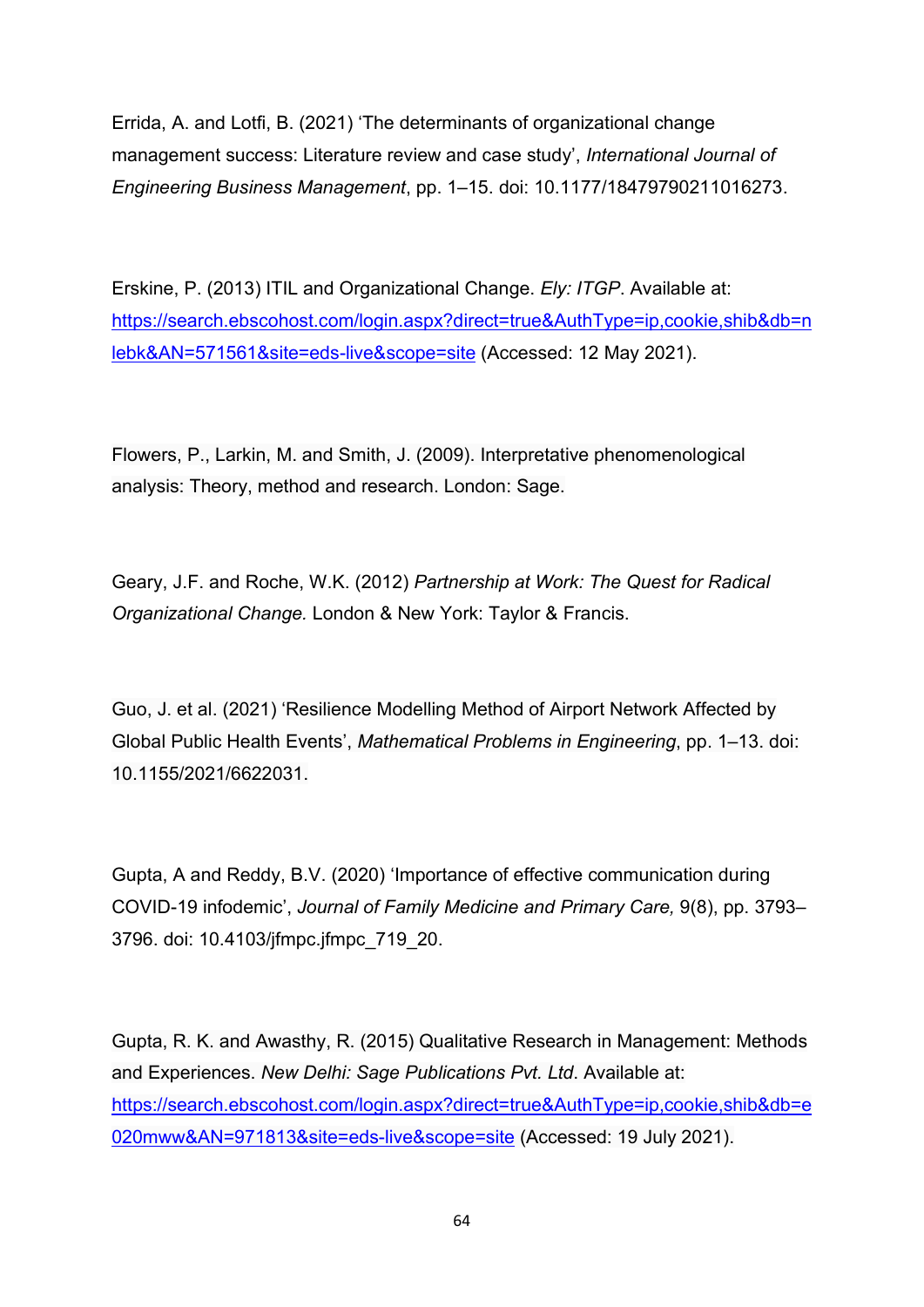Errida, A. and Lotfi, B. (2021) 'The determinants of organizational change management success: Literature review and case study', *International Journal of Engineering Business Management*, pp. 1–15. doi: 10.1177/18479790211016273.

Erskine, P. (2013) ITIL and Organizational Change. *Ely: ITGP*. Available at: [https://search.ebscohost.com/login.aspx?direct=true&AuthType=ip,cookie,shib&db=nlebk&AN=571561&site=eds-live&scope=site](https://search.ebscohost.com/login.aspx?direct=true&AuthType=ip,cookie,shib&db=nlebk&AN=571561&site=eds-live&scope=site) (Accessed: 12 May 2021).

Flowers, P., Larkin, M. and Smith, J. (2009). Interpretative phenomenological analysis: Theory, method and research. London: Sage.

Geary, J.F. and Roche, W.K. (2012) *Partnership at Work: The Quest for Radical Organizational Change.* London & New York: Taylor & Francis.

Guo, J. et al. (2021) 'Resilience Modelling Method of Airport Network Affected by Global Public Health Events', *Mathematical Problems in Engineering*, pp. 1–13. doi: 10.1155/2021/6622031.

Gupta, A and Reddy, B.V. (2020) 'Importance of effective communication during COVID-19 infodemic', *Journal of Family Medicine and Primary Care,* 9(8), pp. 3793–3796. doi: 10.4103/jfmpc.jfmpc_719_20.

Gupta, R. K. and Awasthy, R. (2015) Qualitative Research in Management: Methods and Experiences. *New Delhi: Sage Publications Pvt. Ltd*. Available at: [https://search.ebscohost.com/login.aspx?direct=true&AuthType=ip,cookie,shib&db=e020mww&AN=971813&site=eds-live&scope=site](https://search.ebscohost.com/login.aspx?direct=true&AuthType=ip,cookie,shib&db=e020mww&AN=971813&site=eds-live&scope=site) (Accessed: 19 July 2021).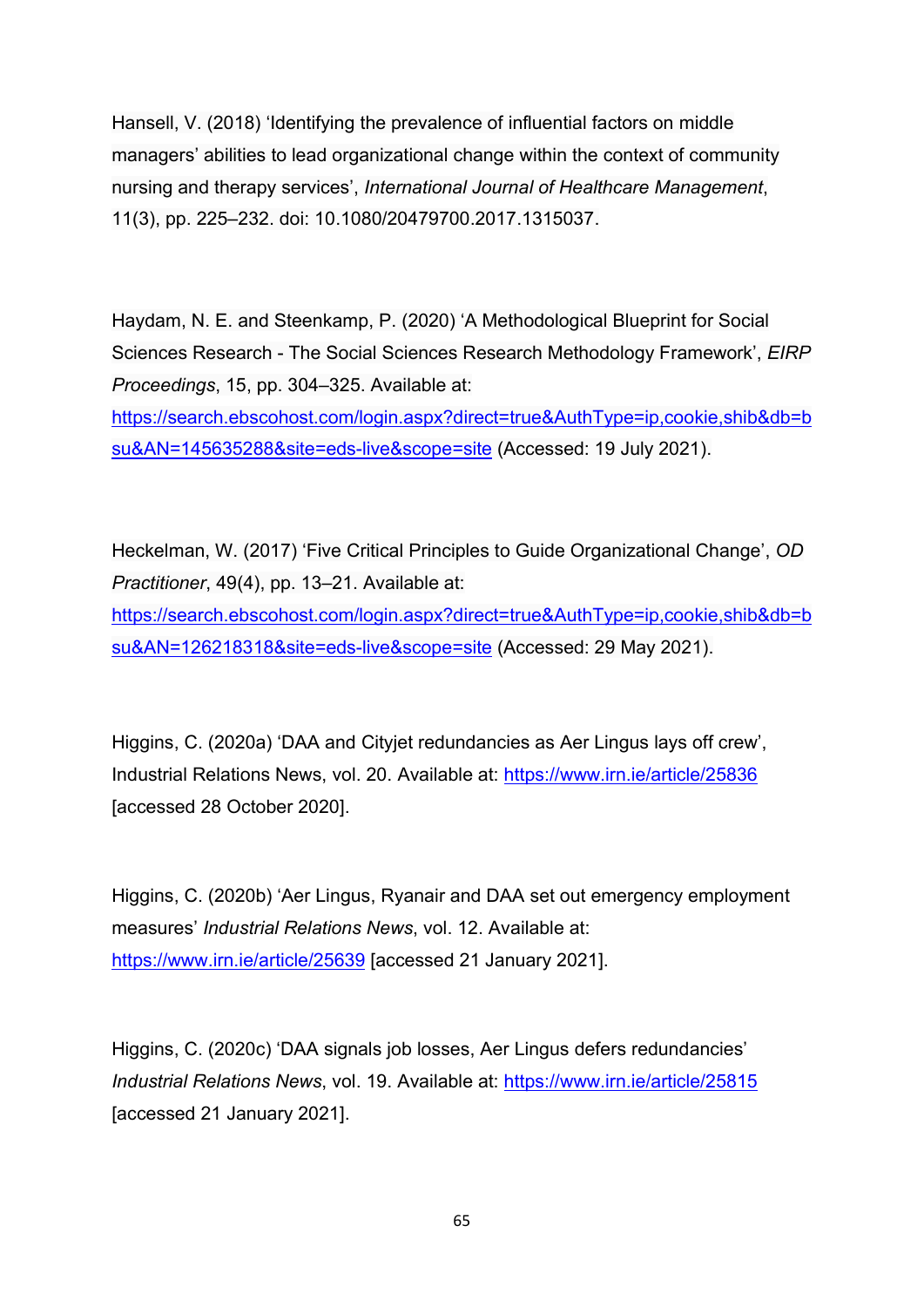Hansell, V. (2018) ‘Identifying the prevalence of influential factors on middle managers’ abilities to lead organizational change within the context of community nursing and therapy services’, *International Journal of Healthcare Management*, 11(3), pp. 225–232. doi: 10.1080/20479700.2017.1315037.

Haydam, N. E. and Steenkamp, P. (2020) ‘A Methodological Blueprint for Social Sciences Research - The Social Sciences Research Methodology Framework’, *EIRP Proceedings*, 15, pp. 304–325. Available at: https://search.ebscohost.com/login.aspx?direct=true&AuthType=ip,cookie,shib&db=bsu&AN=145635288&site=eds-live&scope=site (Accessed: 19 July 2021).

Heckelman, W. (2017) ‘Five Critical Principles to Guide Organizational Change’, *OD Practitioner*, 49(4), pp. 13–21. Available at: https://search.ebscohost.com/login.aspx?direct=true&AuthType=ip,cookie,shib&db=bsu&AN=126218318&site=eds-live&scope=site (Accessed: 29 May 2021).

Higgins, C. (2020a) ‘DAA and Cityjet redundancies as Aer Lingus lays off crew’, Industrial Relations News, vol. 20. Available at: https://www.irn.ie/article/25836 [accessed 28 October 2020].

Higgins, C. (2020b) ‘Aer Lingus, Ryanair and DAA set out emergency employment measures’ *Industrial Relations News*, vol. 12. Available at: https://www.irn.ie/article/25639 [accessed 21 January 2021].

Higgins, C. (2020c) ‘DAA signals job losses, Aer Lingus defers redundancies’ *Industrial Relations News*, vol. 19. Available at: https://www.irn.ie/article/25815 [accessed 21 January 2021].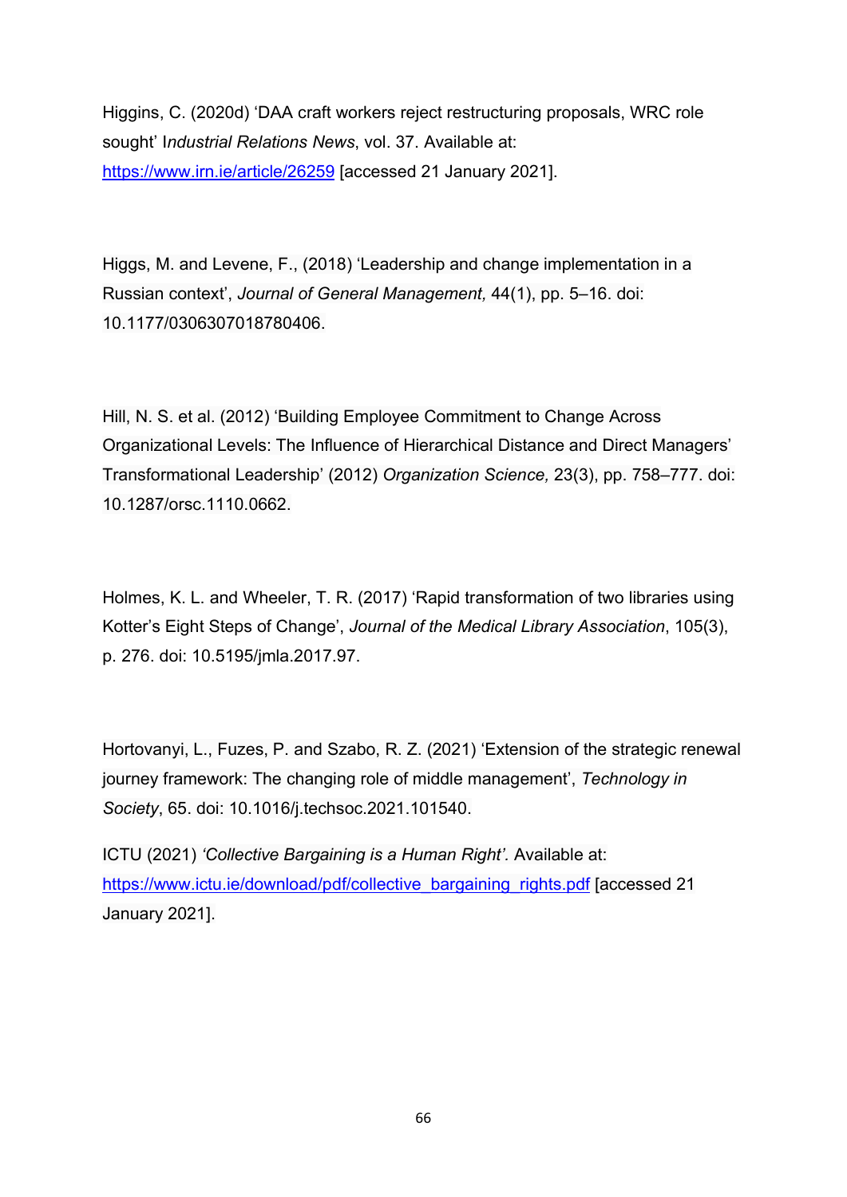Higgins, C. (2020d) ‘DAA craft workers reject restructuring proposals, WRC role sought’ I*ndustrial Relations News*, vol. 37. Available at: https://www.irn.ie/article/26259 [accessed 21 January 2021].

Higgs, M. and Levene, F., (2018) ‘Leadership and change implementation in a Russian context’, *Journal of General Management,* 44(1), pp. 5–16. doi: 10.1177/0306307018780406.

Hill, N. S. et al. (2012) ‘Building Employee Commitment to Change Across Organizational Levels: The Influence of Hierarchical Distance and Direct Managers’ Transformational Leadership’ (2012) *Organization Science,* 23(3), pp. 758–777. doi: 10.1287/orsc.1110.0662.

Holmes, K. L. and Wheeler, T. R. (2017) ‘Rapid transformation of two libraries using Kotter’s Eight Steps of Change’, *Journal of the Medical Library Association*, 105(3), p. 276. doi: 10.5195/jmla.2017.97.

Hortovanyi, L., Fuzes, P. and Szabo, R. Z. (2021) ‘Extension of the strategic renewal journey framework: The changing role of middle management’, *Technology in Society*, 65. doi: 10.1016/j.techsoc.2021.101540.

ICTU (2021) *‘Collective Bargaining is a Human Right’.* Available at: https://www.ictu.ie/download/pdf/collective_bargaining_rights.pdf [accessed 21 January 2021].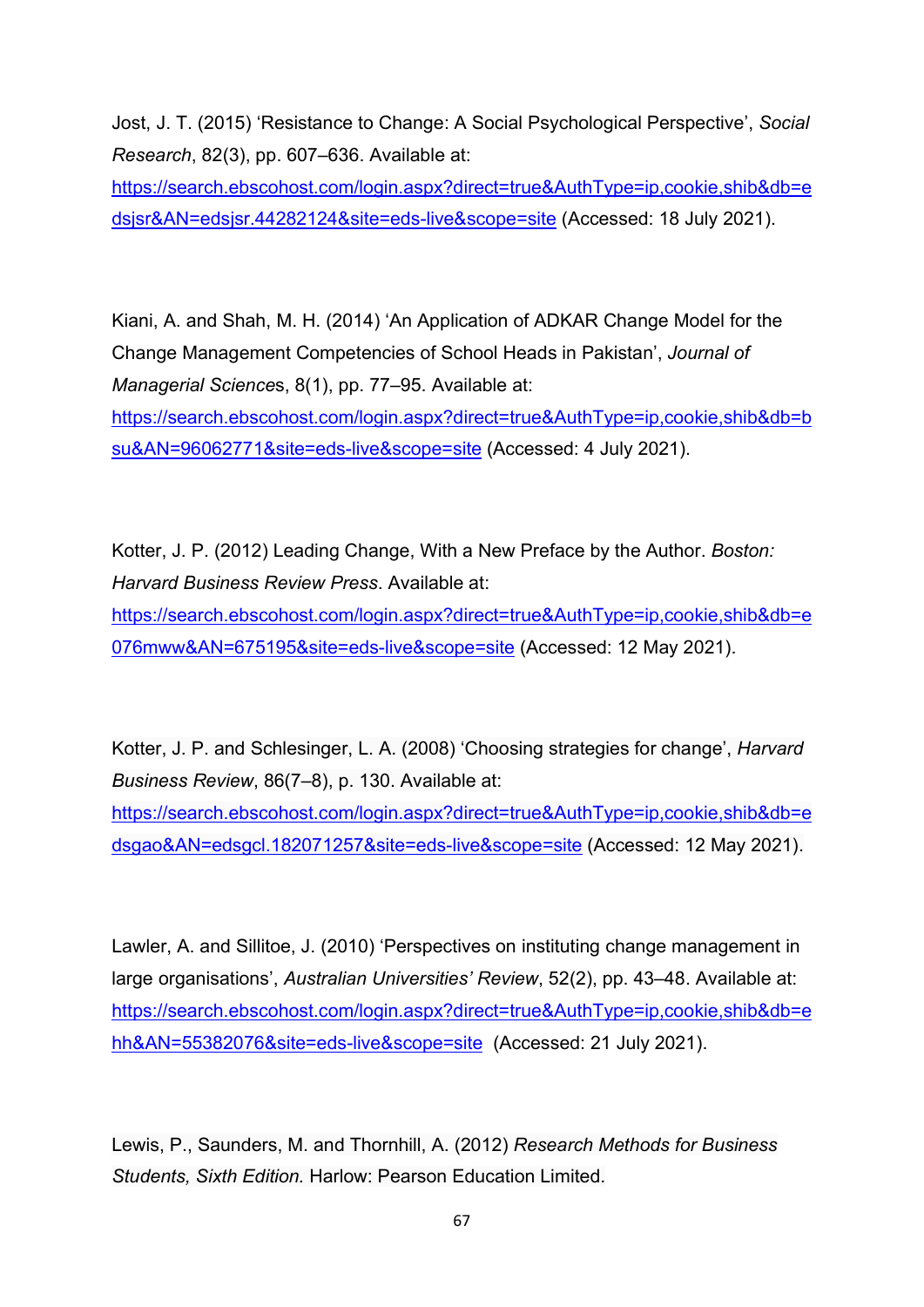Jost, J. T. (2015) 'Resistance to Change: A Social Psychological Perspective', *Social Research*, 82(3), pp. 607–636. Available at: https://search.ebscohost.com/login.aspx?direct=true&AuthType=ip,cookie,shib&db=edsjsr&AN=edsjsr.44282124&site=eds-live&scope=site (Accessed: 18 July 2021).

Kiani, A. and Shah, M. H. (2014) 'An Application of ADKAR Change Model for the Change Management Competencies of School Heads in Pakistan', *Journal of Managerial Sciences*, 8(1), pp. 77–95. Available at: https://search.ebscohost.com/login.aspx?direct=true&AuthType=ip,cookie,shib&db=bsu&AN=96062771&site=eds-live&scope=site (Accessed: 4 July 2021).

Kotter, J. P. (2012) Leading Change, With a New Preface by the Author. *Boston: Harvard Business Review Press*. Available at: https://search.ebscohost.com/login.aspx?direct=true&AuthType=ip,cookie,shib&db=e076mww&AN=675195&site=eds-live&scope=site (Accessed: 12 May 2021).

Kotter, J. P. and Schlesinger, L. A. (2008) 'Choosing strategies for change', *Harvard Business Review*, 86(7–8), p. 130. Available at: https://search.ebscohost.com/login.aspx?direct=true&AuthType=ip,cookie,shib&db=edsgao&AN=edsgcl.182071257&site=eds-live&scope=site (Accessed: 12 May 2021).

Lawler, A. and Sillitoe, J. (2010) 'Perspectives on instituting change management in large organisations', *Australian Universities' Review*, 52(2), pp. 43–48. Available at: https://search.ebscohost.com/login.aspx?direct=true&AuthType=ip,cookie,shib&db=ehh&AN=55382076&site=eds-live&scope=site (Accessed: 21 July 2021).

Lewis, P., Saunders, M. and Thornhill, A. (2012) *Research Methods for Business Students, Sixth Edition.* Harlow: Pearson Education Limited.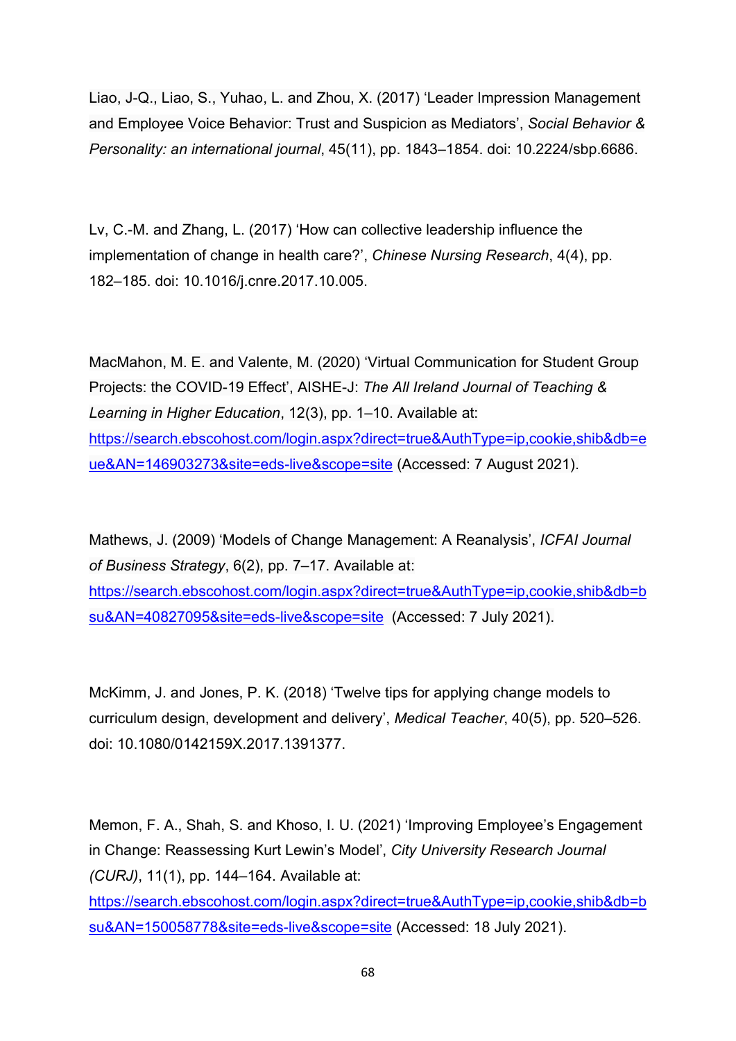Liao, J-Q., Liao, S., Yuhao, L. and Zhou, X. (2017) 'Leader Impression Management and Employee Voice Behavior: Trust and Suspicion as Mediators', *Social Behavior & Personality: an international journal*, 45(11), pp. 1843–1854. doi: 10.2224/sbp.6686.

Lv, C.-M. and Zhang, L. (2017) 'How can collective leadership influence the implementation of change in health care?', *Chinese Nursing Research*, 4(4), pp. 182–185. doi: 10.1016/j.cnre.2017.10.005.

MacMahon, M. E. and Valente, M. (2020) 'Virtual Communication for Student Group Projects: the COVID-19 Effect', AISHE-J: *The All Ireland Journal of Teaching & Learning in Higher Education*, 12(3), pp. 1–10. Available at: https://search.ebscohost.com/login.aspx?direct=true&AuthType=ip,cookie,shib&db=eue&AN=146903273&site=eds-live&scope=site (Accessed: 7 August 2021).

Mathews, J. (2009) 'Models of Change Management: A Reanalysis', *ICFAI Journal of Business Strategy*, 6(2), pp. 7–17. Available at: https://search.ebscohost.com/login.aspx?direct=true&AuthType=ip,cookie,shib&db=bsu&AN=40827095&site=eds-live&scope=site (Accessed: 7 July 2021).

McKimm, J. and Jones, P. K. (2018) 'Twelve tips for applying change models to curriculum design, development and delivery', *Medical Teacher*, 40(5), pp. 520–526. doi: 10.1080/0142159X.2017.1391377.

Memon, F. A., Shah, S. and Khoso, I. U. (2021) 'Improving Employee's Engagement in Change: Reassessing Kurt Lewin's Model', *City University Research Journal (CURJ)*, 11(1), pp. 144–164. Available at: https://search.ebscohost.com/login.aspx?direct=true&AuthType=ip,cookie,shib&db=bsu&AN=150058778&site=eds-live&scope=site (Accessed: 18 July 2021).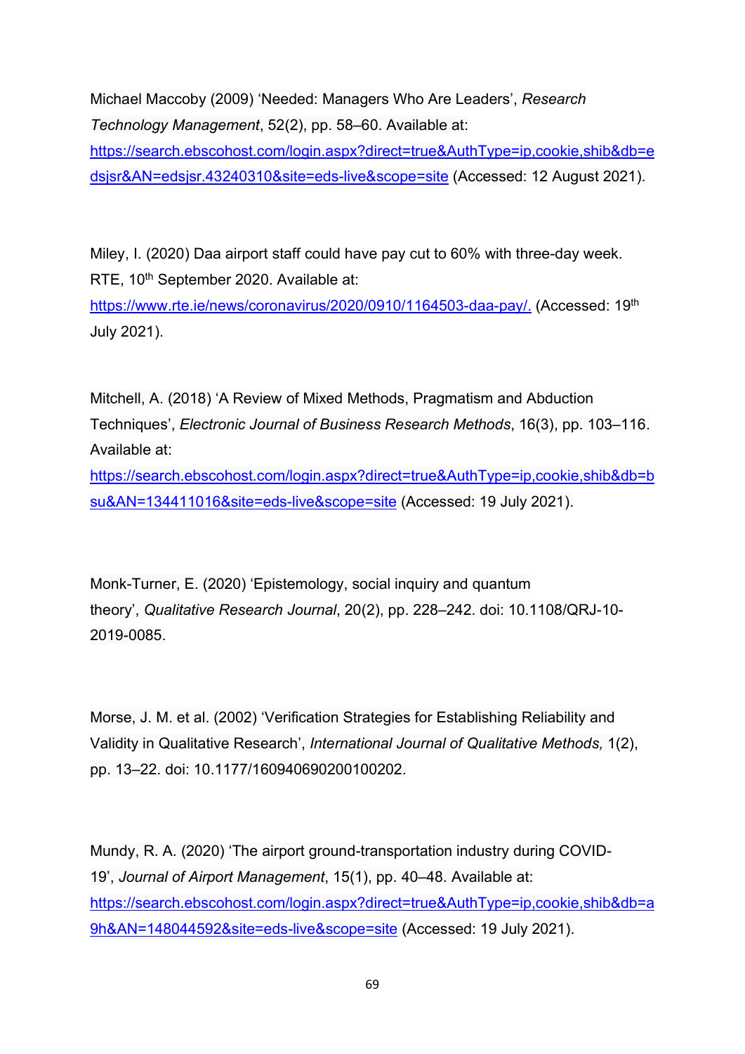Michael Maccoby (2009) 'Needed: Managers Who Are Leaders', *Research Technology Management*, 52(2), pp. 58–60. Available at: https://search.ebscohost.com/login.aspx?direct=true&AuthType=ip,cookie,shib&db=edsjsr&AN=edsjsr.43240310&site=eds-live&scope=site (Accessed: 12 August 2021).

Miley, I. (2020) Daa airport staff could have pay cut to 60% with three-day week. RTE, 10th September 2020. Available at: https://www.rte.ie/news/coronavirus/2020/0910/1164503-daa-pay/. (Accessed: 19th July 2021).

Mitchell, A. (2018) 'A Review of Mixed Methods, Pragmatism and Abduction Techniques', *Electronic Journal of Business Research Methods*, 16(3), pp. 103–116. Available at: https://search.ebscohost.com/login.aspx?direct=true&AuthType=ip,cookie,shib&db=bsu&AN=134411016&site=eds-live&scope=site (Accessed: 19 July 2021).

Monk-Turner, E. (2020) 'Epistemology, social inquiry and quantum theory', *Qualitative Research Journal*, 20(2), pp. 228–242. doi: 10.1108/QRJ-10-2019-0085.

Morse, J. M. et al. (2002) 'Verification Strategies for Establishing Reliability and Validity in Qualitative Research', *International Journal of Qualitative Methods,* 1(2), pp. 13–22. doi: 10.1177/160940690200100202.

Mundy, R. A. (2020) 'The airport ground-transportation industry during COVID-19', *Journal of Airport Management*, 15(1), pp. 40–48. Available at: https://search.ebscohost.com/login.aspx?direct=true&AuthType=ip,cookie,shib&db=a9h&AN=148044592&site=eds-live&scope=site (Accessed: 19 July 2021).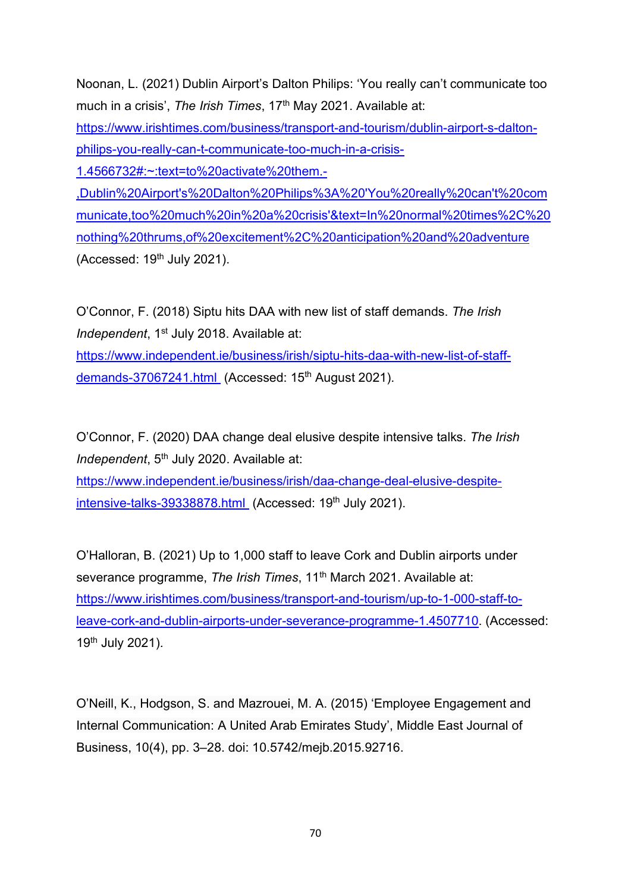Noonan, L. (2021) Dublin Airport's Dalton Philips: 'You really can't communicate too much in a crisis', *The Irish Times*, 17th May 2021. Available at: https://www.irishtimes.com/business/transport-and-tourism/dublin-airport-s-dalton-philips-you-really-can-t-communicate-too-much-in-a-crisis-1.4566732#:~:text=to%20activate%20them.-,Dublin%20Airport's%20Dalton%20Philips%3A%20'You%20really%20can't%20communicate,too%20much%20in%20a%20crisis'&text=In%20normal%20times%2C%20nothing%20thrums,of%20excitement%2C%20anticipation%20and%20adventure (Accessed: 19th July 2021).

O'Connor, F. (2018) Siptu hits DAA with new list of staff demands. *The Irish Independent*, 1st July 2018. Available at: https://www.independent.ie/business/irish/siptu-hits-daa-with-new-list-of-staff-demands-37067241.html (Accessed: 15th August 2021).

O'Connor, F. (2020) DAA change deal elusive despite intensive talks. *The Irish Independent*, 5th July 2020. Available at: https://www.independent.ie/business/irish/daa-change-deal-elusive-despite-intensive-talks-39338878.html (Accessed: 19th July 2021).

O'Halloran, B. (2021) Up to 1,000 staff to leave Cork and Dublin airports under severance programme, *The Irish Times*, 11th March 2021. Available at: https://www.irishtimes.com/business/transport-and-tourism/up-to-1-000-staff-to-leave-cork-and-dublin-airports-under-severance-programme-1.4507710. (Accessed: 19th July 2021).

O'Neill, K., Hodgson, S. and Mazrouei, M. A. (2015) 'Employee Engagement and Internal Communication: A United Arab Emirates Study', Middle East Journal of Business, 10(4), pp. 3–28. doi: 10.5742/mejb.2015.92716.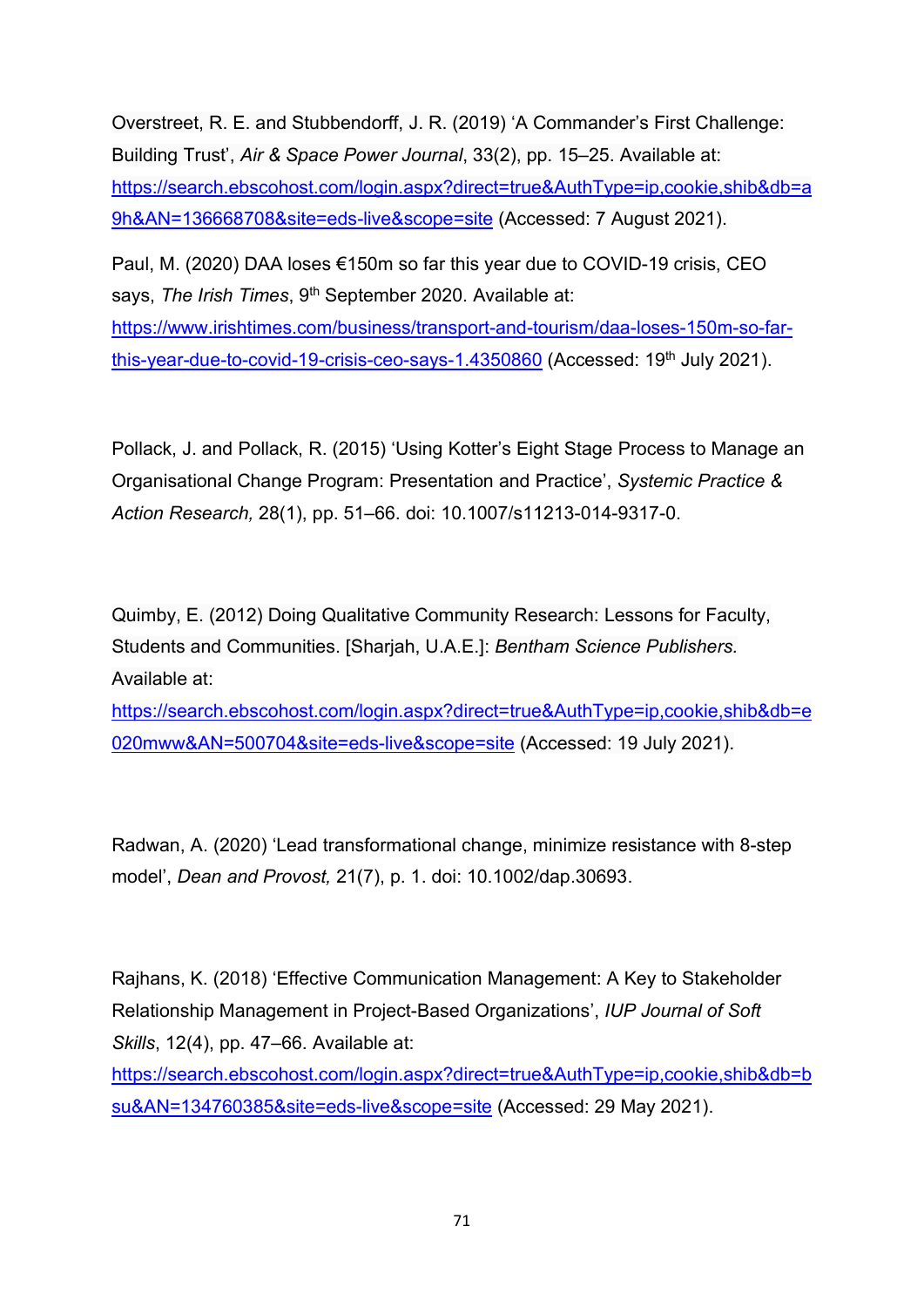Overstreet, R. E. and Stubbendorff, J. R. (2019) 'A Commander's First Challenge: Building Trust', *Air & Space Power Journal*, 33(2), pp. 15–25. Available at: https://search.ebscohost.com/login.aspx?direct=true&AuthType=ip,cookie,shib&db=a9h&AN=136668708&site=eds-live&scope=site (Accessed: 7 August 2021).

Paul, M. (2020) DAA loses €150m so far this year due to COVID-19 crisis, CEO says, *The Irish Times*, 9th September 2020. Available at: https://www.irishtimes.com/business/transport-and-tourism/daa-loses-150m-so-far-this-year-due-to-covid-19-crisis-ceo-says-1.4350860 (Accessed: 19th July 2021).

Pollack, J. and Pollack, R. (2015) 'Using Kotter's Eight Stage Process to Manage an Organisational Change Program: Presentation and Practice', *Systemic Practice & Action Research,* 28(1), pp. 51–66. doi: 10.1007/s11213-014-9317-0.

Quimby, E. (2012) Doing Qualitative Community Research: Lessons for Faculty, Students and Communities. [Sharjah, U.A.E.]: *Bentham Science Publishers.* Available at: https://search.ebscohost.com/login.aspx?direct=true&AuthType=ip,cookie,shib&db=e020mww&AN=500704&site=eds-live&scope=site (Accessed: 19 July 2021).

Radwan, A. (2020) 'Lead transformational change, minimize resistance with 8-step model', *Dean and Provost,* 21(7), p. 1. doi: 10.1002/dap.30693.

Rajhans, K. (2018) 'Effective Communication Management: A Key to Stakeholder Relationship Management in Project-Based Organizations', *IUP Journal of Soft Skills*, 12(4), pp. 47–66. Available at: https://search.ebscohost.com/login.aspx?direct=true&AuthType=ip,cookie,shib&db=bsu&AN=134760385&site=eds-live&scope=site (Accessed: 29 May 2021).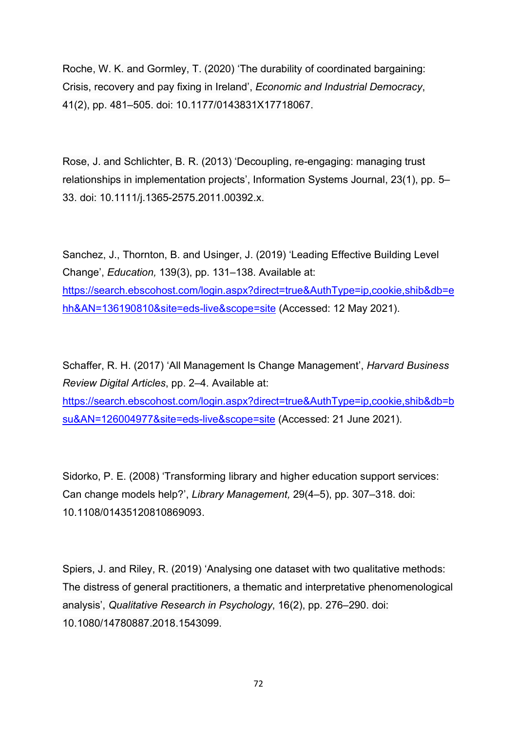Roche, W. K. and Gormley, T. (2020) 'The durability of coordinated bargaining: Crisis, recovery and pay fixing in Ireland', *Economic and Industrial Democracy*, 41(2), pp. 481–505. doi: 10.1177/0143831X17718067.

Rose, J. and Schlichter, B. R. (2013) 'Decoupling, re-engaging: managing trust relationships in implementation projects', Information Systems Journal, 23(1), pp. 5–33. doi: 10.1111/j.1365-2575.2011.00392.x.

Sanchez, J., Thornton, B. and Usinger, J. (2019) 'Leading Effective Building Level Change', *Education,* 139(3), pp. 131–138. Available at: https://search.ebscohost.com/login.aspx?direct=true&AuthType=ip,cookie,shib&db=ehh&AN=136190810&site=eds-live&scope=site (Accessed: 12 May 2021).

Schaffer, R. H. (2017) 'All Management Is Change Management', *Harvard Business Review Digital Articles*, pp. 2–4. Available at: https://search.ebscohost.com/login.aspx?direct=true&AuthType=ip,cookie,shib&db=bsu&AN=126004977&site=eds-live&scope=site (Accessed: 21 June 2021).

Sidorko, P. E. (2008) 'Transforming library and higher education support services: Can change models help?', *Library Management,* 29(4–5), pp. 307–318. doi: 10.1108/01435120810869093.

Spiers, J. and Riley, R. (2019) 'Analysing one dataset with two qualitative methods: The distress of general practitioners, a thematic and interpretative phenomenological analysis', *Qualitative Research in Psychology*, 16(2), pp. 276–290. doi: 10.1080/14780887.2018.1543099.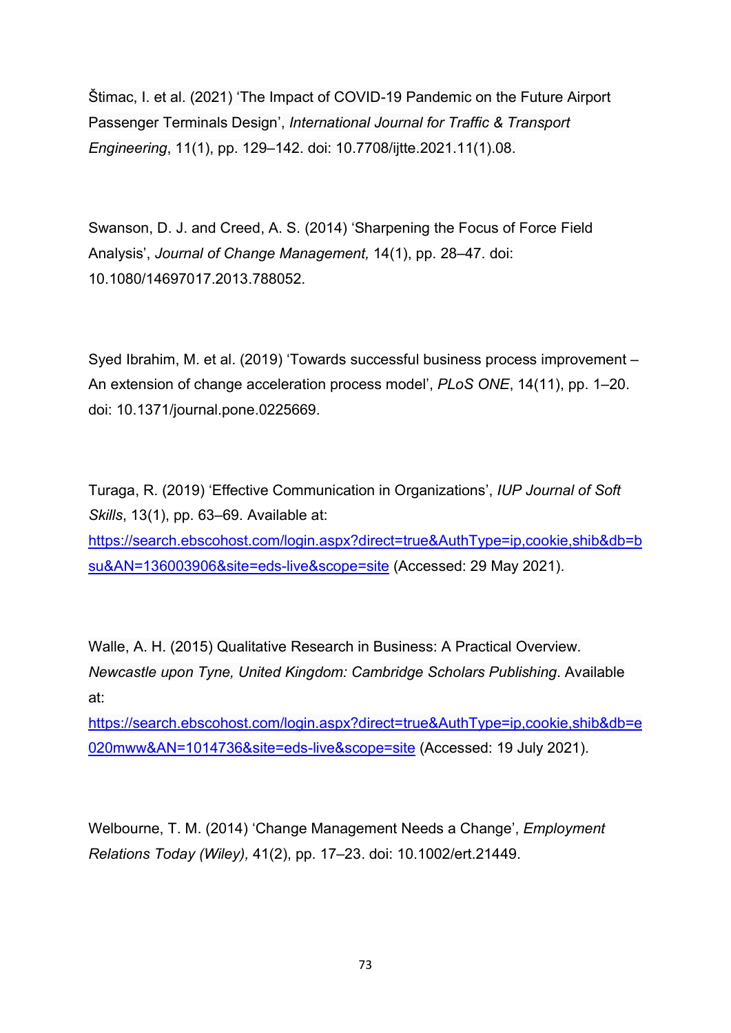Štimac, I. et al. (2021) 'The Impact of COVID-19 Pandemic on the Future Airport Passenger Terminals Design', *International Journal for Traffic & Transport Engineering*, 11(1), pp. 129–142. doi: 10.7708/ijtte.2021.11(1).08.

Swanson, D. J. and Creed, A. S. (2014) 'Sharpening the Focus of Force Field Analysis', *Journal of Change Management,* 14(1), pp. 28–47. doi: 10.1080/14697017.2013.788052.

Syed Ibrahim, M. et al. (2019) 'Towards successful business process improvement – An extension of change acceleration process model', *PLoS ONE*, 14(11), pp. 1–20. doi: 10.1371/journal.pone.0225669.

Turaga, R. (2019) 'Effective Communication in Organizations', *IUP Journal of Soft Skills*, 13(1), pp. 63–69. Available at: https://search.ebscohost.com/login.aspx?direct=true&AuthType=ip,cookie,shib&db=bsu&AN=136003906&site=eds-live&scope=site (Accessed: 29 May 2021).

Walle, A. H. (2015) Qualitative Research in Business: A Practical Overview. *Newcastle upon Tyne, United Kingdom: Cambridge Scholars Publishing*. Available at: https://search.ebscohost.com/login.aspx?direct=true&AuthType=ip,cookie,shib&db=e020mww&AN=1014736&site=eds-live&scope=site (Accessed: 19 July 2021).

Welbourne, T. M. (2014) 'Change Management Needs a Change', *Employment Relations Today (Wiley),* 41(2), pp. 17–23. doi: 10.1002/ert.21449.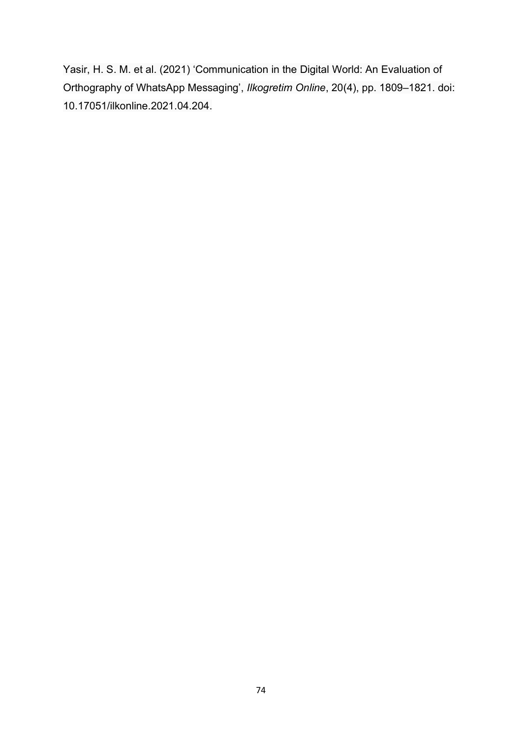Yasir, H. S. M. et al. (2021) 'Communication in the Digital World: An Evaluation of Orthography of WhatsApp Messaging', *Ilkogretim Online*, 20(4), pp. 1809–1821. doi: 10.17051/ilkonline.2021.04.204.